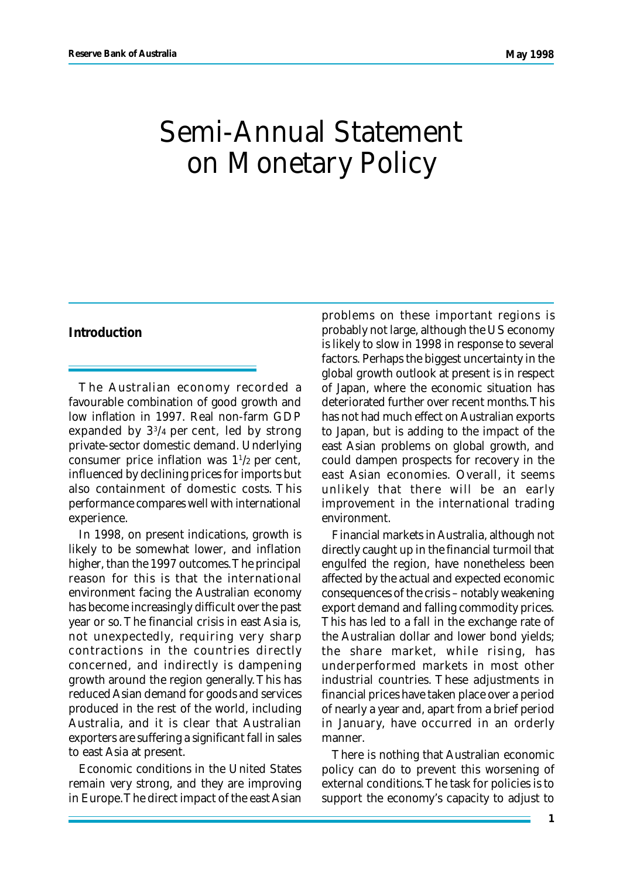# Semi-Annual Statement on Monetary Policy

## Introduction

The Australian economy recorded a favourable combination of good growth and low inflation in 1997. Real non-farm GDP expanded by $3^3/_4$ per cent, led by strong private-sector domestic demand. Underlying consumer price inflation was $1^1/_2$ per cent, influenced by declining prices for imports but also containment of domestic costs. This performance compares well with international experience.

In 1998, on present indications, growth is likely to be somewhat lower, and inflation higher, than the 1997 outcomes. The principal reason for this is that the international environment facing the Australian economy has become increasingly difficult over the past year or so. The financial crisis in east Asia is, not unexpectedly, requiring very sharp contractions in the countries directly concerned, and indirectly is dampening growth around the region generally. This has reduced Asian demand for goods and services produced in the rest of the world, including Australia, and it is clear that Australian exporters are suffering a significant fall in sales to east Asia at present.

Economic conditions in the United States remain very strong, and they are improving in Europe. The direct impact of the east Asian problems on these important regions is probably not large, although the US economy is likely to slow in 1998 in response to several factors. Perhaps the biggest uncertainty in the global growth outlook at present is in respect of Japan, where the economic situation has deteriorated further over recent months. This has not had much effect on Australian exports to Japan, but is adding to the impact of the east Asian problems on global growth, and could dampen prospects for recovery in the east Asian economies. Overall, it seems unlikely that there will be an early improvement in the international trading environment.

Financial markets in Australia, although not directly caught up in the financial turmoil that engulfed the region, have nonetheless been affected by the actual and expected economic consequences of the crisis – notably weakening export demand and falling commodity prices. This has led to a fall in the exchange rate of the Australian dollar and lower bond yields; the share market, while rising, has underperformed markets in most other industrial countries. These adjustments in financial prices have taken place over a period of nearly a year and, apart from a brief period in January, have occurred in an orderly manner.

There is nothing that Australian economic policy can do to prevent this worsening of external conditions. The task for policies is to support the economy's capacity to adjust to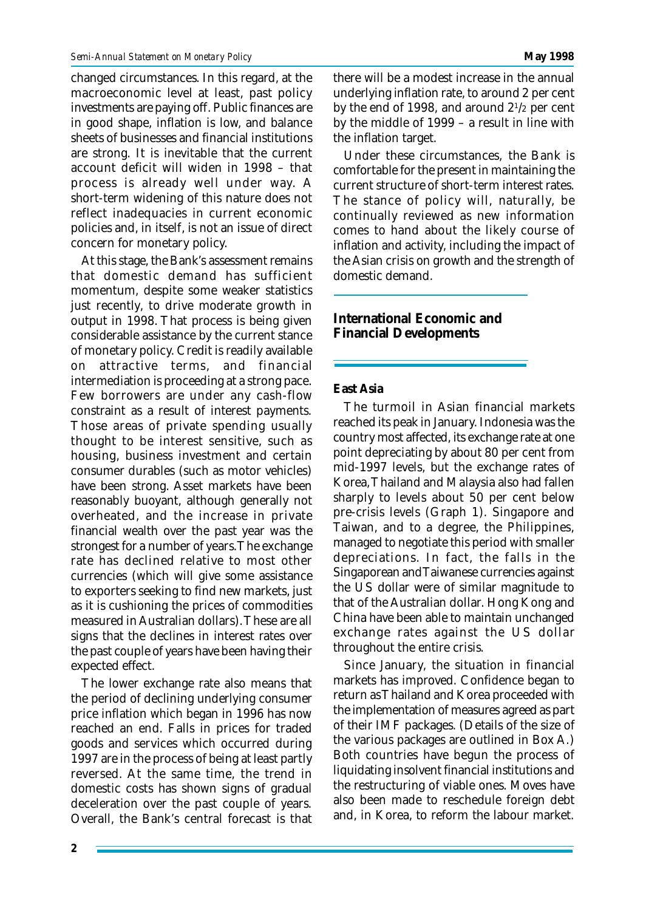changed circumstances. In this regard, at the macroeconomic level at least, past policy investments are paying off. Public finances are in good shape, inflation is low, and balance sheets of businesses and financial institutions are strong. It is inevitable that the current account deficit will widen in 1998 – that process is already well under way. A short-term widening of this nature does not reflect inadequacies in current economic policies and, in itself, is not an issue of direct concern for monetary policy.

At this stage, the Bank's assessment remains that domestic demand has sufficient momentum, despite some weaker statistics just recently, to drive moderate growth in output in 1998. That process is being given considerable assistance by the current stance of monetary policy. Credit is readily available on attractive terms, and financial intermediation is proceeding at a strong pace. Few borrowers are under any cash-flow constraint as a result of interest payments. Those areas of private spending usually thought to be interest sensitive, such as housing, business investment and certain consumer durables (such as motor vehicles) have been strong. Asset markets have been reasonably buoyant, although generally not overheated, and the increase in private financial wealth over the past year was the strongest for a number of years. The exchange rate has declined relative to most other currencies (which will give some assistance to exporters seeking to find new markets, just as it is cushioning the prices of commodities measured in Australian dollars). These are all signs that the declines in interest rates over the past couple of years have been having their expected effect.

The lower exchange rate also means that the period of declining underlying consumer price inflation which began in 1996 has now reached an end. Falls in prices for traded goods and services which occurred during 1997 are in the process of being at least partly reversed. At the same time, the trend in domestic costs has shown signs of gradual deceleration over the past couple of years. Overall, the Bank's central forecast is that there will be a modest increase in the annual underlying inflation rate, to around 2 per cent by the end of 1998, and around 2½ per cent by the middle of 1999 – a result in line with the inflation target.

Under these circumstances, the Bank is comfortable for the present in maintaining the current structure of short-term interest rates. The stance of policy will, naturally, be continually reviewed as new information comes to hand about the likely course of inflation and activity, including the impact of the Asian crisis on growth and the strength of domestic demand.

## International Economic and Financial Developments

### East Asia

The turmoil in Asian financial markets reached its peak in January. Indonesia was the country most affected, its exchange rate at one point depreciating by about 80 per cent from mid-1997 levels, but the exchange rates of Korea, Thailand and Malaysia also had fallen sharply to levels about 50 per cent below pre-crisis levels (Graph 1). Singapore and Taiwan, and to a degree, the Philippines, managed to negotiate this period with smaller depreciations. In fact, the falls in the Singaporean and Taiwanese currencies against the US dollar were of similar magnitude to that of the Australian dollar. Hong Kong and China have been able to maintain unchanged exchange rates against the US dollar throughout the entire crisis.

Since January, the situation in financial markets has improved. Confidence began to return as Thailand and Korea proceeded with the implementation of measures agreed as part of their IMF packages. (Details of the size of the various packages are outlined in Box A.) Both countries have begun the process of liquidating insolvent financial institutions and the restructuring of viable ones. Moves have also been made to reschedule foreign debt and, in Korea, to reform the labour market.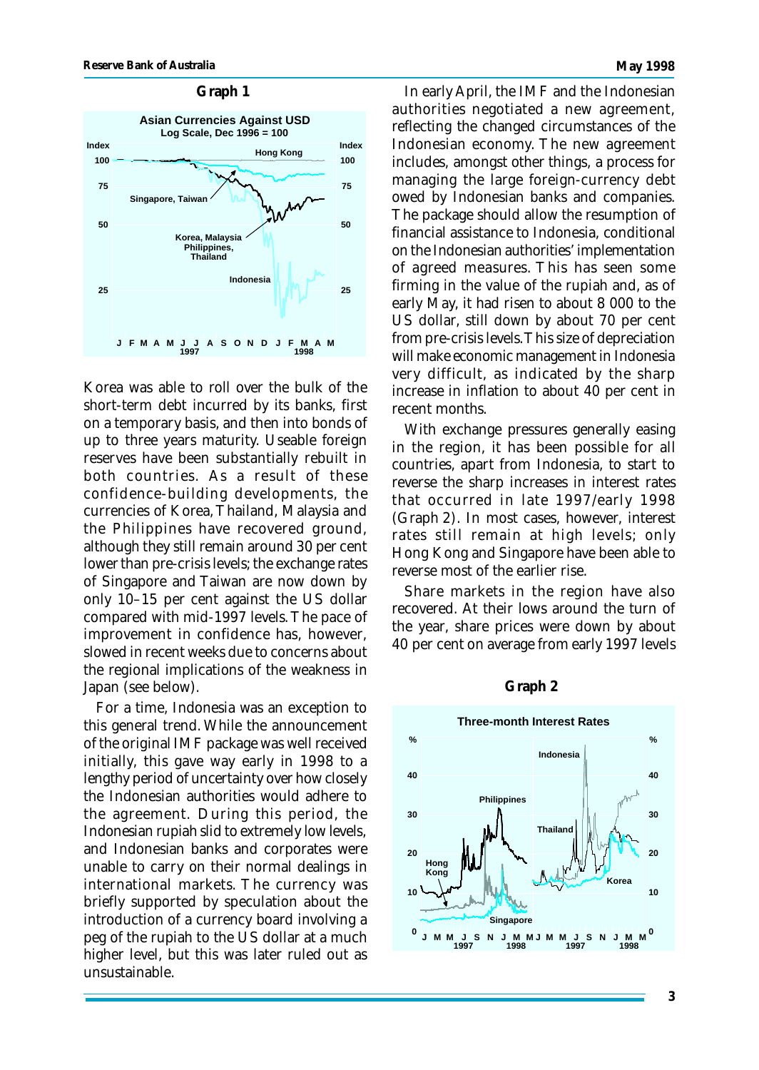**Graph 1**

Korea was able to roll over the bulk of the short-term debt incurred by its banks, first on a temporary basis, and then into bonds of up to three years maturity. Useable foreign reserves have been substantially rebuilt in both countries. As a result of these confidence-building developments, the currencies of Korea, Thailand, Malaysia and the Philippines have recovered ground, although they still remain around 30 per cent lower than pre-crisis levels; the exchange rates of Singapore and Taiwan are now down by only 10–15 per cent against the US dollar compared with mid-1997 levels. The pace of improvement in confidence has, however, slowed in recent weeks due to concerns about the regional implications of the weakness in Japan (see below).

For a time, Indonesia was an exception to this general trend. While the announcement of the original IMF package was well received initially, this gave way early in 1998 to a lengthy period of uncertainty over how closely the Indonesian authorities would adhere to the agreement. During this period, the Indonesian rupiah slid to extremely low levels, and Indonesian banks and corporates were unable to carry on their normal dealings in international markets. The currency was briefly supported by speculation about the introduction of a currency board involving a peg of the rupiah to the US dollar at a much higher level, but this was later ruled out as unsustainable.

In early April, the IMF and the Indonesian authorities negotiated a new agreement, reflecting the changed circumstances of the Indonesian economy. The new agreement includes, amongst other things, a process for managing the large foreign-currency debt owed by Indonesian banks and companies. The package should allow the resumption of financial assistance to Indonesia, conditional on the Indonesian authorities' implementation of agreed measures. This has seen some firming in the value of the rupiah and, as of early May, it had risen to about 8 000 to the US dollar, still down by about 70 per cent from pre-crisis levels. This size of depreciation will make economic management in Indonesia very difficult, as indicated by the sharp increase in inflation to about 40 per cent in recent months.

With exchange pressures generally easing in the region, it has been possible for all countries, apart from Indonesia, to start to reverse the sharp increases in interest rates that occurred in late 1997/early 1998 (Graph 2). In most cases, however, interest rates still remain at high levels; only Hong Kong and Singapore have been able to reverse most of the earlier rise.

Share markets in the region have also recovered. At their lows around the turn of the year, share prices were down by about 40 per cent on average from early 1997 levels

**Graph 2**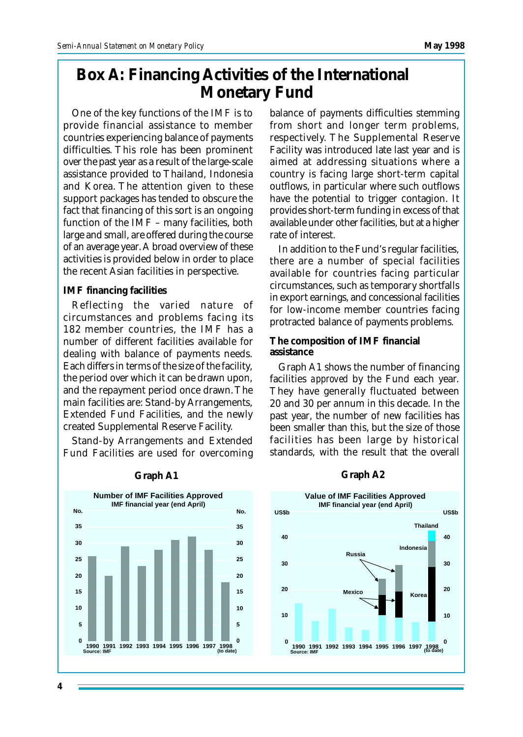# Box A: Financing Activities of the International Monetary Fund

One of the key functions of the IMF is to provide financial assistance to member countries experiencing balance of payments difficulties. This role has been prominent over the past year as a result of the large-scale assistance provided to Thailand, Indonesia and Korea. The attention given to these support packages has tended to obscure the fact that financing of this sort is an ongoing function of the IMF – many facilities, both large and small, are offered during the course of an average year. A broad overview of these activities is provided below in order to place the recent Asian facilities in perspective.

### IMF financing facilities

Reflecting the varied nature of circumstances and problems facing its 182 member countries, the IMF has a number of different facilities available for dealing with balance of payments needs. Each differs in terms of the size of the facility, the period over which it can be drawn upon, and the repayment period once drawn. The main facilities are: Stand-by Arrangements, Extended Fund Facilities, and the newly created Supplemental Reserve Facility.

Stand-by Arrangements and Extended Fund Facilities are used for overcoming balance of payments difficulties stemming from short and longer term problems, respectively. The Supplemental Reserve Facility was introduced late last year and is aimed at addressing situations where a country is facing large short-term capital outflows, in particular where such outflows have the potential to trigger contagion. It provides short-term funding in excess of that available under other facilities, but at a higher rate of interest.

In addition to the Fund's regular facilities, there are a number of special facilities available for countries facing particular circumstances, such as temporary shortfalls in export earnings, and concessional facilities for low-income member countries facing protracted balance of payments problems.

### The composition of IMF financial assistance

Graph A1 shows the number of financing facilities *approved* by the Fund each year. They have generally fluctuated between 20 and 30 per annum in this decade. In the past year, the number of new facilities has been smaller than this, but the size of those facilities has been large by historical standards, with the result that the overall

**Graph A1**

Number of IMF Facilities Approved
IMF financial year (end April)

Source: IMF

**Graph A2**

Value of IMF Facilities Approved
IMF financial year (end April)

Source: IMF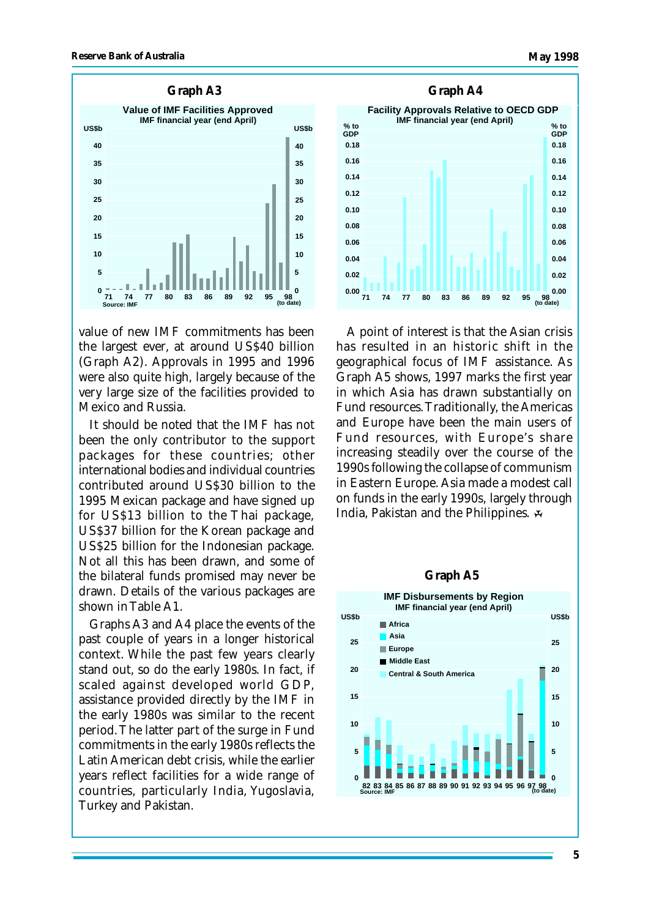### Graph A3

**Value of IMF Facilities Approved**
IMF financial year (end April)

### Graph A4

**Facility Approvals Relative to OECD GDP**
IMF financial year (end April)

value of new IMF commitments has been the largest ever, at around US$40 billion (Graph A2). Approvals in 1995 and 1996 were also quite high, largely because of the very large size of the facilities provided to Mexico and Russia.

It should be noted that the IMF has not been the only contributor to the support packages for these countries; other international bodies and individual countries contributed around US$30 billion to the 1995 Mexican package and have signed up for US$13 billion to the Thai package, US$37 billion for the Korean package and US$25 billion for the Indonesian package. Not all this has been drawn, and some of the bilateral funds promised may never be drawn. Details of the various packages are shown in Table A1.

Graphs A3 and A4 place the events of the past couple of years in a longer historical context. While the past few years clearly stand out, so do the early 1980s. In fact, if scaled against developed world GDP, assistance provided directly by the IMF in the early 1980s was similar to the recent period. The latter part of the surge in Fund commitments in the early 1980s reflects the Latin American debt crisis, while the earlier years reflect facilities for a wide range of countries, particularly India, Yugoslavia, Turkey and Pakistan.

A point of interest is that the Asian crisis has resulted in an historic shift in the geographical focus of IMF assistance. As Graph A5 shows, 1997 marks the first year in which Asia has drawn substantially on Fund resources. Traditionally, the Americas and Europe have been the main users of Fund resources, with Europe's share increasing steadily over the course of the 1990s following the collapse of communism in Eastern Europe. Asia made a modest call on funds in the early 1990s, largely through India, Pakistan and the Philippines.

### Graph A5

**IMF Disbursements by Region**
IMF financial year (end April)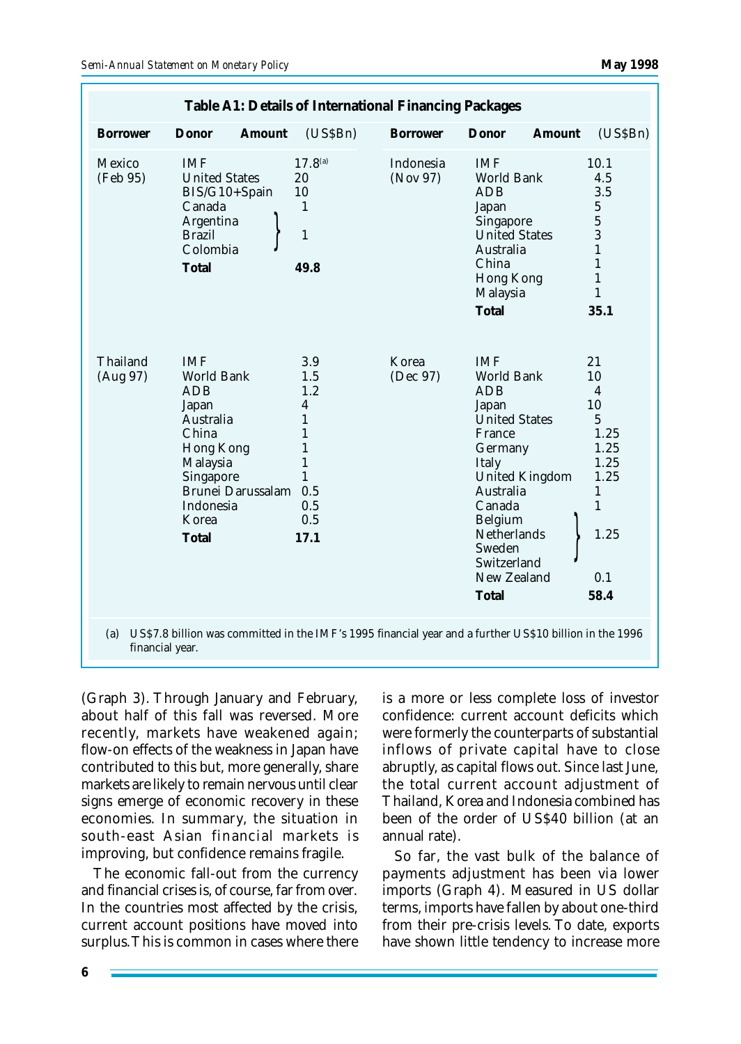**Table A1: Details of International Financing Packages**

| Borrower | Donor | Amount (US$Bn) | Borrower | Donor | Amount (US$Bn) |
|---|---|---|---|---|---|
| Mexico (Feb 95) | IMF | 17.8[(a)] | Indonesia (Nov 97) | IMF | 10.1 |
| | United States | 20 | | World Bank | 4.5 |
| | BIS/G10+Spain | 10 | | ADB | 3.5 |
| | Canada | 1 | | Japan | 5 |
| | Argentina, Brazil, Colombia | 1 | | Singapore | 5 |
| | | | | United States | 3 |
| | | | | Australia | 1 |
| | | | | China | 1 |
| | | | | Hong Kong | 1 |
| | | | | Malaysia | 1 |
| | **Total** | **49.8** | | **Total** | **35.1** |
| Thailand (Aug 97) | IMF | 3.9 | Korea (Dec 97) | IMF | 21 |
| | World Bank | 1.5 | | World Bank | 10 |
| | ADB | 1.2 | | ADB | 4 |
| | Japan | 4 | | Japan | 10 |
| | Australia | 1 | | United States | 5 |
| | China | 1 | | France | 1.25 |
| | Hong Kong | 1 | | Germany | 1.25 |
| | Malaysia | 1 | | Italy | 1.25 |
| | Singapore | 1 | | United Kingdom | 1.25 |
| | Brunei Darussalam | 0.5 | | Australia | 1 |
| | Indonesia | 0.5 | | Canada | 1 |
| | Korea | 0.5 | | Belgium, Netherlands, Sweden, Switzerland | 1.25 |
| | **Total** | **17.1** | | New Zealand | 0.1 |
| | | | | **Total** | **58.4** |

(a) US$7.8 billion was committed in the IMF's 1995 financial year and a further US$10 billion in the 1996 financial year.

(Graph 3). Through January and February, about half of this fall was reversed. More recently, markets have weakened again; flow-on effects of the weakness in Japan have contributed to this but, more generally, share markets are likely to remain nervous until clear signs emerge of economic recovery in these economies. In summary, the situation in south-east Asian financial markets is improving, but confidence remains fragile.

The economic fall-out from the currency and financial crises is, of course, far from over. In the countries most affected by the crisis, current account positions have moved into surplus. This is common in cases where there is a more or less complete loss of investor confidence: current account deficits which were formerly the counterparts of substantial inflows of private capital have to close abruptly, as capital flows out. Since last June, the total current account adjustment of Thailand, Korea and Indonesia combined has been of the order of US$40 billion (at an annual rate).

So far, the vast bulk of the balance of payments adjustment has been via lower imports (Graph 4). Measured in US dollar terms, imports have fallen by about one-third from their pre-crisis levels. To date, exports have shown little tendency to increase more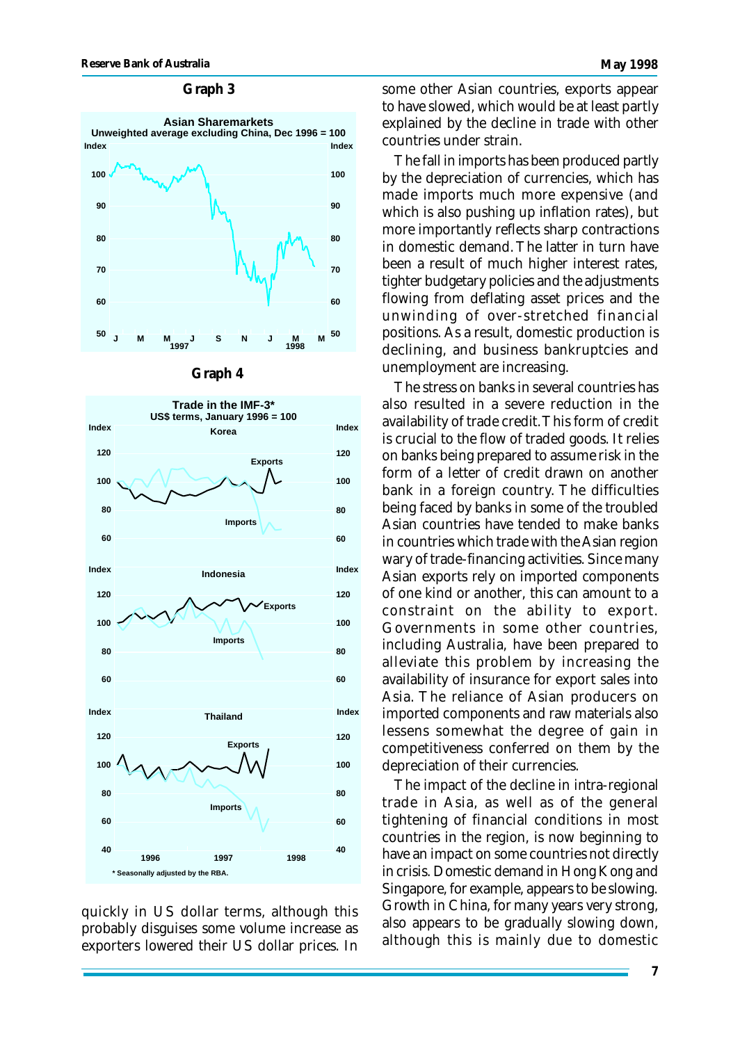**Graph 3**

**Graph 4**

quickly in US dollar terms, although this probably disguises some volume increase as exporters lowered their US dollar prices. In some other Asian countries, exports appear to have slowed, which would be at least partly explained by the decline in trade with other countries under strain.

The fall in imports has been produced partly by the depreciation of currencies, which has made imports much more expensive (and which is also pushing up inflation rates), but more importantly reflects sharp contractions in domestic demand. The latter in turn have been a result of much higher interest rates, tighter budgetary policies and the adjustments flowing from deflating asset prices and the unwinding of over-stretched financial positions. As a result, domestic production is declining, and business bankruptcies and unemployment are increasing.

The stress on banks in several countries has also resulted in a severe reduction in the availability of trade credit. This form of credit is crucial to the flow of traded goods. It relies on banks being prepared to assume risk in the form of credit drawn on another bank in a foreign country. The difficulties being faced by banks in some of the troubled Asian countries have tended to make banks in countries which trade with the Asian region wary of trade-financing activities. Since many Asian exports rely on imported components of one kind or another, this can amount to a constraint on the ability to export. Governments in some other countries, including Australia, have been prepared to alleviate this problem by increasing the availability of insurance for export sales into Asia. The reliance of Asian producers on imported components and raw materials also lessens somewhat the degree of gain in competitiveness conferred on them by the depreciation of their currencies.

The impact of the decline in intra-regional trade in Asia, as well as of the general tightening of financial conditions in most countries in the region, is now beginning to have an impact on some countries not directly in crisis. Domestic demand in Hong Kong and Singapore, for example, appears to be slowing. Growth in China, for many years very strong, also appears to be gradually slowing down, although this is mainly due to domestic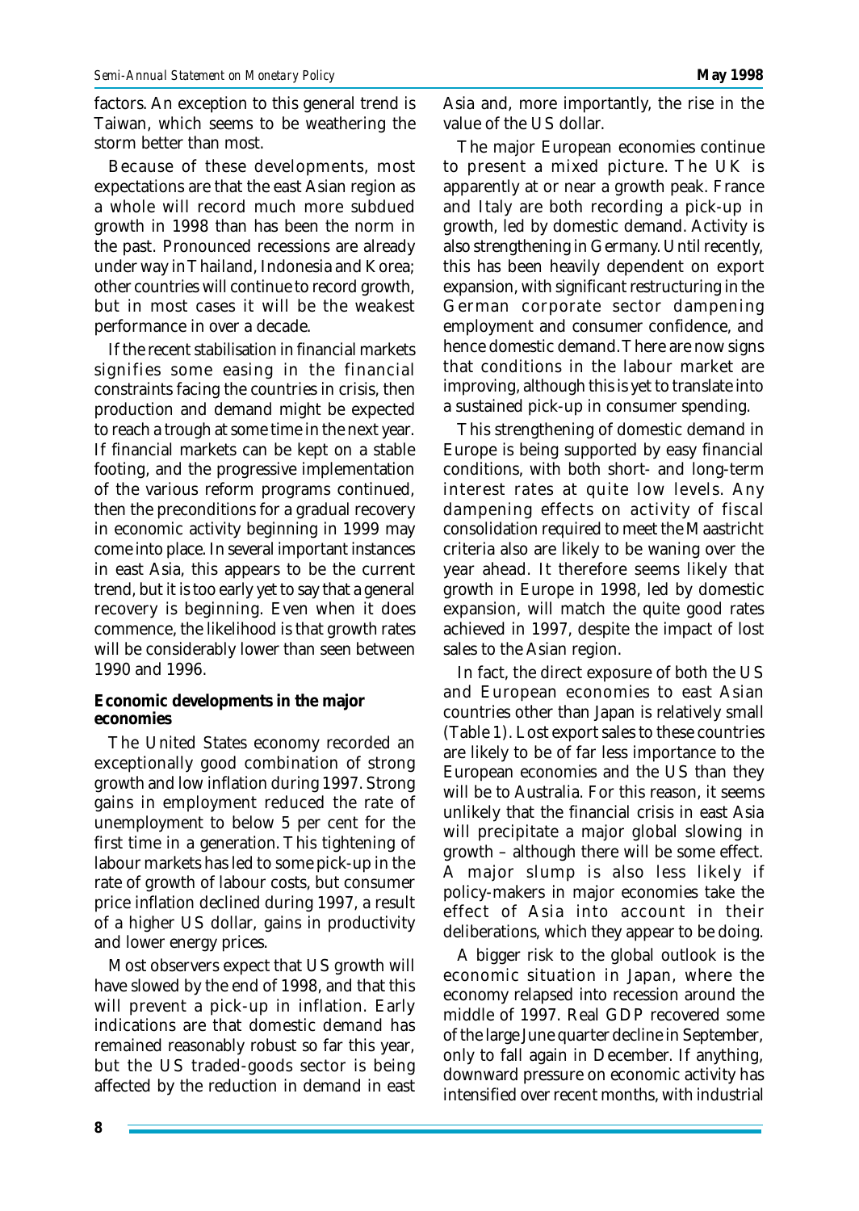factors. An exception to this general trend is Taiwan, which seems to be weathering the storm better than most.

Because of these developments, most expectations are that the east Asian region as a whole will record much more subdued growth in 1998 than has been the norm in the past. Pronounced recessions are already under way in Thailand, Indonesia and Korea; other countries will continue to record growth, but in most cases it will be the weakest performance in over a decade.

If the recent stabilisation in financial markets signifies some easing in the financial constraints facing the countries in crisis, then production and demand might be expected to reach a trough at some time in the next year. If financial markets can be kept on a stable footing, and the progressive implementation of the various reform programs continued, then the preconditions for a gradual recovery in economic activity beginning in 1999 may come into place. In several important instances in east Asia, this appears to be the current trend, but it is too early yet to say that a general recovery is beginning. Even when it does commence, the likelihood is that growth rates will be considerably lower than seen between 1990 and 1996.

**Economic developments in the major economies**

The United States economy recorded an exceptionally good combination of strong growth and low inflation during 1997. Strong gains in employment reduced the rate of unemployment to below 5 per cent for the first time in a generation. This tightening of labour markets has led to some pick-up in the rate of growth of labour costs, but consumer price inflation declined during 1997, a result of a higher US dollar, gains in productivity and lower energy prices.

Most observers expect that US growth will have slowed by the end of 1998, and that this will prevent a pick-up in inflation. Early indications are that domestic demand has remained reasonably robust so far this year, but the US traded-goods sector is being affected by the reduction in demand in east Asia and, more importantly, the rise in the value of the US dollar.

The major European economies continue to present a mixed picture. The UK is apparently at or near a growth peak. France and Italy are both recording a pick-up in growth, led by domestic demand. Activity is also strengthening in Germany. Until recently, this has been heavily dependent on export expansion, with significant restructuring in the German corporate sector dampening employment and consumer confidence, and hence domestic demand. There are now signs that conditions in the labour market are improving, although this is yet to translate into a sustained pick-up in consumer spending.

This strengthening of domestic demand in Europe is being supported by easy financial conditions, with both short- and long-term interest rates at quite low levels. Any dampening effects on activity of fiscal consolidation required to meet the Maastricht criteria also are likely to be waning over the year ahead. It therefore seems likely that growth in Europe in 1998, led by domestic expansion, will match the quite good rates achieved in 1997, despite the impact of lost sales to the Asian region.

In fact, the direct exposure of both the US and European economies to east Asian countries other than Japan is relatively small (Table 1). Lost export sales to these countries are likely to be of far less importance to the European economies and the US than they will be to Australia. For this reason, it seems unlikely that the financial crisis in east Asia will precipitate a major global slowing in growth – although there will be some effect. A major slump is also less likely if policy-makers in major economies take the effect of Asia into account in their deliberations, which they appear to be doing.

A bigger risk to the global outlook is the economic situation in Japan, where the economy relapsed into recession around the middle of 1997. Real GDP recovered some of the large June quarter decline in September, only to fall again in December. If anything, downward pressure on economic activity has intensified over recent months, with industrial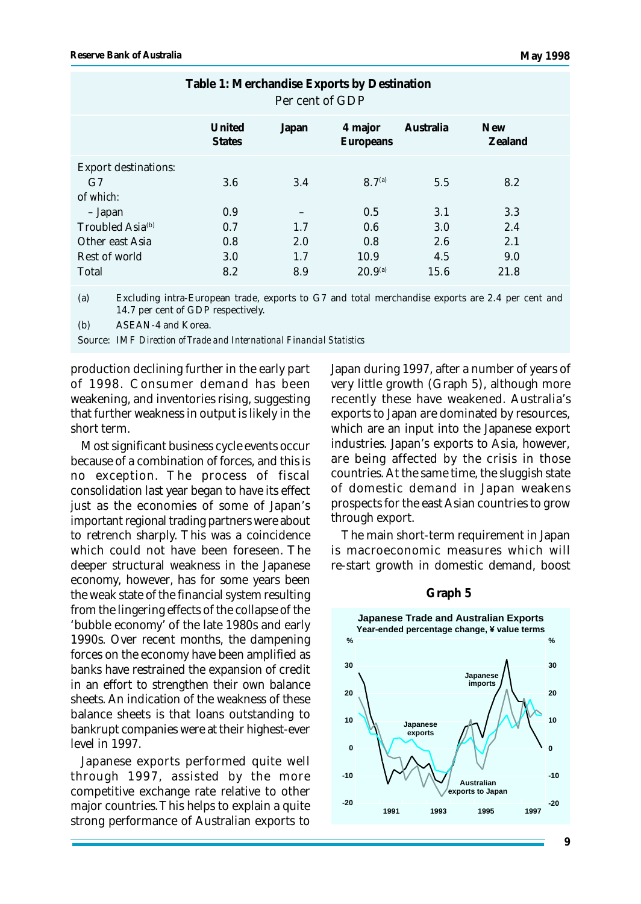**Table 1: Merchandise Exports by Destination**
Per cent of GDP

| | United States | Japan | 4 major Europeans | Australia | New Zealand |
|---|---|---|---|---|---|
| Export destinations: | | | | | |
| G7 | 3.6 | 3.4 | 8.7[(a)] | 5.5 | 8.2 |
| *of which:* | | | | | |
| – Japan | 0.9 | – | 0.5 | 3.1 | 3.3 |
| Troubled Asia[(b)] | 0.7 | 1.7 | 0.6 | 3.0 | 2.4 |
| Other east Asia | 0.8 | 2.0 | 0.8 | 2.6 | 2.1 |
| Rest of world | 3.0 | 1.7 | 10.9 | 4.5 | 9.0 |
| Total | 8.2 | 8.9 | 20.9[(a)] | 15.6 | 21.8 |

(a) Excluding intra-European trade, exports to G7 and total merchandise exports are 2.4 per cent and 14.7 per cent of GDP respectively.

(b) ASEAN-4 and Korea.

Source: IMF *Direction of Trade and International Financial Statistics*

production declining further in the early part of 1998. Consumer demand has been weakening, and inventories rising, suggesting that further weakness in output is likely in the short term.

Most significant business cycle events occur because of a combination of forces, and this is no exception. The process of fiscal consolidation last year began to have its effect just as the economies of some of Japan's important regional trading partners were about to retrench sharply. This was a coincidence which could not have been foreseen. The deeper structural weakness in the Japanese economy, however, has for some years been the weak state of the financial system resulting from the lingering effects of the collapse of the 'bubble economy' of the late 1980s and early 1990s. Over recent months, the dampening forces on the economy have been amplified as banks have restrained the expansion of credit in an effort to strengthen their own balance sheets. An indication of the weakness of these balance sheets is that loans outstanding to bankrupt companies were at their highest-ever level in 1997.

Japanese exports performed quite well through 1997, assisted by the more competitive exchange rate relative to other major countries. This helps to explain a quite strong performance of Australian exports to Japan during 1997, after a number of years of very little growth (Graph 5), although more recently these have weakened. Australia's exports to Japan are dominated by resources, which are an input into the Japanese export industries. Japan's exports to Asia, however, are being affected by the crisis in those countries. At the same time, the sluggish state of domestic demand in Japan weakens prospects for the east Asian countries to grow through export.

The main short-term requirement in Japan is macroeconomic measures which will re-start growth in domestic demand, boost

**Graph 5**

**Japanese Trade and Australian Exports**
Year-ended percentage change, ¥ value terms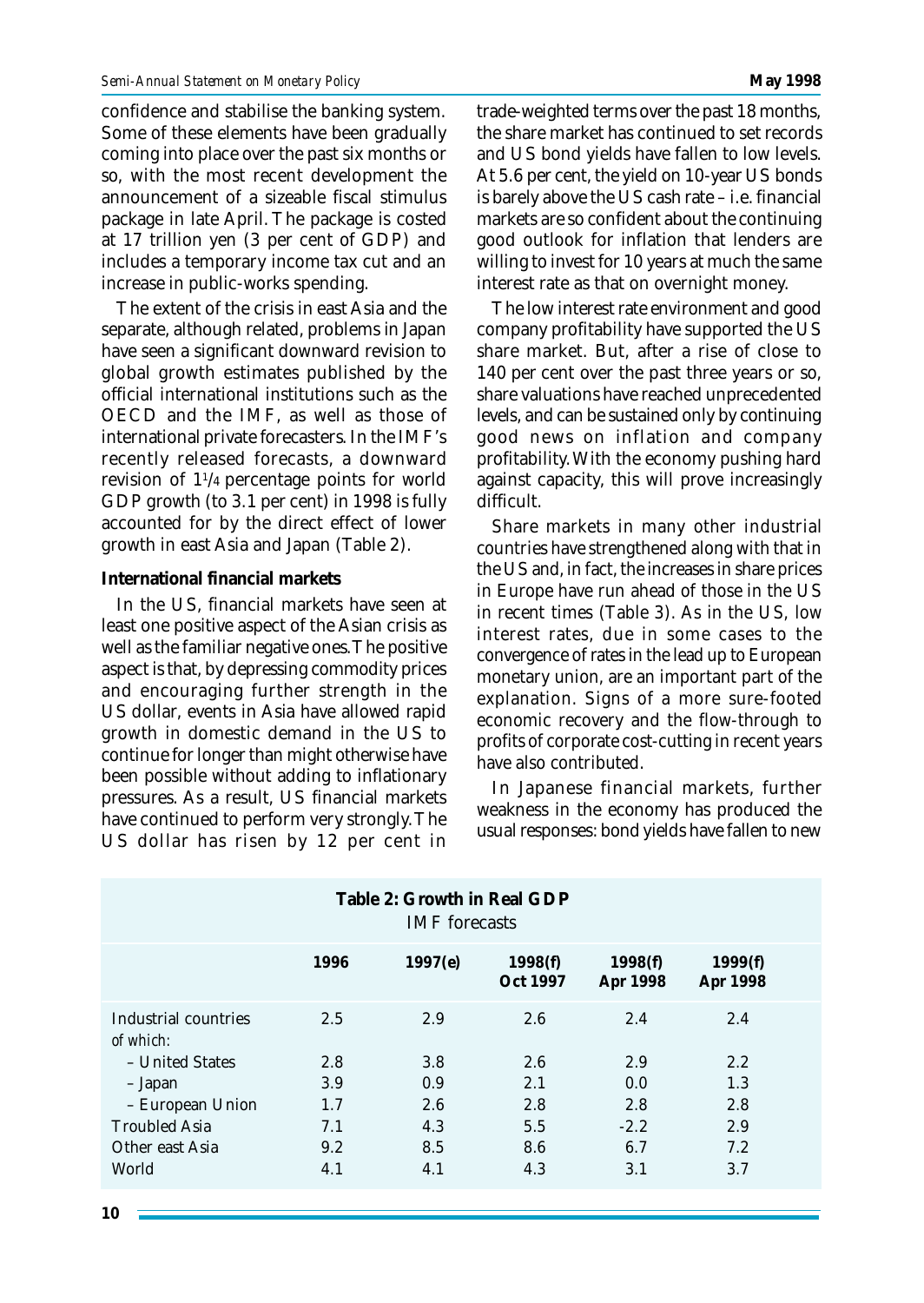confidence and stabilise the banking system. Some of these elements have been gradually coming into place over the past six months or so, with the most recent development the announcement of a sizeable fiscal stimulus package in late April. The package is costed at 17 trillion yen (3 per cent of GDP) and includes a temporary income tax cut and an increase in public-works spending.

The extent of the crisis in east Asia and the separate, although related, problems in Japan have seen a significant downward revision to global growth estimates published by the official international institutions such as the OECD and the IMF, as well as those of international private forecasters. In the IMF's recently released forecasts, a downward revision of 1¼ percentage points for world GDP growth (to 3.1 per cent) in 1998 is fully accounted for by the direct effect of lower growth in east Asia and Japan (Table 2).

**International financial markets**

In the US, financial markets have seen at least one positive aspect of the Asian crisis as well as the familiar negative ones. The positive aspect is that, by depressing commodity prices and encouraging further strength in the US dollar, events in Asia have allowed rapid growth in domestic demand in the US to continue for longer than might otherwise have been possible without adding to inflationary pressures. As a result, US financial markets have continued to perform very strongly. The US dollar has risen by 12 per cent in trade-weighted terms over the past 18 months, the share market has continued to set records and US bond yields have fallen to low levels. At 5.6 per cent, the yield on 10-year US bonds is barely above the US cash rate – i.e. financial markets are so confident about the continuing good outlook for inflation that lenders are willing to invest for 10 years at much the same interest rate as that on overnight money.

The low interest rate environment and good company profitability have supported the US share market. But, after a rise of close to 140 per cent over the past three years or so, share valuations have reached unprecedented levels, and can be sustained only by continuing good news on inflation and company profitability. With the economy pushing hard against capacity, this will prove increasingly difficult.

Share markets in many other industrial countries have strengthened along with that in the US and, in fact, the increases in share prices in Europe have run ahead of those in the US in recent times (Table 3). As in the US, low interest rates, due in some cases to the convergence of rates in the lead up to European monetary union, are an important part of the explanation. Signs of a more sure-footed economic recovery and the flow-through to profits of corporate cost-cutting in recent years have also contributed.

In Japanese financial markets, further weakness in the economy has produced the usual responses: bond yields have fallen to new

**Table 2: Growth in Real GDP**
IMF forecasts

| | 1996 | 1997(e) | 1998(f) Oct 1997 | 1998(f) Apr 1998 | 1999(f) Apr 1998 |
|---|---|---|---|---|---|
| Industrial countries | 2.5 | 2.9 | 2.6 | 2.4 | 2.4 |
| *of which:* | | | | | |
| – United States | 2.8 | 3.8 | 2.6 | 2.9 | 2.2 |
| – Japan | 3.9 | 0.9 | 2.1 | 0.0 | 1.3 |
| – European Union | 1.7 | 2.6 | 2.8 | 2.8 | 2.8 |
| Troubled Asia | 7.1 | 4.3 | 5.5 | -2.2 | 2.9 |
| Other east Asia | 9.2 | 8.5 | 8.6 | 6.7 | 7.2 |
| World | 4.1 | 4.1 | 4.3 | 3.1 | 3.7 |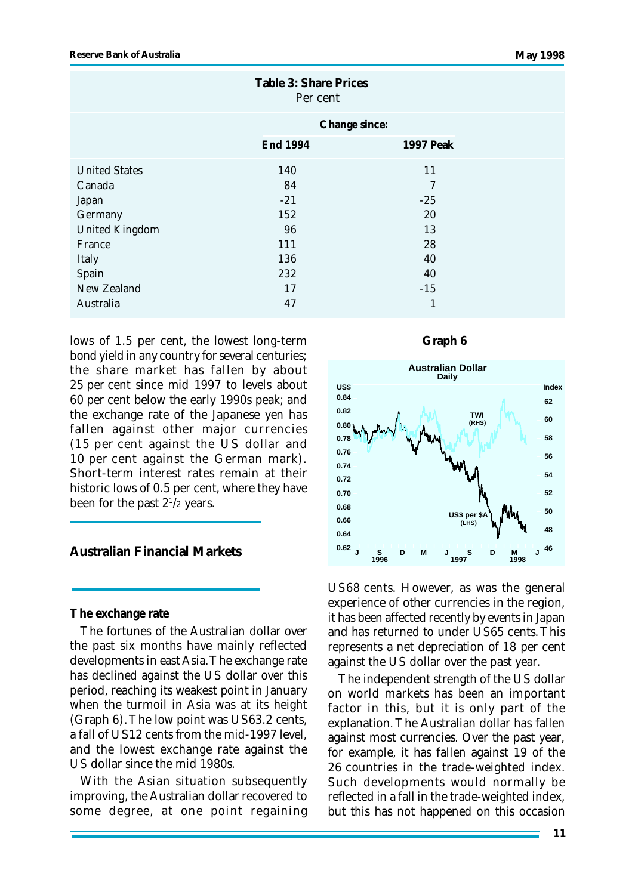**Table 3: Share Prices**
Per cent

| | Change since: | |
|---|---|---|
| | End 1994 | 1997 Peak |
| United States | 140 | 11 |
| Canada | 84 | 7 |
| Japan | -21 | -25 |
| Germany | 152 | 20 |
| United Kingdom | 96 | 13 |
| France | 111 | 28 |
| Italy | 136 | 40 |
| Spain | 232 | 40 |
| New Zealand | 17 | -15 |
| Australia | 47 | 1 |

lows of 1.5 per cent, the lowest long-term bond yield in any country for several centuries; the share market has fallen by about 25 per cent since mid 1997 to levels about 60 per cent below the early 1990s peak; and the exchange rate of the Japanese yen has fallen against other major currencies (15 per cent against the US dollar and 10 per cent against the German mark). Short-term interest rates remain at their historic lows of 0.5 per cent, where they have been for the past 2½ years.

## Australian Financial Markets

### The exchange rate

The fortunes of the Australian dollar over the past six months have mainly reflected developments in east Asia. The exchange rate has declined against the US dollar over this period, reaching its weakest point in January when the turmoil in Asia was at its height (Graph 6). The low point was US63.2 cents, a fall of US12 cents from the mid-1997 level, and the lowest exchange rate against the US dollar since the mid 1980s.

With the Asian situation subsequently improving, the Australian dollar recovered to some degree, at one point regaining US68 cents. However, as was the general experience of other currencies in the region, it has been affected recently by events in Japan and has returned to under US65 cents. This represents a net depreciation of 18 per cent against the US dollar over the past year.

The independent strength of the US dollar on world markets has been an important factor in this, but it is only part of the explanation. The Australian dollar has fallen against most currencies. Over the past year, for example, it has fallen against 19 of the 26 countries in the trade-weighted index. Such developments would normally be reflected in a fall in the trade-weighted index, but this has not happened on this occasion

**Graph 6**

Australian Dollar
Daily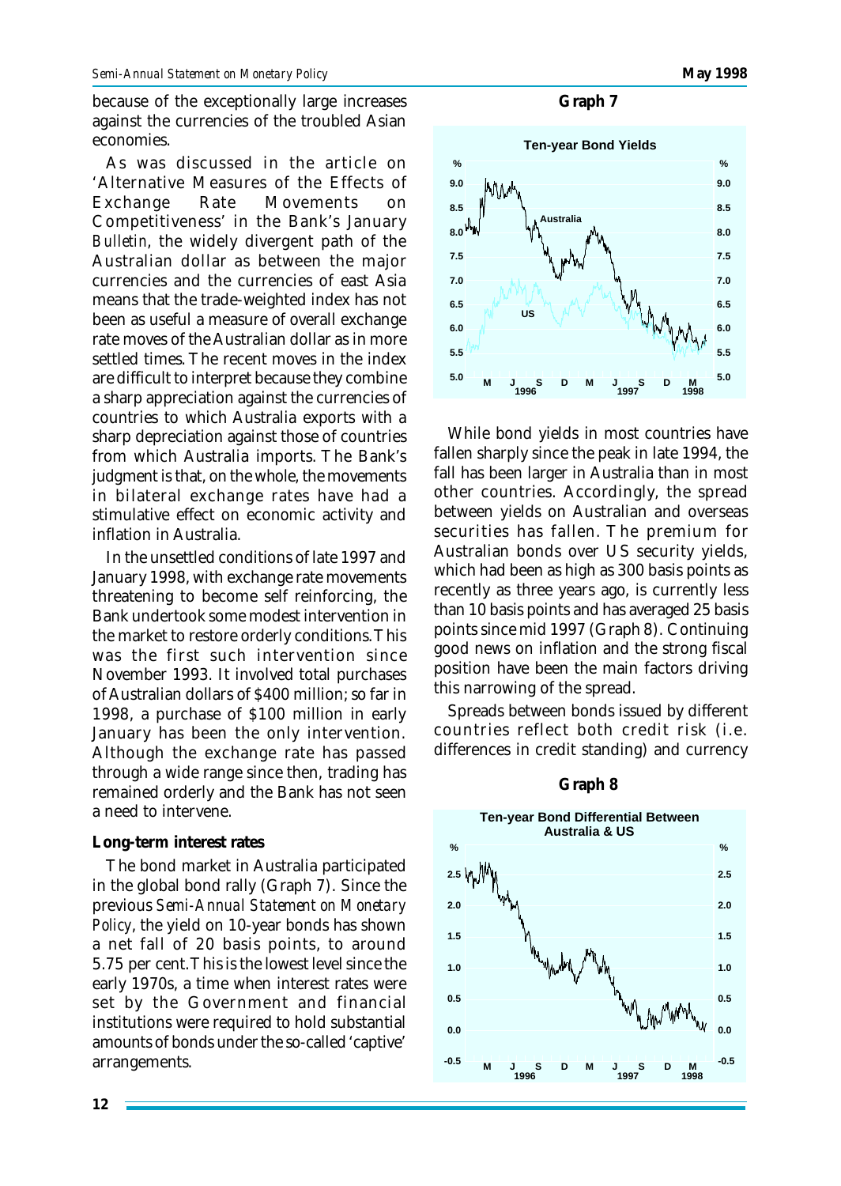because of the exceptionally large increases against the currencies of the troubled Asian economies.

As was discussed in the article on 'Alternative Measures of the Effects of Exchange Rate Movements on Competitiveness' in the Bank's January *Bulletin*, the widely divergent path of the Australian dollar as between the major currencies and the currencies of east Asia means that the trade-weighted index has not been as useful a measure of overall exchange rate moves of the Australian dollar as in more settled times. The recent moves in the index are difficult to interpret because they combine a sharp appreciation against the currencies of countries to which Australia exports with a sharp depreciation against those of countries from which Australia imports. The Bank's judgment is that, on the whole, the movements in bilateral exchange rates have had a stimulative effect on economic activity and inflation in Australia.

In the unsettled conditions of late 1997 and January 1998, with exchange rate movements threatening to become self reinforcing, the Bank undertook some modest intervention in the market to restore orderly conditions. This was the first such intervention since November 1993. It involved total purchases of Australian dollars of $400 million; so far in 1998, a purchase of $100 million in early January has been the only intervention. Although the exchange rate has passed through a wide range since then, trading has remained orderly and the Bank has not seen a need to intervene.

**Long-term interest rates**

The bond market in Australia participated in the global bond rally (Graph 7). Since the previous *Semi-Annual Statement on Monetary Policy*, the yield on 10-year bonds has shown a net fall of 20 basis points, to around 5.75 per cent. This is the lowest level since the early 1970s, a time when interest rates were set by the Government and financial institutions were required to hold substantial amounts of bonds under the so-called 'captive' arrangements.

**Graph 7**

Ten-year Bond Yields

While bond yields in most countries have fallen sharply since the peak in late 1994, the fall has been larger in Australia than in most other countries. Accordingly, the spread between yields on Australian and overseas securities has fallen. The premium for Australian bonds over US security yields, which had been as high as 300 basis points as recently as three years ago, is currently less than 10 basis points and has averaged 25 basis points since mid 1997 (Graph 8). Continuing good news on inflation and the strong fiscal position have been the main factors driving this narrowing of the spread.

Spreads between bonds issued by different countries reflect both credit risk (i.e. differences in credit standing) and currency

**Graph 8**

Ten-year Bond Differential Between Australia & US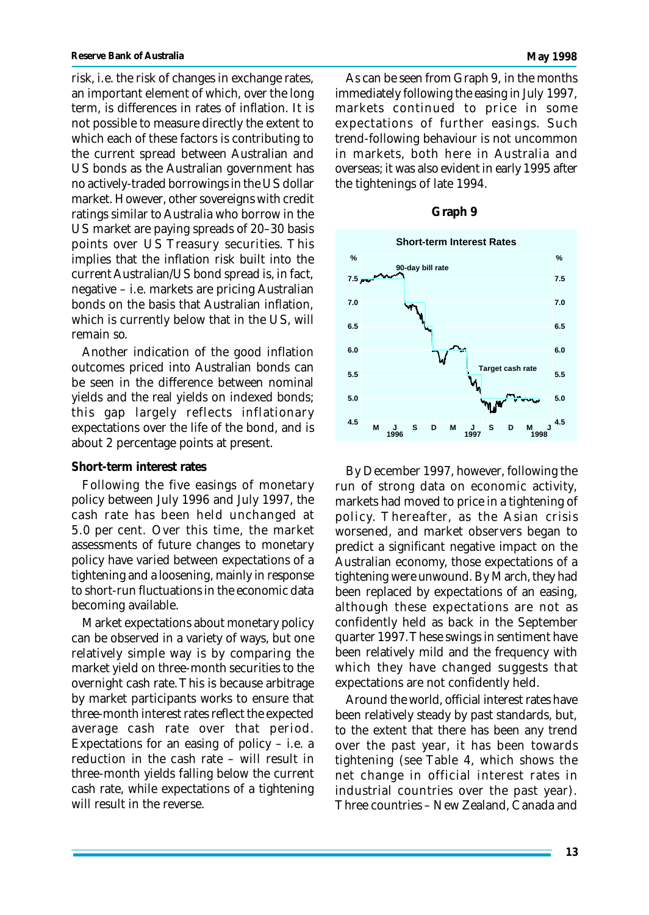risk, i.e. the risk of changes in exchange rates, an important element of which, over the long term, is differences in rates of inflation. It is not possible to measure directly the extent to which each of these factors is contributing to the current spread between Australian and US bonds as the Australian government has no actively-traded borrowings in the US dollar market. However, other sovereigns with credit ratings similar to Australia who borrow in the US market are paying spreads of 20–30 basis points over US Treasury securities. This implies that the inflation risk built into the current Australian/US bond spread is, in fact, negative – i.e. markets are pricing Australian bonds on the basis that Australian inflation, which is currently below that in the US, will remain so.

Another indication of the good inflation outcomes priced into Australian bonds can be seen in the difference between nominal yields and the real yields on indexed bonds; this gap largely reflects inflationary expectations over the life of the bond, and is about 2 percentage points at present.

### Short-term interest rates

Following the five easings of monetary policy between July 1996 and July 1997, the cash rate has been held unchanged at 5.0 per cent. Over this time, the market assessments of future changes to monetary policy have varied between expectations of a tightening and a loosening, mainly in response to short-run fluctuations in the economic data becoming available.

Market expectations about monetary policy can be observed in a variety of ways, but one relatively simple way is by comparing the market yield on three-month securities to the overnight cash rate. This is because arbitrage by market participants works to ensure that three-month interest rates reflect the expected average cash rate over that period. Expectations for an easing of policy – i.e. a reduction in the cash rate – will result in three-month yields falling below the current cash rate, while expectations of a tightening will result in the reverse.

As can be seen from Graph 9, in the months immediately following the easing in July 1997, markets continued to price in some expectations of further easings. Such trend-following behaviour is not uncommon in markets, both here in Australia and overseas; it was also evident in early 1995 after the tightenings of late 1994.

**Graph 9**

By December 1997, however, following the run of strong data on economic activity, markets had moved to price in a tightening of policy. Thereafter, as the Asian crisis worsened, and market observers began to predict a significant negative impact on the Australian economy, those expectations of a tightening were unwound. By March, they had been replaced by expectations of an easing, although these expectations are not as confidently held as back in the September quarter 1997. These swings in sentiment have been relatively mild and the frequency with which they have changed suggests that expectations are not confidently held.

Around the world, official interest rates have been relatively steady by past standards, but, to the extent that there has been any trend over the past year, it has been towards tightening (see Table 4, which shows the net change in official interest rates in industrial countries over the past year). Three countries – New Zealand, Canada and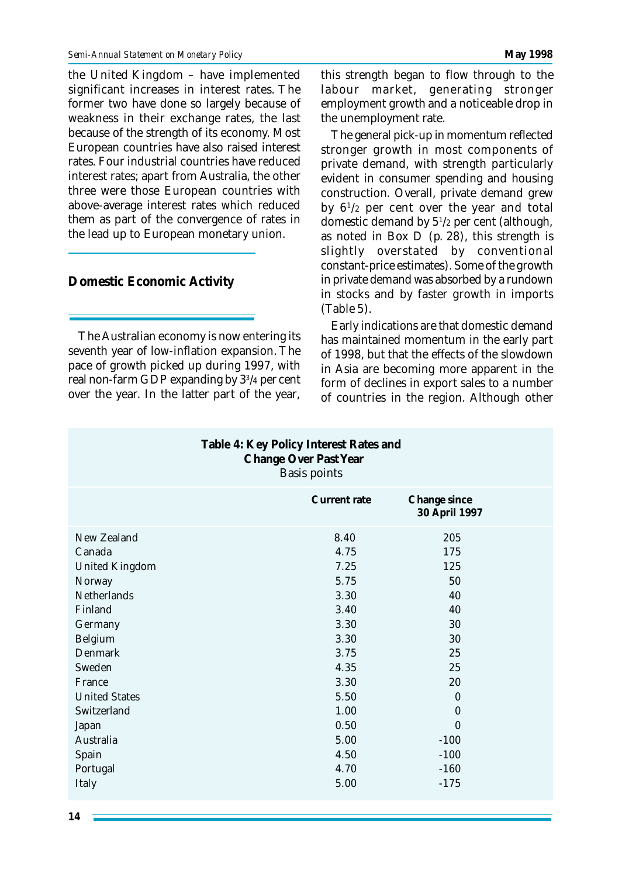the United Kingdom – have implemented significant increases in interest rates. The former two have done so largely because of weakness in their exchange rates, the last because of the strength of its economy. Most European countries have also raised interest rates. Four industrial countries have reduced interest rates; apart from Australia, the other three were those European countries with above-average interest rates which reduced them as part of the convergence of rates in the lead up to European monetary union.

## Domestic Economic Activity

The Australian economy is now entering its seventh year of low-inflation expansion. The pace of growth picked up during 1997, with real non-farm GDP expanding by 3¾ per cent over the year. In the latter part of the year, this strength began to flow through to the labour market, generating stronger employment growth and a noticeable drop in the unemployment rate.

The general pick-up in momentum reflected stronger growth in most components of private demand, with strength particularly evident in consumer spending and housing construction. Overall, private demand grew by 6½ per cent over the year and total domestic demand by 5½ per cent (although, as noted in Box D (p. 28), this strength is slightly overstated by conventional constant-price estimates). Some of the growth in private demand was absorbed by a rundown in stocks and by faster growth in imports (Table 5).

Early indications are that domestic demand has maintained momentum in the early part of 1998, but that the effects of the slowdown in Asia are becoming more apparent in the form of declines in export sales to a number of countries in the region. Although other

**Table 4: Key Policy Interest Rates and Change Over Past Year**
Basis points

| | Current rate | Change since 30 April 1997 |
|---|---|---|
| New Zealand | 8.40 | 205 |
| Canada | 4.75 | 175 |
| United Kingdom | 7.25 | 125 |
| Norway | 5.75 | 50 |
| Netherlands | 3.30 | 40 |
| Finland | 3.40 | 40 |
| Germany | 3.30 | 30 |
| Belgium | 3.30 | 30 |
| Denmark | 3.75 | 25 |
| Sweden | 4.35 | 25 |
| France | 3.30 | 20 |
| United States | 5.50 | 0 |
| Switzerland | 1.00 | 0 |
| Japan | 0.50 | 0 |
| Australia | 5.00 | -100 |
| Spain | 4.50 | -100 |
| Portugal | 4.70 | -160 |
| Italy | 5.00 | -175 |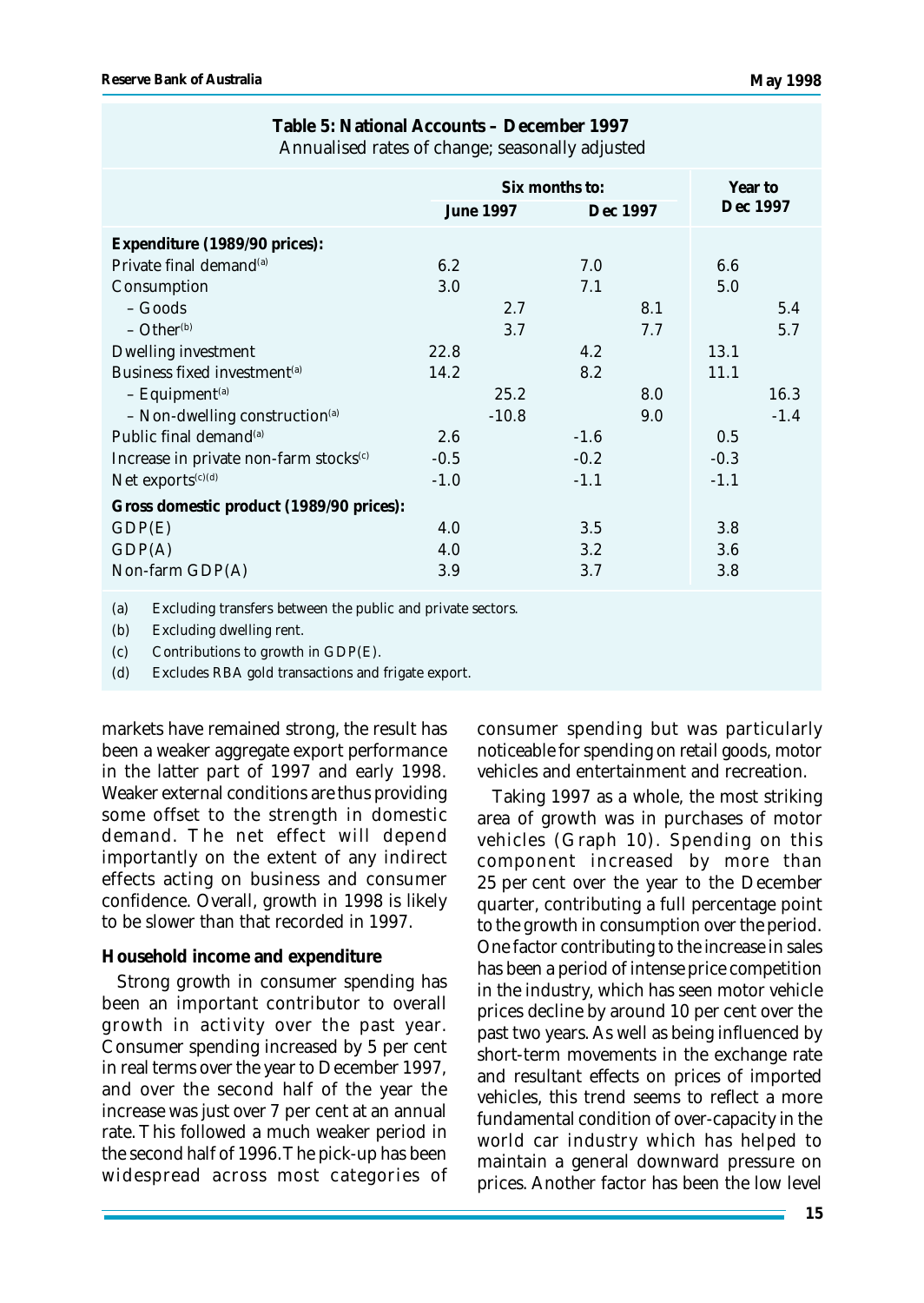**Table 5: National Accounts – December 1997**
Annualised rates of change; seasonally adjusted

| | Six months to: June 1997 | Six months to: Dec 1997 | Year to Dec 1997 |
|---|---|---|---|
| **Expenditure (1989/90 prices):** | | | |
| Private final demand[(a)] | 6.2 | 7.0 | 6.6 |
| Consumption | 3.0 | 7.1 | 5.0 |
| – Goods | 2.7 | 8.1 | 5.4 |
| – Other[(b)] | 3.7 | 7.7 | 5.7 |
| Dwelling investment | 22.8 | 4.2 | 13.1 |
| Business fixed investment[(a)] | 14.2 | 8.2 | 11.1 |
| – Equipment[(a)] | 25.2 | 8.0 | 16.3 |
| – Non-dwelling construction[(a)] | -10.8 | 9.0 | -1.4 |
| Public final demand[(a)] | 2.6 | -1.6 | 0.5 |
| Increase in private non-farm stocks[(c)] | -0.5 | -0.2 | -0.3 |
| Net exports[(c)(d)] | -1.0 | -1.1 | -1.1 |
| **Gross domestic product (1989/90 prices):** | | | |
| GDP(E) | 4.0 | 3.5 | 3.8 |
| GDP(A) | 4.0 | 3.2 | 3.6 |
| Non-farm GDP(A) | 3.9 | 3.7 | 3.8 |

(a) Excluding transfers between the public and private sectors.
(b) Excluding dwelling rent.
(c) Contributions to growth in GDP(E).
(d) Excludes RBA gold transactions and frigate export.

markets have remained strong, the result has been a weaker aggregate export performance in the latter part of 1997 and early 1998. Weaker external conditions are thus providing some offset to the strength in domestic demand. The net effect will depend importantly on the extent of any indirect effects acting on business and consumer confidence. Overall, growth in 1998 is likely to be slower than that recorded in 1997.

### Household income and expenditure

Strong growth in consumer spending has been an important contributor to overall growth in activity over the past year. Consumer spending increased by 5 per cent in real terms over the year to December 1997, and over the second half of the year the increase was just over 7 per cent at an annual rate. This followed a much weaker period in the second half of 1996. The pick-up has been widespread across most categories of consumer spending but was particularly noticeable for spending on retail goods, motor vehicles and entertainment and recreation.

Taking 1997 as a whole, the most striking area of growth was in purchases of motor vehicles (Graph 10). Spending on this component increased by more than 25 per cent over the year to the December quarter, contributing a full percentage point to the growth in consumption over the period. One factor contributing to the increase in sales has been a period of intense price competition in the industry, which has seen motor vehicle prices decline by around 10 per cent over the past two years. As well as being influenced by short-term movements in the exchange rate and resultant effects on prices of imported vehicles, this trend seems to reflect a more fundamental condition of over-capacity in the world car industry which has helped to maintain a general downward pressure on prices. Another factor has been the low level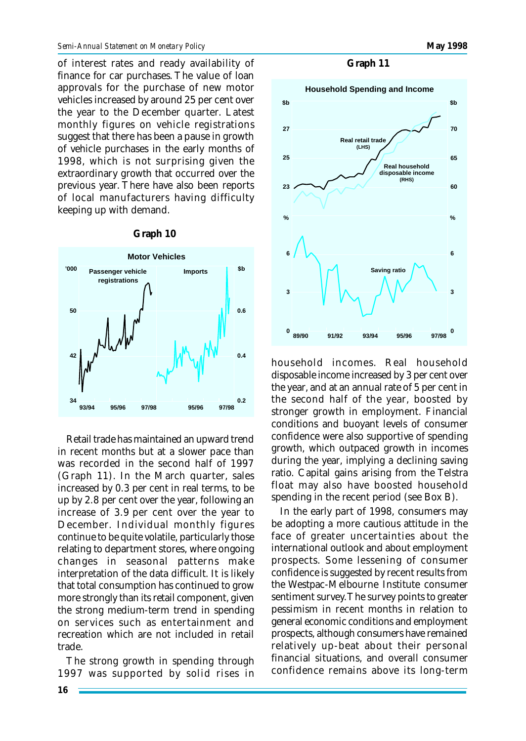of interest rates and ready availability of finance for car purchases. The value of loan approvals for the purchase of new motor vehicles increased by around 25 per cent over the year to the December quarter. Latest monthly figures on vehicle registrations suggest that there has been a pause in growth of vehicle purchases in the early months of 1998, which is not surprising given the extraordinary growth that occurred over the previous year. There have also been reports of local manufacturers having difficulty keeping up with demand.

**Graph 10**

Retail trade has maintained an upward trend in recent months but at a slower pace than was recorded in the second half of 1997 (Graph 11). In the March quarter, sales increased by 0.3 per cent in real terms, to be up by 2.8 per cent over the year, following an increase of 3.9 per cent over the year to December. Individual monthly figures continue to be quite volatile, particularly those relating to department stores, where ongoing changes in seasonal patterns make interpretation of the data difficult. It is likely that total consumption has continued to grow more strongly than its retail component, given the strong medium-term trend in spending on services such as entertainment and recreation which are not included in retail trade.

The strong growth in spending through 1997 was supported by solid rises in household incomes. Real household disposable income increased by 3 per cent over the year, and at an annual rate of 5 per cent in the second half of the year, boosted by stronger growth in employment. Financial conditions and buoyant levels of consumer confidence were also supportive of spending growth, which outpaced growth in incomes during the year, implying a declining saving ratio. Capital gains arising from the Telstra float may also have boosted household spending in the recent period (see Box B).

**Graph 11**

In the early part of 1998, consumers may be adopting a more cautious attitude in the face of greater uncertainties about the international outlook and about employment prospects. Some lessening of consumer confidence is suggested by recent results from the Westpac-Melbourne Institute consumer sentiment survey. The survey points to greater pessimism in recent months in relation to general economic conditions and employment prospects, although consumers have remained relatively up-beat about their personal financial situations, and overall consumer confidence remains above its long-term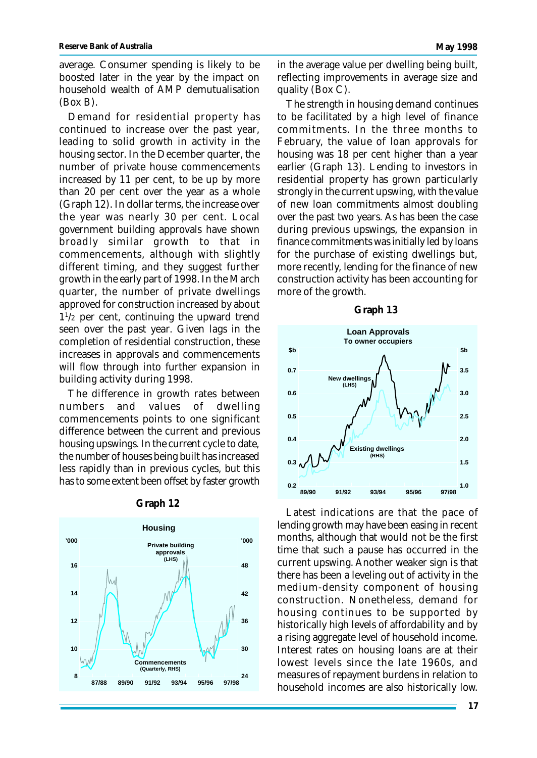average. Consumer spending is likely to be boosted later in the year by the impact on household wealth of AMP demutualisation (Box B).

Demand for residential property has continued to increase over the past year, leading to solid growth in activity in the housing sector. In the December quarter, the number of private house commencements increased by 11 per cent, to be up by more than 20 per cent over the year as a whole (Graph 12). In dollar terms, the increase over the year was nearly 30 per cent. Local government building approvals have shown broadly similar growth to that in commencements, although with slightly different timing, and they suggest further growth in the early part of 1998. In the March quarter, the number of private dwellings approved for construction increased by about 1½ per cent, continuing the upward trend seen over the past year. Given lags in the completion of residential construction, these increases in approvals and commencements will flow through into further expansion in building activity during 1998.

The difference in growth rates between numbers and values of dwelling commencements points to one significant difference between the current and previous housing upswings. In the current cycle to date, the number of houses being built has increased less rapidly than in previous cycles, but this has to some extent been offset by faster growth in the average value per dwelling being built, reflecting improvements in average size and quality (Box C).

**Graph 12**

The strength in housing demand continues to be facilitated by a high level of finance commitments. In the three months to February, the value of loan approvals for housing was 18 per cent higher than a year earlier (Graph 13). Lending to investors in residential property has grown particularly strongly in the current upswing, with the value of new loan commitments almost doubling over the past two years. As has been the case during previous upswings, the expansion in finance commitments was initially led by loans for the purchase of existing dwellings but, more recently, lending for the finance of new construction activity has been accounting for more of the growth.

**Graph 13**

Latest indications are that the pace of lending growth may have been easing in recent months, although that would not be the first time that such a pause has occurred in the current upswing. Another weaker sign is that there has been a leveling out of activity in the medium-density component of housing construction. Nonetheless, demand for housing continues to be supported by historically high levels of affordability and by a rising aggregate level of household income. Interest rates on housing loans are at their lowest levels since the late 1960s, and measures of repayment burdens in relation to household incomes are also historically low.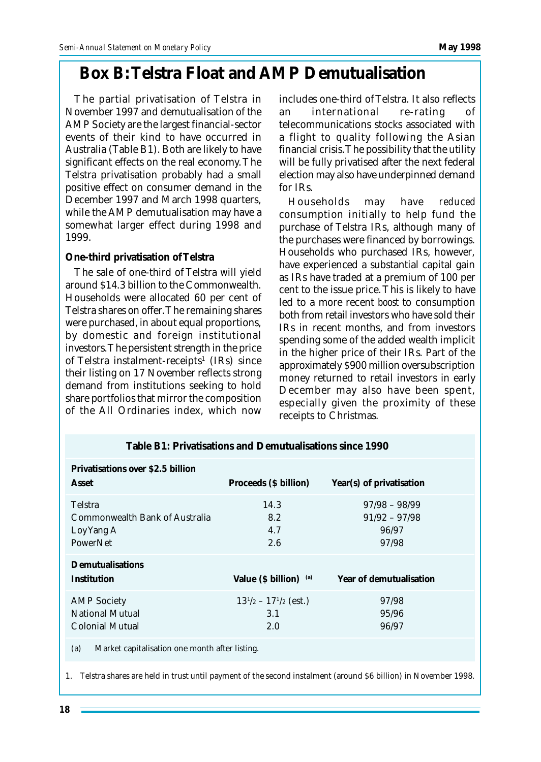# Box B: Telstra Float and AMP Demutualisation

The partial privatisation of Telstra in November 1997 and demutualisation of the AMP Society are the largest financial-sector events of their kind to have occurred in Australia (Table B1). Both are likely to have significant effects on the real economy. The Telstra privatisation probably had a small positive effect on consumer demand in the December 1997 and March 1998 quarters, while the AMP demutualisation may have a somewhat larger effect during 1998 and 1999.

**One-third privatisation of Telstra**

The sale of one-third of Telstra will yield around $14.3 billion to the Commonwealth. Households were allocated 60 per cent of Telstra shares on offer. The remaining shares were purchased, in about equal proportions, by domestic and foreign institutional investors. The persistent strength in the price of Telstra instalment-receipts[1] (IRs) since their listing on 17 November reflects strong demand from institutions seeking to hold share portfolios that mirror the composition of the All Ordinaries index, which now includes one-third of Telstra. It also reflects an international re-rating of telecommunications stocks associated with a flight to quality following the Asian financial crisis. The possibility that the utility will be fully privatised after the next federal election may also have underpinned demand for IRs.

Households may have *reduced* consumption initially to help fund the purchase of Telstra IRs, although many of the purchases were financed by borrowings. Households who purchased IRs, however, have experienced a substantial capital gain as IRs have traded at a premium of 100 per cent to the issue price. This is likely to have led to a more recent *boost* to consumption both from retail investors who have sold their IRs in recent months, and from investors spending some of the added wealth implicit in the higher price of their IRs. Part of the approximately $900 million oversubscription money returned to retail investors in early December may also have been spent, especially given the proximity of these receipts to Christmas.

**Table B1: Privatisations and Demutualisations since 1990**

| **Privatisations over $2.5 billion** | | |
|---|---|---|
| **Asset** | **Proceeds ($ billion)** | **Year(s) of privatisation** |
| Telstra | 14.3 | 97/98 – 98/99 |
| Commonwealth Bank of Australia | 8.2 | 91/92 – 97/98 |
| Loy Yang A | 4.7 | 96/97 |
| PowerNet | 2.6 | 97/98 |
| **Demutualisations** | | |
| **Institution** | **Value ($ billion)** [(a)] | **Year of demutualisation** |
| AMP Society | 13½ – 17½ (est.) | 97/98 |
| National Mutual | 3.1 | 95/96 |
| Colonial Mutual | 2.0 | 96/97 |

(a) Market capitalisation one month after listing.

1. Telstra shares are held in trust until payment of the second instalment (around $6 billion) in November 1998.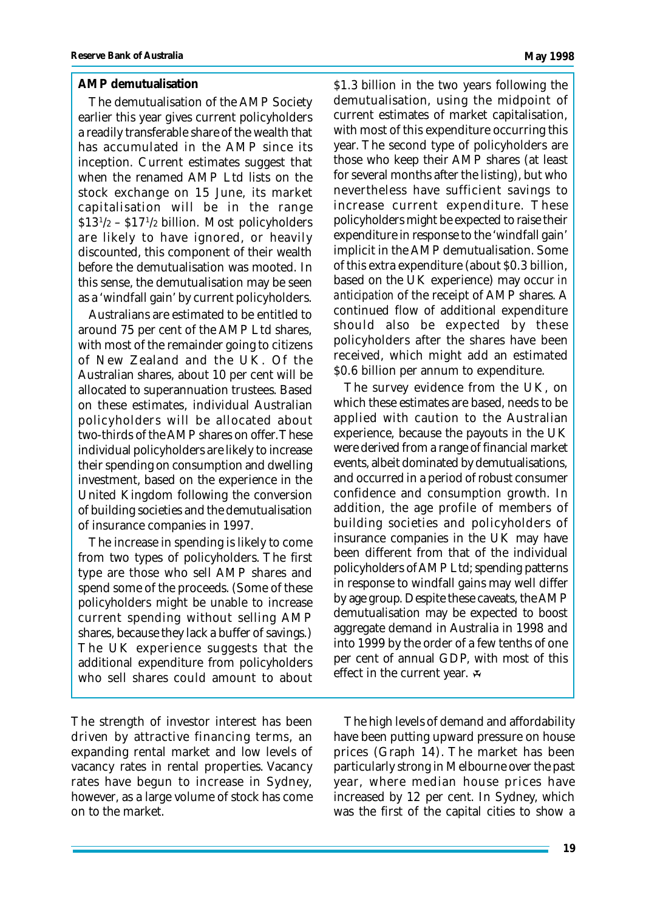## AMP demutualisation

The demutualisation of the AMP Society earlier this year gives current policyholders a readily transferable share of the wealth that has accumulated in the AMP since its inception. Current estimates suggest that when the renamed AMP Ltd lists on the stock exchange on 15 June, its market capitalisation will be in the range $\$13^1/_2 – \$17^1/_2$ billion. Most policyholders are likely to have ignored, or heavily discounted, this component of their wealth before the demutualisation was mooted. In this sense, the demutualisation may be seen as a 'windfall gain' by current policyholders.

Australians are estimated to be entitled to around 75 per cent of the AMP Ltd shares, with most of the remainder going to citizens of New Zealand and the UK. Of the Australian shares, about 10 per cent will be allocated to superannuation trustees. Based on these estimates, individual Australian policyholders will be allocated about two-thirds of the AMP shares on offer. These individual policyholders are likely to increase their spending on consumption and dwelling investment, based on the experience in the United Kingdom following the conversion of building societies and the demutualisation of insurance companies in 1997.

The increase in spending is likely to come from two types of policyholders. The first type are those who sell AMP shares and spend some of the proceeds. (Some of these policyholders might be unable to increase current spending without selling AMP shares, because they lack a buffer of savings.) The UK experience suggests that the additional expenditure from policyholders who sell shares could amount to about $1.3 billion in the two years following the demutualisation, using the midpoint of current estimates of market capitalisation, with most of this expenditure occurring this year. The second type of policyholders are those who keep their AMP shares (at least for several months after the listing), but who nevertheless have sufficient savings to increase current expenditure. These policyholders might be expected to raise their expenditure in response to the 'windfall gain' implicit in the AMP demutualisation. Some of this extra expenditure (about $0.3 billion, based on the UK experience) may occur *in anticipation* of the receipt of AMP shares. A continued flow of additional expenditure should also be expected by these policyholders after the shares have been received, which might add an estimated $0.6 billion per annum to expenditure.

The survey evidence from the UK, on which these estimates are based, needs to be applied with caution to the Australian experience, because the payouts in the UK were derived from a range of financial market events, albeit dominated by demutualisations, and occurred in a period of robust consumer confidence and consumption growth. In addition, the age profile of members of building societies and policyholders of insurance companies in the UK may have been different from that of the individual policyholders of AMP Ltd; spending patterns in response to windfall gains may well differ by age group. Despite these caveats, the AMP demutualisation may be expected to boost aggregate demand in Australia in 1998 and into 1999 by the order of a few tenths of one per cent of annual GDP, with most of this effect in the current year.

The strength of investor interest has been driven by attractive financing terms, an expanding rental market and low levels of vacancy rates in rental properties. Vacancy rates have begun to increase in Sydney, however, as a large volume of stock has come on to the market.

The high levels of demand and affordability have been putting upward pressure on house prices (Graph 14). The market has been particularly strong in Melbourne over the past year, where median house prices have increased by 12 per cent. In Sydney, which was the first of the capital cities to show a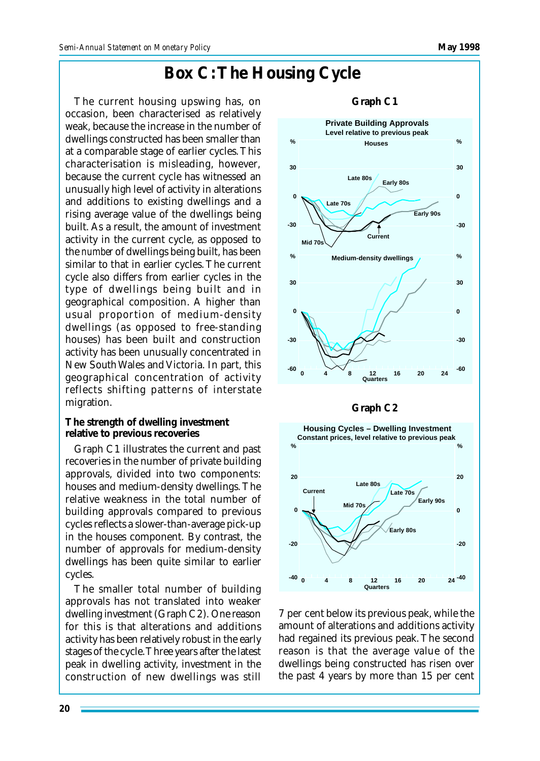# Box C: The Housing Cycle

The current housing upswing has, on occasion, been characterised as relatively weak, because the increase in the number of dwellings constructed has been smaller than at a comparable stage of earlier cycles. This characterisation is misleading, however, because the current cycle has witnessed an unusually high level of activity in alterations and additions to existing dwellings and a rising average value of the dwellings being built. As a result, the amount of investment activity in the current cycle, as opposed to the *number* of dwellings being built, has been similar to that in earlier cycles. The current cycle also differs from earlier cycles in the type of dwellings being built and in geographical composition. A higher than usual proportion of medium-density dwellings (as opposed to free-standing houses) has been built and construction activity has been unusually concentrated in New South Wales and Victoria. In part, this geographical concentration of activity reflects shifting patterns of interstate migration.

**Graph C1**

**Graph C2**

### The strength of dwelling investment relative to previous recoveries

Graph C1 illustrates the current and past recoveries in the number of private building approvals, divided into two components: houses and medium-density dwellings. The relative weakness in the total number of building approvals compared to previous cycles reflects a slower-than-average pick-up in the houses component. By contrast, the number of approvals for medium-density dwellings has been quite similar to earlier cycles.

The smaller total number of building approvals has not translated into weaker dwelling investment (Graph C2). One reason for this is that alterations and additions activity has been relatively robust in the early stages of the cycle. Three years after the latest peak in dwelling activity, investment in the construction of new dwellings was still 7 per cent below its previous peak, while the amount of alterations and additions activity had regained its previous peak. The second reason is that the average value of the dwellings being constructed has risen over the past 4 years by more than 15 per cent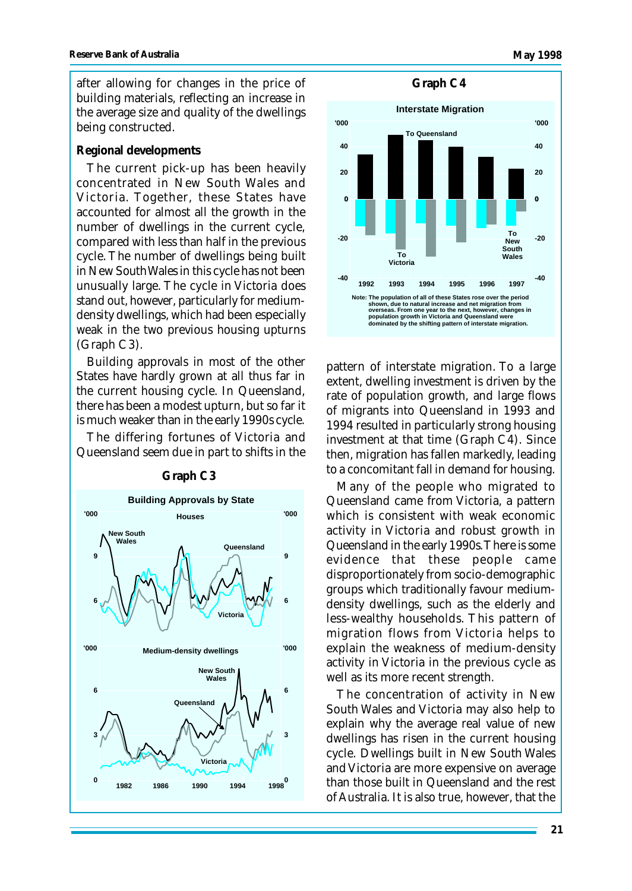after allowing for changes in the price of building materials, reflecting an increase in the average size and quality of the dwellings being constructed.

**Regional developments**

The current pick-up has been heavily concentrated in New South Wales and Victoria. Together, these States have accounted for almost all the growth in the number of dwellings in the current cycle, compared with less than half in the previous cycle. The number of dwellings being built in New South Wales in this cycle has not been unusually large. The cycle in Victoria does stand out, however, particularly for medium-density dwellings, which had been especially weak in the two previous housing upturns (Graph C3).

Building approvals in most of the other States have hardly grown at all thus far in the current housing cycle. In Queensland, there has been a modest upturn, but so far it is much weaker than in the early 1990s cycle.

The differing fortunes of Victoria and Queensland seem due in part to shifts in the pattern of interstate migration. To a large extent, dwelling investment is driven by the rate of population growth, and large flows of migrants into Queensland in 1993 and 1994 resulted in particularly strong housing investment at that time (Graph C4). Since then, migration has fallen markedly, leading to a concomitant fall in demand for housing.

**Graph C3**

**Building Approvals by State**

**Graph C4**

**Interstate Migration**

Note: The population of all of these States rose over the period shown, due to natural increase and net migration from overseas. From one year to the next, however, changes in population growth in Victoria and Queensland were dominated by the shifting pattern of interstate migration.

Many of the people who migrated to Queensland came from Victoria, a pattern which is consistent with weak economic activity in Victoria and robust growth in Queensland in the early 1990s. There is some evidence that these people came disproportionately from socio-demographic groups which traditionally favour medium-density dwellings, such as the elderly and less-wealthy households. This pattern of migration flows from Victoria helps to explain the weakness of medium-density activity in Victoria in the previous cycle as well as its more recent strength.

The concentration of activity in New South Wales and Victoria may also help to explain why the average real value of new dwellings has risen in the current housing cycle. Dwellings built in New South Wales and Victoria are more expensive on average than those built in Queensland and the rest of Australia. It is also true, however, that the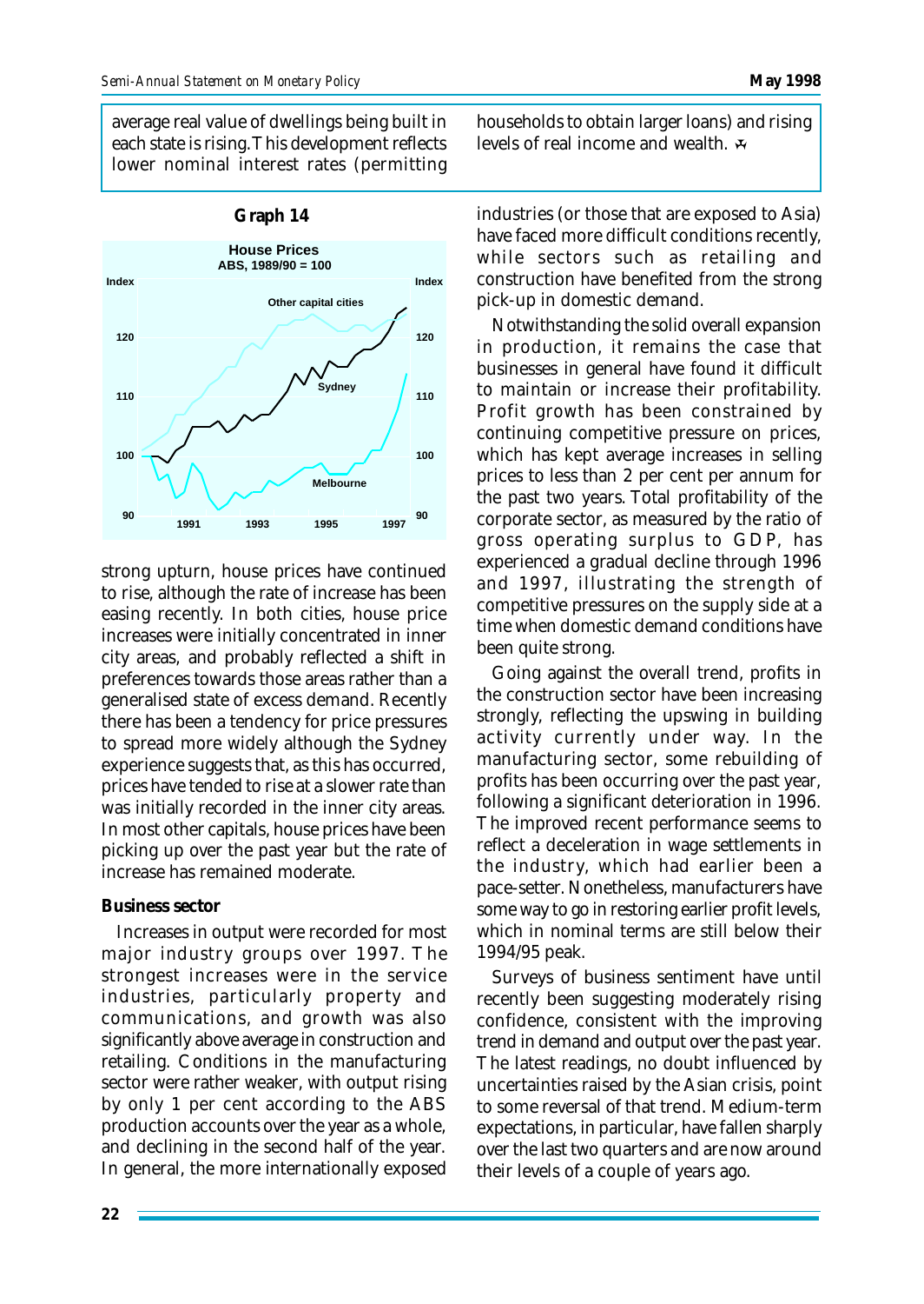average real value of dwellings being built in each state is rising. This development reflects lower nominal interest rates (permitting households to obtain larger loans) and rising levels of real income and wealth.

**Graph 14**

**House Prices**
**ABS, 1989/90 = 100**

strong upturn, house prices have continued to rise, although the rate of increase has been easing recently. In both cities, house price increases were initially concentrated in inner city areas, and probably reflected a shift in preferences towards those areas rather than a generalised state of excess demand. Recently there has been a tendency for price pressures to spread more widely although the Sydney experience suggests that, as this has occurred, prices have tended to rise at a slower rate than was initially recorded in the inner city areas. In most other capitals, house prices have been picking up over the past year but the rate of increase has remained moderate.

**Business sector**

Increases in output were recorded for most major industry groups over 1997. The strongest increases were in the service industries, particularly property and communications, and growth was also significantly above average in construction and retailing. Conditions in the manufacturing sector were rather weaker, with output rising by only 1 per cent according to the ABS production accounts over the year as a whole, and declining in the second half of the year. In general, the more internationally exposed industries (or those that are exposed to Asia) have faced more difficult conditions recently, while sectors such as retailing and construction have benefited from the strong pick-up in domestic demand.

Notwithstanding the solid overall expansion in production, it remains the case that businesses in general have found it difficult to maintain or increase their profitability. Profit growth has been constrained by continuing competitive pressure on prices, which has kept average increases in selling prices to less than 2 per cent per annum for the past two years. Total profitability of the corporate sector, as measured by the ratio of gross operating surplus to GDP, has experienced a gradual decline through 1996 and 1997, illustrating the strength of competitive pressures on the supply side at a time when domestic demand conditions have been quite strong.

Going against the overall trend, profits in the construction sector have been increasing strongly, reflecting the upswing in building activity currently under way. In the manufacturing sector, some rebuilding of profits has been occurring over the past year, following a significant deterioration in 1996. The improved recent performance seems to reflect a deceleration in wage settlements in the industry, which had earlier been a pace-setter. Nonetheless, manufacturers have some way to go in restoring earlier profit levels, which in nominal terms are still below their 1994/95 peak.

Surveys of business sentiment have until recently been suggesting moderately rising confidence, consistent with the improving trend in demand and output over the past year. The latest readings, no doubt influenced by uncertainties raised by the Asian crisis, point to some reversal of that trend. Medium-term expectations, in particular, have fallen sharply over the last two quarters and are now around their levels of a couple of years ago.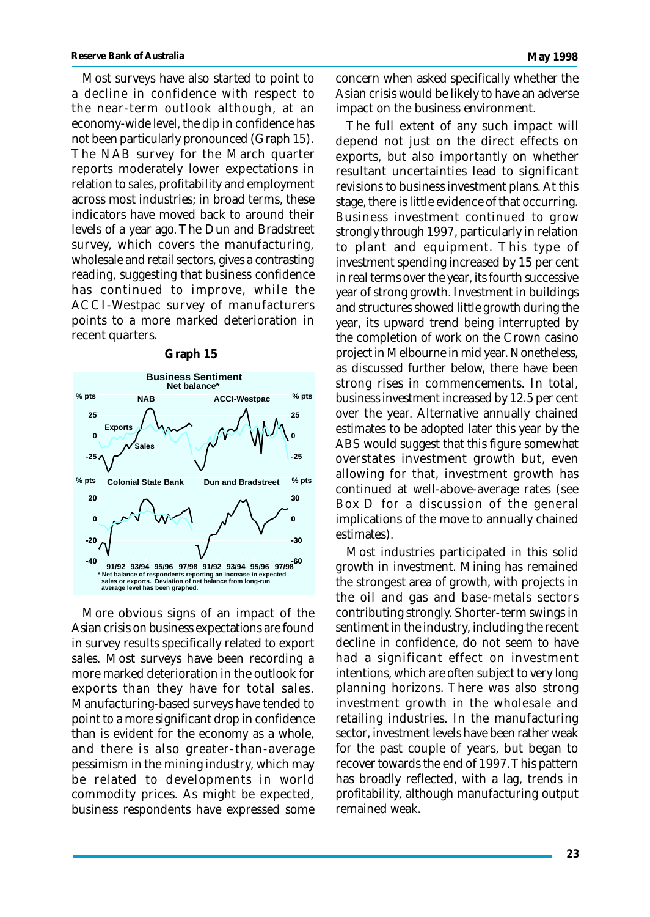Most surveys have also started to point to a decline in confidence with respect to the near-term outlook although, at an economy-wide level, the dip in confidence has not been particularly pronounced (Graph 15). The NAB survey for the March quarter reports moderately lower expectations in relation to sales, profitability and employment across most industries; in broad terms, these indicators have moved back to around their levels of a year ago. The Dun and Bradstreet survey, which covers the manufacturing, wholesale and retail sectors, gives a contrasting reading, suggesting that business confidence has continued to improve, while the ACCI-Westpac survey of manufacturers points to a more marked deterioration in recent quarters.

**Graph 15**

More obvious signs of an impact of the Asian crisis on business expectations are found in survey results specifically related to export sales. Most surveys have been recording a more marked deterioration in the outlook for exports than they have for total sales. Manufacturing-based surveys have tended to point to a more significant drop in confidence than is evident for the economy as a whole, and there is also greater-than-average pessimism in the mining industry, which may be related to developments in world commodity prices. As might be expected, business respondents have expressed some concern when asked specifically whether the Asian crisis would be likely to have an adverse impact on the business environment.

The full extent of any such impact will depend not just on the direct effects on exports, but also importantly on whether resultant uncertainties lead to significant revisions to business investment plans. At this stage, there is little evidence of that occurring. Business investment continued to grow strongly through 1997, particularly in relation to plant and equipment. This type of investment spending increased by 15 per cent in real terms over the year, its fourth successive year of strong growth. Investment in buildings and structures showed little growth during the year, its upward trend being interrupted by the completion of work on the Crown casino project in Melbourne in mid year. Nonetheless, as discussed further below, there have been strong rises in commencements. In total, business investment increased by 12.5 per cent over the year. Alternative annually chained estimates to be adopted later this year by the ABS would suggest that this figure somewhat overstates investment growth but, even allowing for that, investment growth has continued at well-above-average rates (see Box D for a discussion of the general implications of the move to annually chained estimates).

Most industries participated in this solid growth in investment. Mining has remained the strongest area of growth, with projects in the oil and gas and base-metals sectors contributing strongly. Shorter-term swings in sentiment in the industry, including the recent decline in confidence, do not seem to have had a significant effect on investment intentions, which are often subject to very long planning horizons. There was also strong investment growth in the wholesale and retailing industries. In the manufacturing sector, investment levels have been rather weak for the past couple of years, but began to recover towards the end of 1997. This pattern has broadly reflected, with a lag, trends in profitability, although manufacturing output remained weak.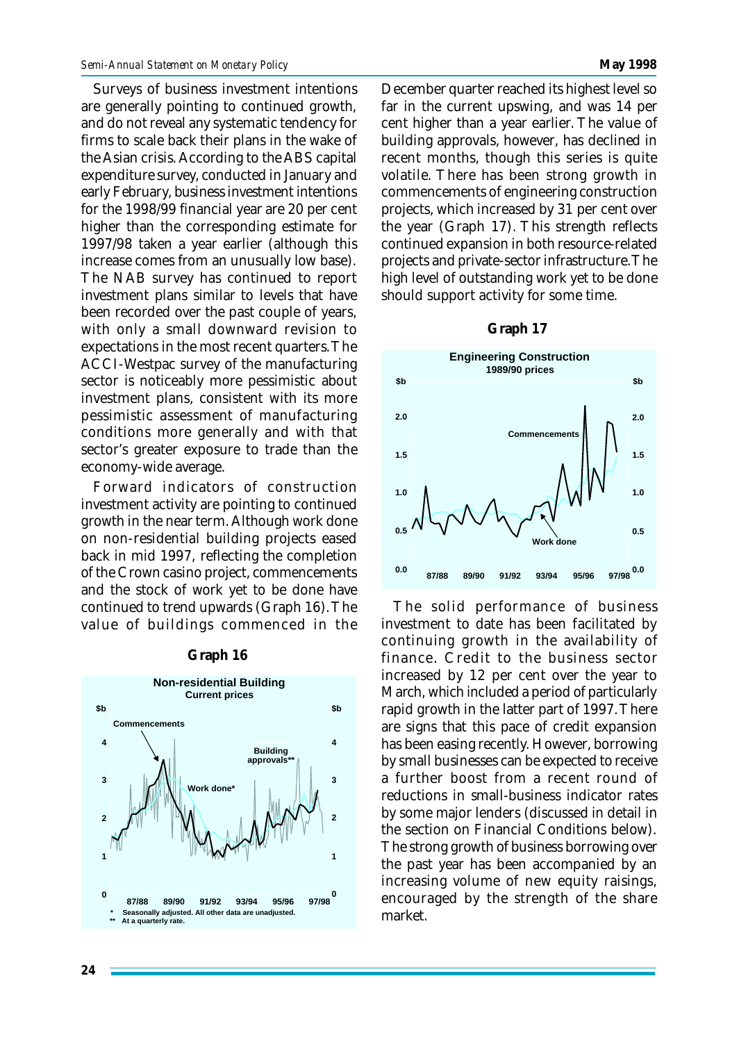Surveys of business investment intentions are generally pointing to continued growth, and do not reveal any systematic tendency for firms to scale back their plans in the wake of the Asian crisis. According to the ABS capital expenditure survey, conducted in January and early February, business investment intentions for the 1998/99 financial year are 20 per cent higher than the corresponding estimate for 1997/98 taken a year earlier (although this increase comes from an unusually low base). The NAB survey has continued to report investment plans similar to levels that have been recorded over the past couple of years, with only a small downward revision to expectations in the most recent quarters. The ACCI-Westpac survey of the manufacturing sector is noticeably more pessimistic about investment plans, consistent with its more pessimistic assessment of manufacturing conditions more generally and with that sector's greater exposure to trade than the economy-wide average.

Forward indicators of construction investment activity are pointing to continued growth in the near term. Although work done on non-residential building projects eased back in mid 1997, reflecting the completion of the Crown casino project, commencements and the stock of work yet to be done have continued to trend upwards (Graph 16). The value of buildings commenced in the December quarter reached its highest level so far in the current upswing, and was 14 per cent higher than a year earlier. The value of building approvals, however, has declined in recent months, though this series is quite volatile. There has been strong growth in commencements of engineering construction projects, which increased by 31 per cent over the year (Graph 17). This strength reflects continued expansion in both resource-related projects and private-sector infrastructure. The high level of outstanding work yet to be done should support activity for some time.

**Graph 16**

**Non-residential Building**
Current prices

\* Seasonally adjusted. All other data are unadjusted.
\*\* At a quarterly rate.

**Graph 17**

**Engineering Construction**
1989/90 prices

The solid performance of business investment to date has been facilitated by continuing growth in the availability of finance. Credit to the business sector increased by 12 per cent over the year to March, which included a period of particularly rapid growth in the latter part of 1997. There are signs that this pace of credit expansion has been easing recently. However, borrowing by small businesses can be expected to receive a further boost from a recent round of reductions in small-business indicator rates by some major lenders (discussed in detail in the section on Financial Conditions below). The strong growth of business borrowing over the past year has been accompanied by an increasing volume of new equity raisings, encouraged by the strength of the share market.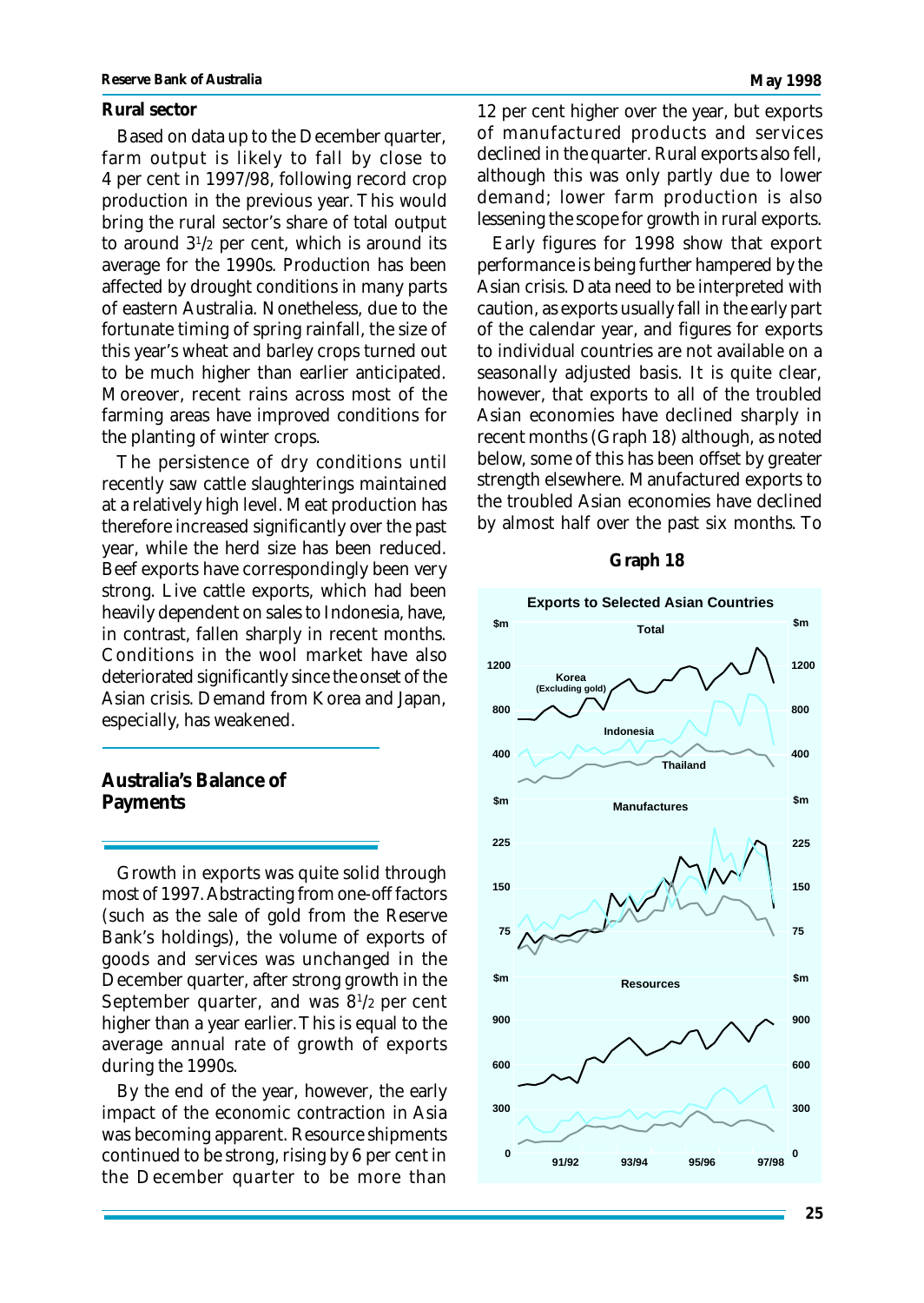### Rural sector

Based on data up to the December quarter, farm output is likely to fall by close to 4 per cent in 1997/98, following record crop production in the previous year. This would bring the rural sector's share of total output to around $3^1/_2$ per cent, which is around its average for the 1990s. Production has been affected by drought conditions in many parts of eastern Australia. Nonetheless, due to the fortunate timing of spring rainfall, the size of this year's wheat and barley crops turned out to be much higher than earlier anticipated. Moreover, recent rains across most of the farming areas have improved conditions for the planting of winter crops.

The persistence of dry conditions until recently saw cattle slaughterings maintained at a relatively high level. Meat production has therefore increased significantly over the past year, while the herd size has been reduced. Beef exports have correspondingly been very strong. Live cattle exports, which had been heavily dependent on sales to Indonesia, have, in contrast, fallen sharply in recent months. Conditions in the wool market have also deteriorated significantly since the onset of the Asian crisis. Demand from Korea and Japan, especially, has weakened.

## Australia's Balance of Payments

Growth in exports was quite solid through most of 1997. Abstracting from one-off factors (such as the sale of gold from the Reserve Bank's holdings), the volume of exports of goods and services was unchanged in the December quarter, after strong growth in the September quarter, and was $8^1/_2$ per cent higher than a year earlier. This is equal to the average annual rate of growth of exports during the 1990s.

By the end of the year, however, the early impact of the economic contraction in Asia was becoming apparent. Resource shipments continued to be strong, rising by 6 per cent in the December quarter to be more than 12 per cent higher over the year, but exports of manufactured products and services declined in the quarter. Rural exports also fell, although this was only partly due to lower demand; lower farm production is also lessening the scope for growth in rural exports.

Early figures for 1998 show that export performance is being further hampered by the Asian crisis. Data need to be interpreted with caution, as exports usually fall in the early part of the calendar year, and figures for exports to individual countries are not available on a seasonally adjusted basis. It is quite clear, however, that exports to all of the troubled Asian economies have declined sharply in recent months (Graph 18) although, as noted below, some of this has been offset by greater strength elsewhere. Manufactured exports to the troubled Asian economies have declined by almost half over the past six months. To

**Graph 18**

Exports to Selected Asian Countries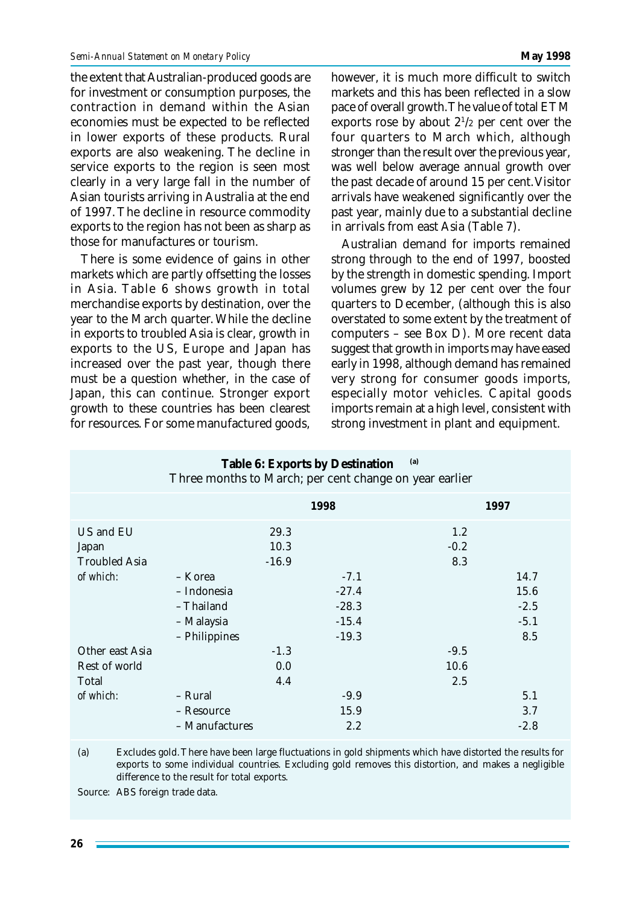the extent that Australian-produced goods are for investment or consumption purposes, the contraction in demand within the Asian economies must be expected to be reflected in lower exports of these products. Rural exports are also weakening. The decline in service exports to the region is seen most clearly in a very large fall in the number of Asian tourists arriving in Australia at the end of 1997. The decline in resource commodity exports to the region has not been as sharp as those for manufactures or tourism.

There is some evidence of gains in other markets which are partly offsetting the losses in Asia. Table 6 shows growth in total merchandise exports by destination, over the year to the March quarter. While the decline in exports to troubled Asia is clear, growth in exports to the US, Europe and Japan has increased over the past year, though there must be a question whether, in the case of Japan, this can continue. Stronger export growth to these countries has been clearest for resources. For some manufactured goods, however, it is much more difficult to switch markets and this has been reflected in a slow pace of overall growth. The value of total ETM exports rose by about 2½ per cent over the four quarters to March which, although stronger than the result over the previous year, was well below average annual growth over the past decade of around 15 per cent. Visitor arrivals have weakened significantly over the past year, mainly due to a substantial decline in arrivals from east Asia (Table 7).

Australian demand for imports remained strong through to the end of 1997, boosted by the strength in domestic spending. Import volumes grew by 12 per cent over the four quarters to December, (although this is also overstated to some extent by the treatment of computers – see Box D). More recent data suggest that growth in imports may have eased early in 1998, although demand has remained very strong for consumer goods imports, especially motor vehicles. Capital goods imports remain at a high level, consistent with strong investment in plant and equipment.

**Table 6: Exports by Destination** [(a)]
Three months to March; per cent change on year earlier

| | | 1998 | | 1997 | |
|---|---|---|---|---|---|
| US and EU | | 29.3 | | 1.2 | |
| Japan | | 10.3 | | -0.2 | |
| Troubled Asia | | -16.9 | | 8.3 | |
| *of which:* | – Korea | | -7.1 | | 14.7 |
| | – Indonesia | | -27.4 | | 15.6 |
| | – Thailand | | -28.3 | | -2.5 |
| | – Malaysia | | -15.4 | | -5.1 |
| | – Philippines | | -19.3 | | 8.5 |
| Other east Asia | | -1.3 | | -9.5 | |
| Rest of world | | 0.0 | | 10.6 | |
| Total | | 4.4 | | 2.5 | |
| *of which:* | – Rural | | -9.9 | | 5.1 |
| | – Resource | | 15.9 | | 3.7 |
| | – Manufactures | | 2.2 | | -2.8 |

(a) Excludes gold. There have been large fluctuations in gold shipments which have distorted the results for exports to some individual countries. Excluding gold removes this distortion, and makes a negligible difference to the result for total exports.

Source: ABS foreign trade data.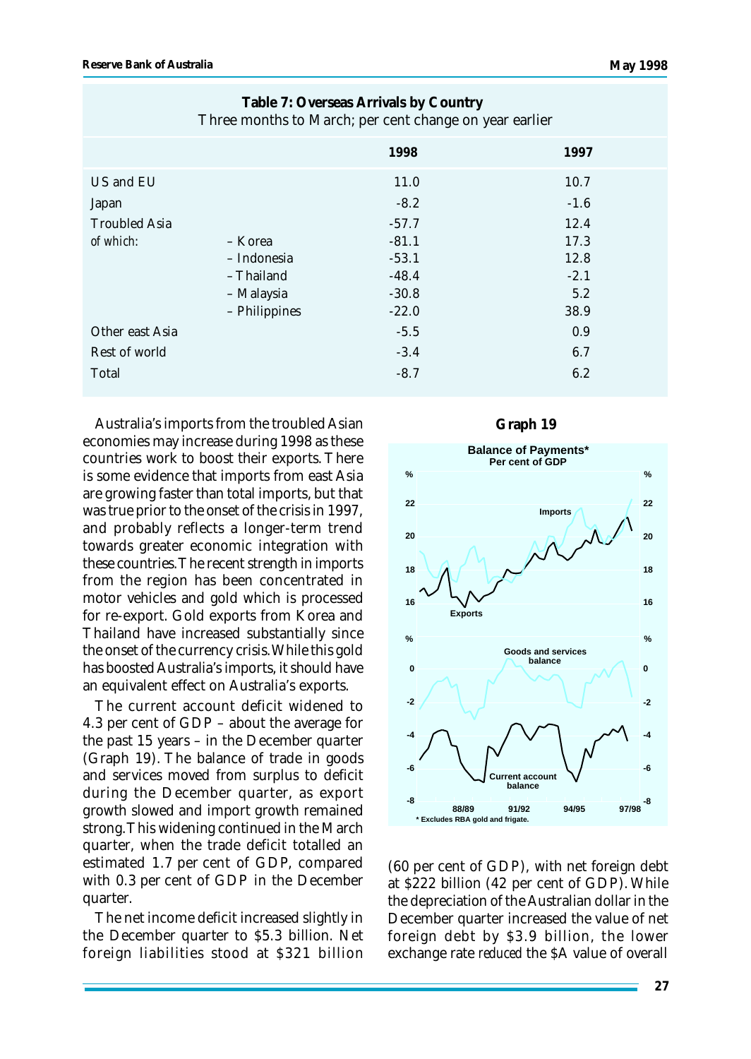**Table 7: Overseas Arrivals by Country**
Three months to March; per cent change on year earlier

| | | 1998 | 1997 |
|---|---|---|---|
| US and EU | | 11.0 | 10.7 |
| Japan | | -8.2 | -1.6 |
| Troubled Asia | | -57.7 | 12.4 |
| *of which:* | – Korea | -81.1 | 17.3 |
| | – Indonesia | -53.1 | 12.8 |
| | – Thailand | -48.4 | -2.1 |
| | – Malaysia | -30.8 | 5.2 |
| | – Philippines | -22.0 | 38.9 |
| Other east Asia | | -5.5 | 0.9 |
| Rest of world | | -3.4 | 6.7 |
| Total | | -8.7 | 6.2 |

Australia's imports from the troubled Asian economies may increase during 1998 as these countries work to boost their exports. There is some evidence that imports from east Asia are growing faster than total imports, but that was true prior to the onset of the crisis in 1997, and probably reflects a longer-term trend towards greater economic integration with these countries. The recent strength in imports from the region has been concentrated in motor vehicles and gold which is processed for re-export. Gold exports from Korea and Thailand have increased substantially since the onset of the currency crisis. While this gold has boosted Australia's imports, it should have an equivalent effect on Australia's exports.

The current account deficit widened to 4.3 per cent of GDP – about the average for the past 15 years – in the December quarter (Graph 19). The balance of trade in goods and services moved from surplus to deficit during the December quarter, as export growth slowed and import growth remained strong. This widening continued in the March quarter, when the trade deficit totalled an estimated 1.7 per cent of GDP, compared with 0.3 per cent of GDP in the December quarter.

The net income deficit increased slightly in the December quarter to $5.3 billion. Net foreign liabilities stood at $321 billion (60 per cent of GDP), with net foreign debt at $222 billion (42 per cent of GDP). While the depreciation of the Australian dollar in the December quarter increased the value of net foreign debt by $3.9 billion, the lower exchange rate *reduced* the $A value of overall

**Graph 19**

Balance of Payments*
Per cent of GDP

* Excludes RBA gold and frigate.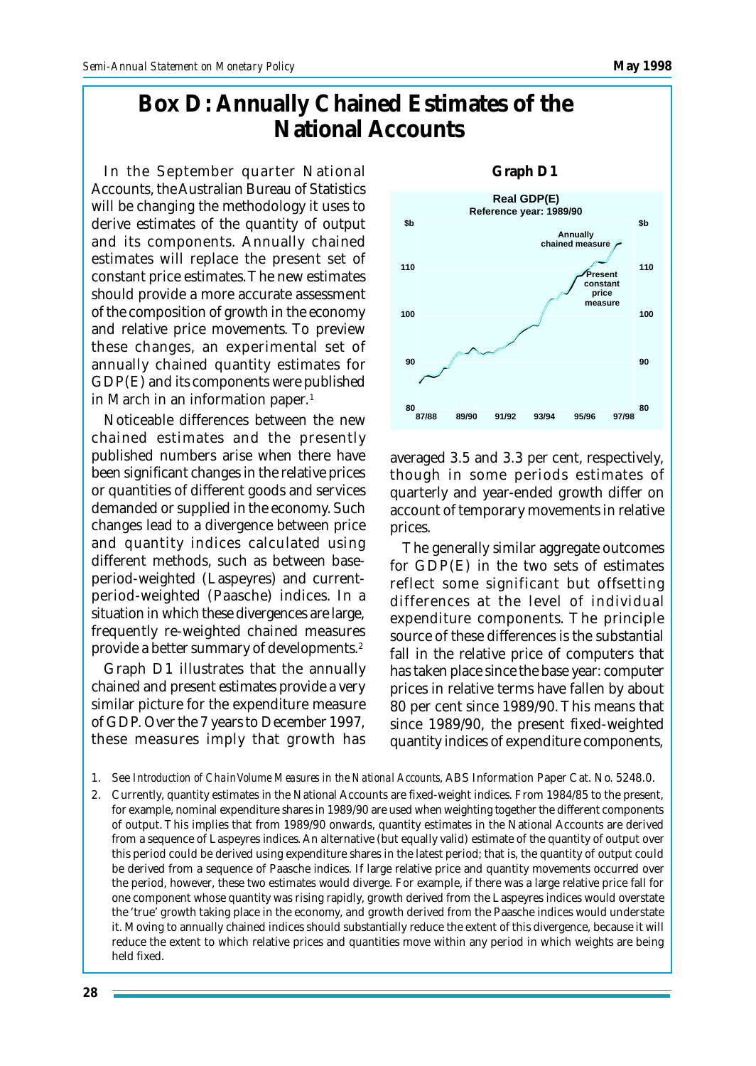# Box D: Annually Chained Estimates of the National Accounts

In the September quarter National Accounts, the Australian Bureau of Statistics will be changing the methodology it uses to derive estimates of the quantity of output and its components. Annually chained estimates will replace the present set of constant price estimates. The new estimates should provide a more accurate assessment of the composition of growth in the economy and relative price movements. To preview these changes, an experimental set of annually chained quantity estimates for GDP(E) and its components were published in March in an information paper.[1]

Noticeable differences between the new chained estimates and the presently published numbers arise when there have been significant changes in the relative prices or quantities of different goods and services demanded or supplied in the economy. Such changes lead to a divergence between price and quantity indices calculated using different methods, such as between base-period-weighted (Laspeyres) and current-period-weighted (Paasche) indices. In a situation in which these divergences are large, frequently re-weighted chained measures provide a better summary of developments.[2]

Graph D1 illustrates that the annually chained and present estimates provide a very similar picture for the expenditure measure of GDP. Over the 7 years to December 1997, these measures imply that growth has averaged 3.5 and 3.3 per cent, respectively, though in some periods estimates of quarterly and year-ended growth differ on account of temporary movements in relative prices.

**Graph D1**

Real GDP(E)
Reference year: 1989/90

The generally similar aggregate outcomes for GDP(E) in the two sets of estimates reflect some significant but offsetting differences at the level of individual expenditure components. The principle source of these differences is the substantial fall in the relative price of computers that has taken place since the base year: computer prices in relative terms have fallen by about 80 per cent since 1989/90. This means that since 1989/90, the present fixed-weighted quantity indices of expenditure components,

1. See *Introduction of Chain Volume Measures in the National Accounts*, ABS Information Paper Cat. No. 5248.0.
2. Currently, quantity estimates in the National Accounts are fixed-weight indices. From 1984/85 to the present, for example, nominal expenditure shares in 1989/90 are used when weighting together the different components of output. This implies that from 1989/90 onwards, quantity estimates in the National Accounts are derived from a sequence of Laspeyres indices. An alternative (but equally valid) estimate of the quantity of output over this period could be derived using expenditure shares in the latest period; that is, the quantity of output could be derived from a sequence of Paasche indices. If large relative price and quantity movements occurred over the period, however, these two estimates would diverge. For example, if there was a large relative price fall for one component whose quantity was rising rapidly, growth derived from the Laspeyres indices would overstate the 'true' growth taking place in the economy, and growth derived from the Paasche indices would understate it. Moving to annually chained indices should substantially reduce the extent of this divergence, because it will reduce the extent to which relative prices and quantities move within any period in which weights are being held fixed.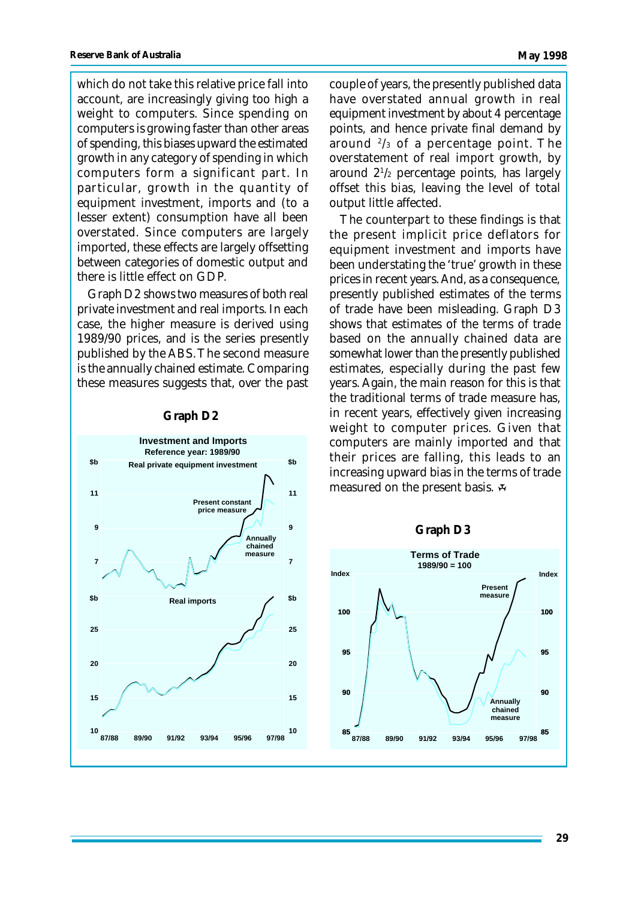which do not take this relative price fall into account, are increasingly giving too high a weight to computers. Since spending on computers is growing faster than other areas of spending, this biases upward the estimated growth in any category of spending in which computers form a significant part. In particular, growth in the quantity of equipment investment, imports and (to a lesser extent) consumption have all been overstated. Since computers are largely imported, these effects are largely offsetting between categories of domestic output and there is little effect on GDP.

Graph D2 shows two measures of both real private investment and real imports. In each case, the higher measure is derived using 1989/90 prices, and is the series presently published by the ABS. The second measure is the annually chained estimate. Comparing these measures suggests that, over the past couple of years, the presently published data have overstated annual growth in real equipment investment by about 4 percentage points, and hence private final demand by around $^{2}/_{3}$ of a percentage point. The overstatement of real import growth, by around $2^{1}/_{2}$ percentage points, has largely offset this bias, leaving the level of total output little affected.

**Graph D2**

The counterpart to these findings is that the present implicit price deflators for equipment investment and imports have been understating the 'true' growth in these prices in recent years. And, as a consequence, presently published estimates of the terms of trade have been misleading. Graph D3 shows that estimates of the terms of trade based on the annually chained data are somewhat lower than the presently published estimates, especially during the past few years. Again, the main reason for this is that the traditional terms of trade measure has, in recent years, effectively given increasing weight to computer prices. Given that computers are mainly imported and that their prices are falling, this leads to an increasing upward bias in the terms of trade measured on the present basis.

**Graph D3**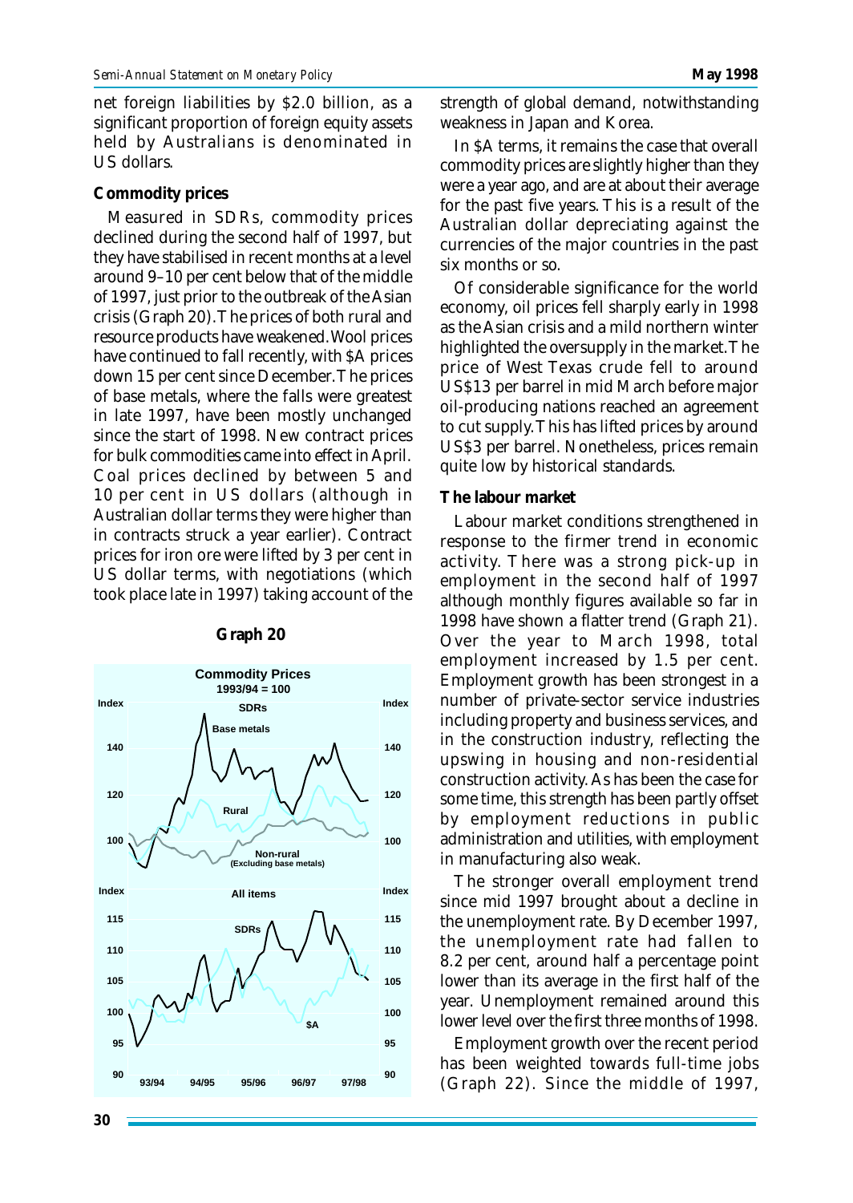net foreign liabilities by $2.0 billion, as a significant proportion of foreign equity assets held by Australians is denominated in US dollars.

**Commodity prices**

Measured in SDRs, commodity prices declined during the second half of 1997, but they have stabilised in recent months at a level around 9–10 per cent below that of the middle of 1997, just prior to the outbreak of the Asian crisis (Graph 20). The prices of both rural and resource products have weakened. Wool prices have continued to fall recently, with $A prices down 15 per cent since December. The prices of base metals, where the falls were greatest in late 1997, have been mostly unchanged since the start of 1998. New contract prices for bulk commodities came into effect in April. Coal prices declined by between 5 and 10 per cent in US dollars (although in Australian dollar terms they were higher than in contracts struck a year earlier). Contract prices for iron ore were lifted by 3 per cent in US dollar terms, with negotiations (which took place late in 1997) taking account of the strength of global demand, notwithstanding weakness in Japan and Korea.

**Graph 20**

In $A terms, it remains the case that overall commodity prices are slightly higher than they were a year ago, and are at about their average for the past five years. This is a result of the Australian dollar depreciating against the currencies of the major countries in the past six months or so.

Of considerable significance for the world economy, oil prices fell sharply early in 1998 as the Asian crisis and a mild northern winter highlighted the oversupply in the market. The price of West Texas crude fell to around US$13 per barrel in mid March before major oil-producing nations reached an agreement to cut supply. This has lifted prices by around US$3 per barrel. Nonetheless, prices remain quite low by historical standards.

**The labour market**

Labour market conditions strengthened in response to the firmer trend in economic activity. There was a strong pick-up in employment in the second half of 1997 although monthly figures available so far in 1998 have shown a flatter trend (Graph 21). Over the year to March 1998, total employment increased by 1.5 per cent. Employment growth has been strongest in a number of private-sector service industries including property and business services, and in the construction industry, reflecting the upswing in housing and non-residential construction activity. As has been the case for some time, this strength has been partly offset by employment reductions in public administration and utilities, with employment in manufacturing also weak.

The stronger overall employment trend since mid 1997 brought about a decline in the unemployment rate. By December 1997, the unemployment rate had fallen to 8.2 per cent, around half a percentage point lower than its average in the first half of the year. Unemployment remained around this lower level over the first three months of 1998.

Employment growth over the recent period has been weighted towards full-time jobs (Graph 22). Since the middle of 1997,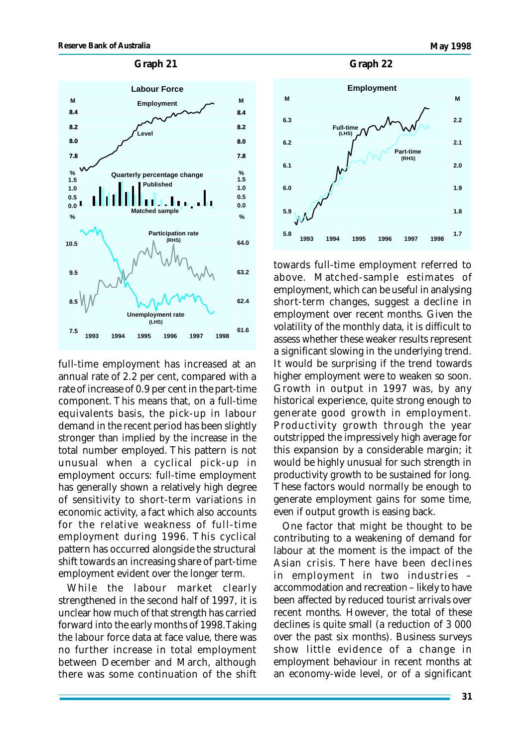**Graph 21**

**Graph 22**

full-time employment has increased at an annual rate of 2.2 per cent, compared with a rate of increase of 0.9 per cent in the part-time component. This means that, on a full-time equivalents basis, the pick-up in labour demand in the recent period has been slightly stronger than implied by the increase in the total number employed. This pattern is not unusual when a cyclical pick-up in employment occurs: full-time employment has generally shown a relatively high degree of sensitivity to short-term variations in economic activity, a fact which also accounts for the relative weakness of full-time employment during 1996. This cyclical pattern has occurred alongside the structural shift towards an increasing share of part-time employment evident over the longer term.

While the labour market clearly strengthened in the second half of 1997, it is unclear how much of that strength has carried forward into the early months of 1998. Taking the labour force data at face value, there was no further increase in total employment between December and March, although there was some continuation of the shift towards full-time employment referred to above. Matched-sample estimates of employment, which can be useful in analysing short-term changes, suggest a decline in employment over recent months. Given the volatility of the monthly data, it is difficult to assess whether these weaker results represent a significant slowing in the underlying trend. It would be surprising if the trend towards higher employment were to weaken so soon. Growth in output in 1997 was, by any historical experience, quite strong enough to generate good growth in employment. Productivity growth through the year outstripped the impressively high average for this expansion by a considerable margin; it would be highly unusual for such strength in productivity growth to be sustained for long. These factors would normally be enough to generate employment gains for some time, even if output growth is easing back.

One factor that might be thought to be contributing to a weakening of demand for labour at the moment is the impact of the Asian crisis. There have been declines in employment in two industries – accommodation and recreation – likely to have been affected by reduced tourist arrivals over recent months. However, the total of these declines is quite small (a reduction of 3 000 over the past six months). Business surveys show little evidence of a change in employment behaviour in recent months at an economy-wide level, or of a significant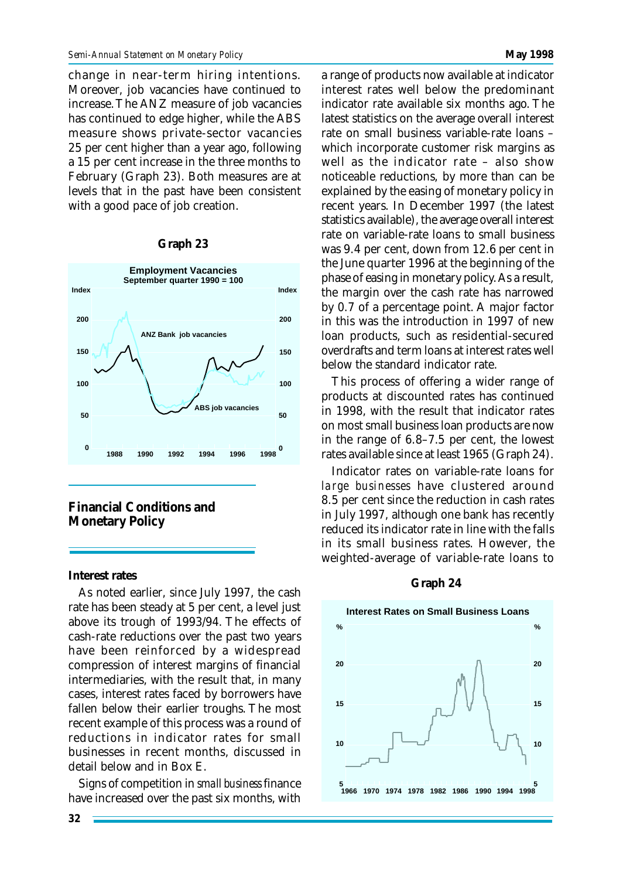change in near-term hiring intentions. Moreover, job vacancies have continued to increase. The ANZ measure of job vacancies has continued to edge higher, while the ABS measure shows private-sector vacancies 25 per cent higher than a year ago, following a 15 per cent increase in the three months to February (Graph 23). Both measures are at levels that in the past have been consistent with a good pace of job creation.

**Graph 23**

**Employment Vacancies**
**September quarter 1990 = 100**

## Financial Conditions and Monetary Policy

### Interest rates

As noted earlier, since July 1997, the cash rate has been steady at 5 per cent, a level just above its trough of 1993/94. The effects of cash-rate reductions over the past two years have been reinforced by a widespread compression of interest margins of financial intermediaries, with the result that, in many cases, interest rates faced by borrowers have fallen below their earlier troughs. The most recent example of this process was a round of reductions in indicator rates for small businesses in recent months, discussed in detail below and in Box E.

Signs of competition in *small business* finance have increased over the past six months, with a range of products now available at indicator interest rates well below the predominant indicator rate available six months ago. The latest statistics on the average overall interest rate on small business variable-rate loans – which incorporate customer risk margins as well as the indicator rate – also show noticeable reductions, by more than can be explained by the easing of monetary policy in recent years. In December 1997 (the latest statistics available), the average overall interest rate on variable-rate loans to small business was 9.4 per cent, down from 12.6 per cent in the June quarter 1996 at the beginning of the phase of easing in monetary policy. As a result, the margin over the cash rate has narrowed by 0.7 of a percentage point. A major factor in this was the introduction in 1997 of new loan products, such as residential-secured overdrafts and term loans at interest rates well below the standard indicator rate.

This process of offering a wider range of products at discounted rates has continued in 1998, with the result that indicator rates on most small business loan products are now in the range of 6.8–7.5 per cent, the lowest rates available since at least 1965 (Graph 24).

Indicator rates on variable-rate loans for *large businesses* have clustered around 8.5 per cent since the reduction in cash rates in July 1997, although one bank has recently reduced its indicator rate in line with the falls in its small business rates. However, the weighted-average of variable-rate loans to

**Graph 24**

**Interest Rates on Small Business Loans**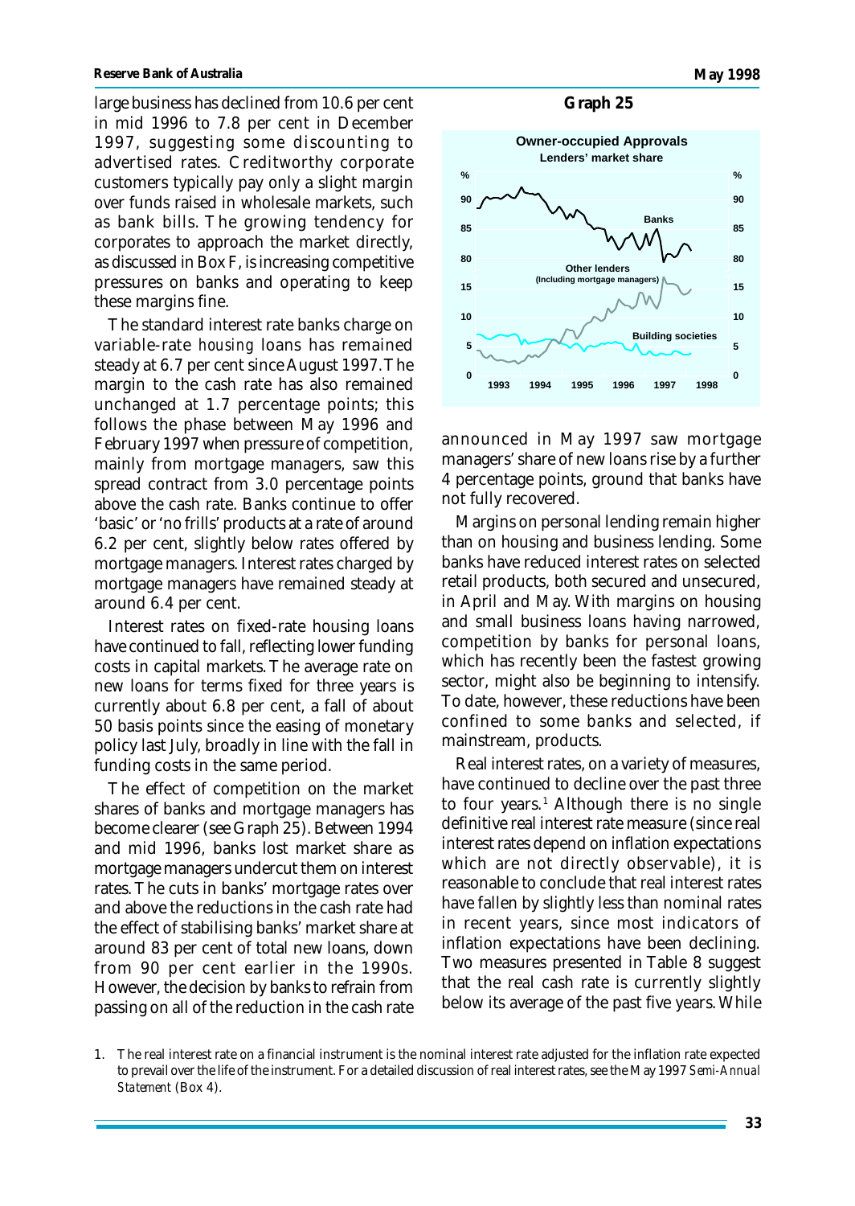large business has declined from 10.6 per cent in mid 1996 to 7.8 per cent in December 1997, suggesting some discounting to advertised rates. Creditworthy corporate customers typically pay only a slight margin over funds raised in wholesale markets, such as bank bills. The growing tendency for corporates to approach the market directly, as discussed in Box F, is increasing competitive pressures on banks and operating to keep these margins fine.

The standard interest rate banks charge on variable-rate *housing* loans has remained steady at 6.7 per cent since August 1997. The margin to the cash rate has also remained unchanged at 1.7 percentage points; this follows the phase between May 1996 and February 1997 when pressure of competition, mainly from mortgage managers, saw this spread contract from 3.0 percentage points above the cash rate. Banks continue to offer 'basic' or 'no frills' products at a rate of around 6.2 per cent, slightly below rates offered by mortgage managers. Interest rates charged by mortgage managers have remained steady at around 6.4 per cent.

Interest rates on fixed-rate housing loans have continued to fall, reflecting lower funding costs in capital markets. The average rate on new loans for terms fixed for three years is currently about 6.8 per cent, a fall of about 50 basis points since the easing of monetary policy last July, broadly in line with the fall in funding costs in the same period.

The effect of competition on the market shares of banks and mortgage managers has become clearer (see Graph 25). Between 1994 and mid 1996, banks lost market share as mortgage managers undercut them on interest rates. The cuts in banks' mortgage rates over and above the reductions in the cash rate had the effect of stabilising banks' market share at around 83 per cent of total new loans, down from 90 per cent earlier in the 1990s. However, the decision by banks to refrain from passing on all of the reduction in the cash rate announced in May 1997 saw mortgage managers' share of new loans rise by a further 4 percentage points, ground that banks have not fully recovered.

**Graph 25**

**Owner-occupied Approvals**
**Lenders' market share**

Margins on personal lending remain higher than on housing and business lending. Some banks have reduced interest rates on selected retail products, both secured and unsecured, in April and May. With margins on housing and small business loans having narrowed, competition by banks for personal loans, which has recently been the fastest growing sector, might also be beginning to intensify. To date, however, these reductions have been confined to some banks and selected, if mainstream, products.

Real interest rates, on a variety of measures, have continued to decline over the past three to four years.[1] Although there is no single definitive real interest rate measure (since real interest rates depend on inflation expectations which are not directly observable), it is reasonable to conclude that real interest rates have fallen by slightly less than nominal rates in recent years, since most indicators of inflation expectations have been declining. Two measures presented in Table 8 suggest that the real cash rate is currently slightly below its average of the past five years. While

1. The real interest rate on a financial instrument is the nominal interest rate adjusted for the inflation rate expected to prevail over the life of the instrument. For a detailed discussion of real interest rates, see the May 1997 *Semi-Annual Statement* (Box 4).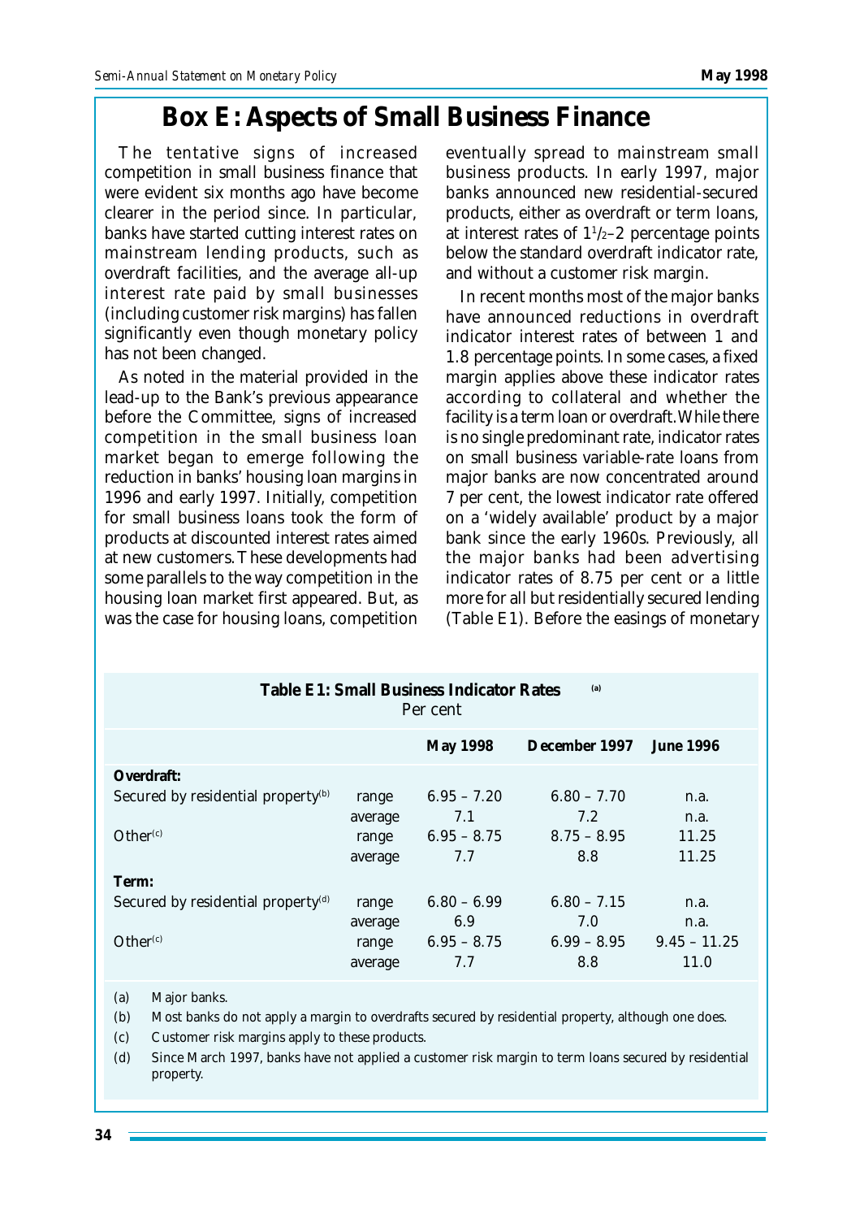## Box E: Aspects of Small Business Finance

The tentative signs of increased competition in small business finance that were evident six months ago have become clearer in the period since. In particular, banks have started cutting interest rates on mainstream lending products, such as overdraft facilities, and the average all-up interest rate paid by small businesses (including customer risk margins) has fallen significantly even though monetary policy has not been changed.

As noted in the material provided in the lead-up to the Bank's previous appearance before the Committee, signs of increased competition in the small business loan market began to emerge following the reduction in banks' housing loan margins in 1996 and early 1997. Initially, competition for small business loans took the form of products at discounted interest rates aimed at new customers. These developments had some parallels to the way competition in the housing loan market first appeared. But, as was the case for housing loans, competition eventually spread to mainstream small business products. In early 1997, major banks announced new residential-secured products, either as overdraft or term loans, at interest rates of 1½–2 percentage points below the standard overdraft indicator rate, and without a customer risk margin.

In recent months most of the major banks have announced reductions in overdraft indicator interest rates of between 1 and 1.8 percentage points. In some cases, a fixed margin applies above these indicator rates according to collateral and whether the facility is a term loan or overdraft. While there is no single predominant rate, indicator rates on small business variable-rate loans from major banks are now concentrated around 7 per cent, the lowest indicator rate offered on a 'widely available' product by a major bank since the early 1960s. Previously, all the major banks had been advertising indicator rates of 8.75 per cent or a little more for all but residentially secured lending (Table E1). Before the easings of monetary

**Table E1: Small Business Indicator Rates** [(a)]
Per cent

| | | May 1998 | December 1997 | June 1996 |
|---|---|---|---|---|
| **Overdraft:** | | | | |
| Secured by residential property[(b)] | range | 6.95 – 7.20 | 6.80 – 7.70 | n.a. |
| | average | 7.1 | 7.2 | n.a. |
| Other[(c)] | range | 6.95 – 8.75 | 8.75 – 8.95 | 11.25 |
| | average | 7.7 | 8.8 | 11.25 |
| **Term:** | | | | |
| Secured by residential property[(d)] | range | 6.80 – 6.99 | 6.80 – 7.15 | n.a. |
| | average | 6.9 | 7.0 | n.a. |
| Other[(c)] | range | 6.95 – 8.75 | 6.99 – 8.95 | 9.45 – 11.25 |
| | average | 7.7 | 8.8 | 11.0 |

(a) Major banks.

(b) Most banks do not apply a margin to overdrafts secured by residential property, although one does.

(c) Customer risk margins apply to these products.

(d) Since March 1997, banks have not applied a customer risk margin to term loans secured by residential property.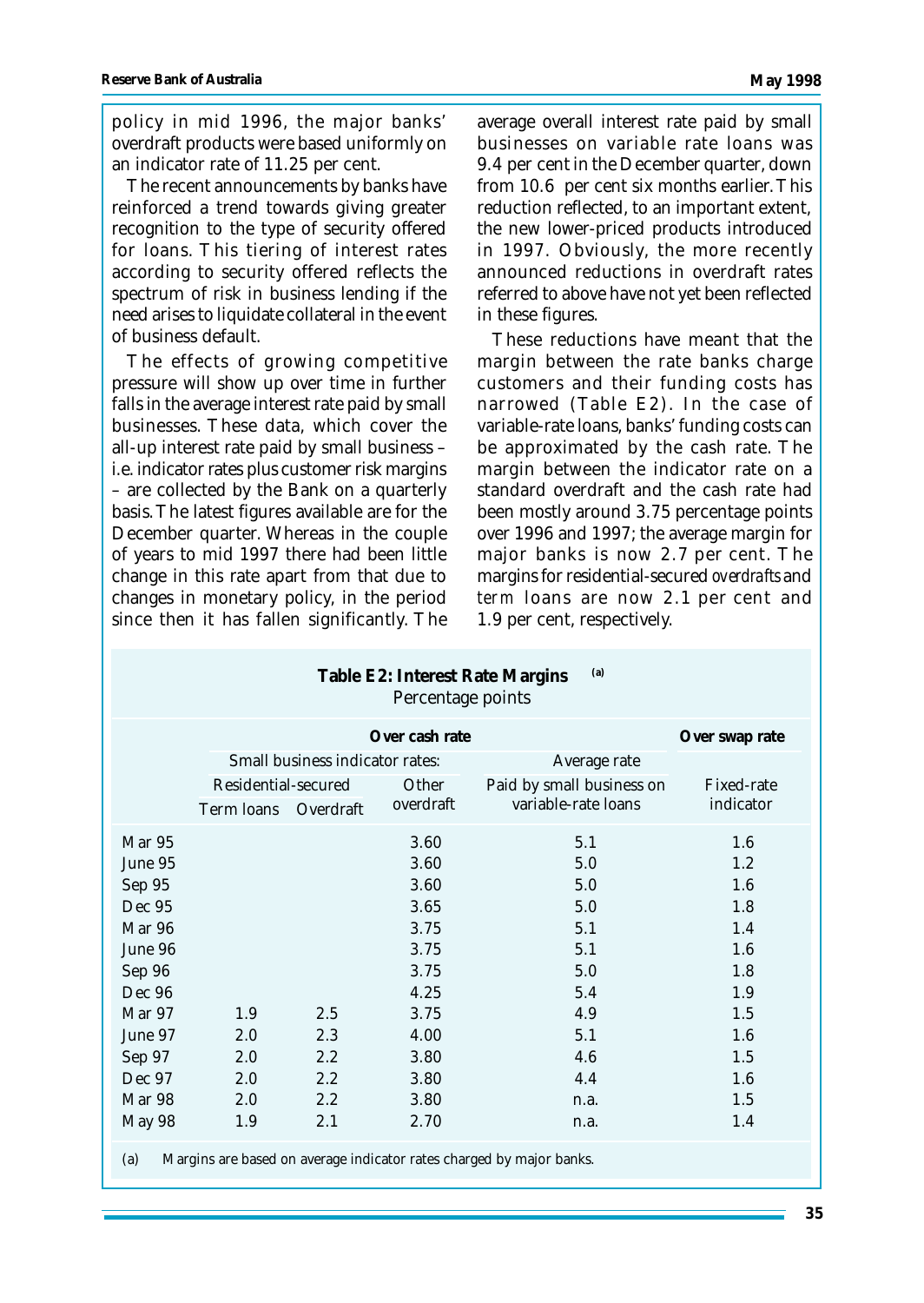policy in mid 1996, the major banks' overdraft products were based uniformly on an indicator rate of 11.25 per cent.

The recent announcements by banks have reinforced a trend towards giving greater recognition to the type of security offered for loans. This tiering of interest rates according to security offered reflects the spectrum of risk in business lending if the need arises to liquidate collateral in the event of business default.

The effects of growing competitive pressure will show up over time in further falls in the average interest rate paid by small businesses. These data, which cover the all-up interest rate paid by small business – i.e. indicator rates plus customer risk margins – are collected by the Bank on a quarterly basis. The latest figures available are for the December quarter. Whereas in the couple of years to mid 1997 there had been little change in this rate apart from that due to changes in monetary policy, in the period since then it has fallen significantly. The average overall interest rate paid by small businesses on variable rate loans was 9.4 per cent in the December quarter, down from 10.6 per cent six months earlier. This reduction reflected, to an important extent, the new lower-priced products introduced in 1997. Obviously, the more recently announced reductions in overdraft rates referred to above have not yet been reflected in these figures.

These reductions have meant that the margin between the rate banks charge customers and their funding costs has narrowed (Table E2). In the case of variable-rate loans, banks' funding costs can be approximated by the cash rate. The margin between the indicator rate on a standard overdraft and the cash rate had been mostly around 3.75 percentage points over 1996 and 1997; the average margin for major banks is now 2.7 per cent. The margins for residential-secured *overdrafts* and *term* loans are now 2.1 per cent and 1.9 per cent, respectively.

**Table E2: Interest Rate Margins** [(a)]
Percentage points

| | **Over cash rate** | | | | **Over swap rate** |
|---|---|---|---|---|---|
| | Small business indicator rates: | | | Average rate | |
| | Residential-secured | | Other overdraft | Paid by small business on variable-rate loans | Fixed-rate indicator |
| | Term loans | Overdraft | | | |
| Mar 95 | | | 3.60 | 5.1 | 1.6 |
| June 95 | | | 3.60 | 5.0 | 1.2 |
| Sep 95 | | | 3.60 | 5.0 | 1.6 |
| Dec 95 | | | 3.65 | 5.0 | 1.8 |
| Mar 96 | | | 3.75 | 5.1 | 1.4 |
| June 96 | | | 3.75 | 5.1 | 1.6 |
| Sep 96 | | | 3.75 | 5.0 | 1.8 |
| Dec 96 | | | 4.25 | 5.4 | 1.9 |
| Mar 97 | 1.9 | 2.5 | 3.75 | 4.9 | 1.5 |
| June 97 | 2.0 | 2.3 | 4.00 | 5.1 | 1.6 |
| Sep 97 | 2.0 | 2.2 | 3.80 | 4.6 | 1.5 |
| Dec 97 | 2.0 | 2.2 | 3.80 | 4.4 | 1.6 |
| Mar 98 | 2.0 | 2.2 | 3.80 | n.a. | 1.5 |
| May 98 | 1.9 | 2.1 | 2.70 | n.a. | 1.4 |

(a) Margins are based on average indicator rates charged by major banks.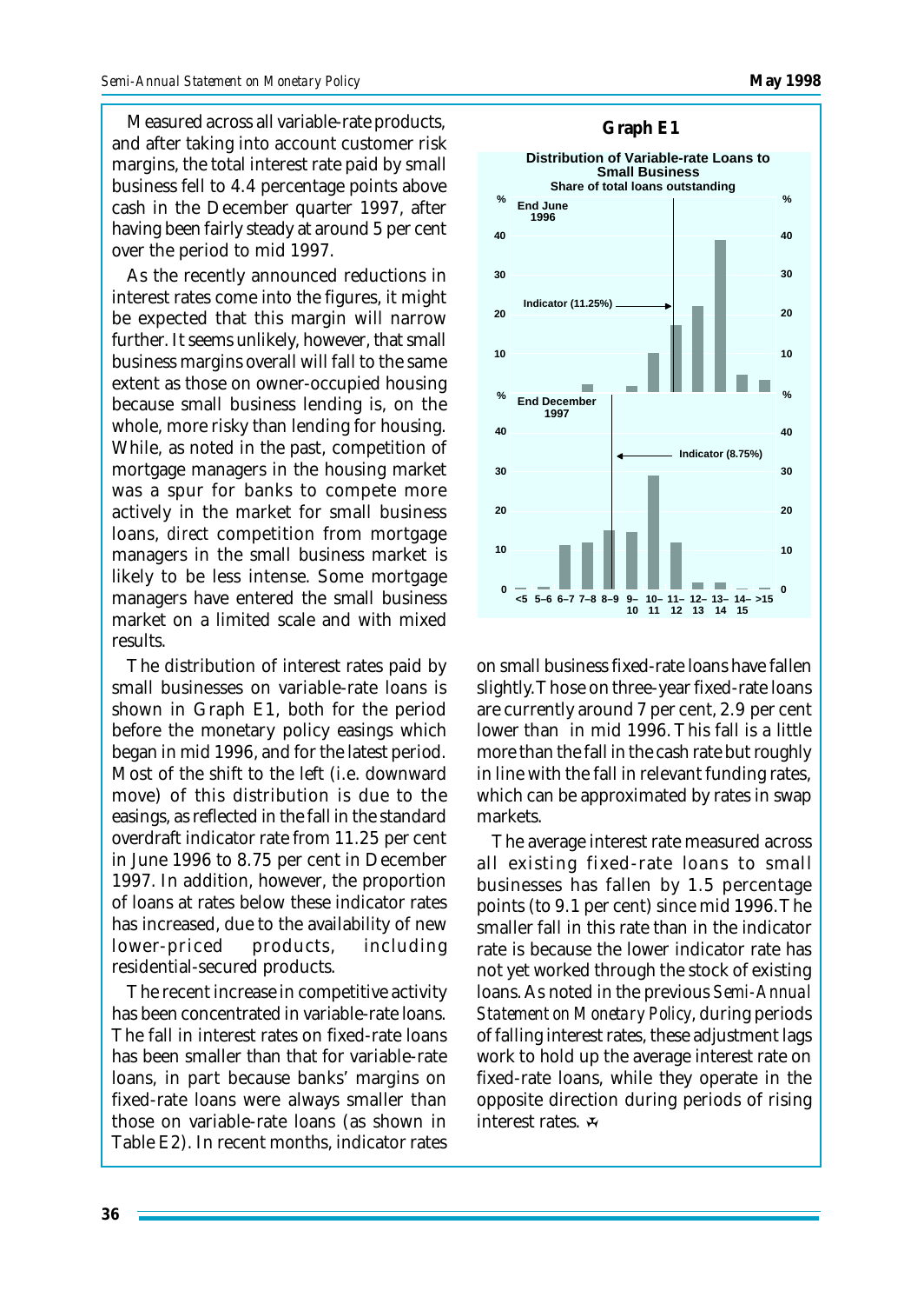Measured across all variable-rate products, and after taking into account customer risk margins, the total interest rate paid by small business fell to 4.4 percentage points above cash in the December quarter 1997, after having been fairly steady at around 5 per cent over the period to mid 1997.

As the recently announced reductions in interest rates come into the figures, it might be expected that this margin will narrow further. It seems unlikely, however, that small business margins overall will fall to the same extent as those on owner-occupied housing because small business lending is, on the whole, more risky than lending for housing. While, as noted in the past, competition of mortgage managers in the housing market was a spur for banks to compete more actively in the market for small business loans, *direct* competition from mortgage managers in the small business market is likely to be less intense. Some mortgage managers have entered the small business market on a limited scale and with mixed results.

The distribution of interest rates paid by small businesses on variable-rate loans is shown in Graph E1, both for the period before the monetary policy easings which began in mid 1996, and for the latest period. Most of the shift to the left (i.e. downward move) of this distribution is due to the easings, as reflected in the fall in the standard overdraft indicator rate from 11.25 per cent in June 1996 to 8.75 per cent in December 1997. In addition, however, the proportion of loans at rates below these indicator rates has increased, due to the availability of new lower-priced products, including residential-secured products.

The recent increase in competitive activity has been concentrated in variable-rate loans. The fall in interest rates on fixed-rate loans has been smaller than that for variable-rate loans, in part because banks' margins on fixed-rate loans were always smaller than those on variable-rate loans (as shown in Table E2). In recent months, indicator rates on small business fixed-rate loans have fallen slightly. Those on three-year fixed-rate loans are currently around 7 per cent, 2.9 per cent lower than in mid 1996. This fall is a little more than the fall in the cash rate but roughly in line with the fall in relevant funding rates, which can be approximated by rates in swap markets.

The average interest rate measured across all existing fixed-rate loans to small businesses has fallen by 1.5 percentage points (to 9.1 per cent) since mid 1996. The smaller fall in this rate than in the indicator rate is because the lower indicator rate has not yet worked through the stock of existing loans. As noted in the previous *Semi-Annual Statement on Monetary Policy*, during periods of falling interest rates, these adjustment lags work to hold up the average interest rate on fixed-rate loans, while they operate in the opposite direction during periods of rising interest rates.

**Graph E1**

**Distribution of Variable-rate Loans to Small Business**
Share of total loans outstanding

(Panels: End June 1996 — Indicator (11.25%); End December 1997 — Indicator (8.75%). Horizontal axis: <5, 5–6, 6–7, 7–8, 8–9, 9–10, 10–11, 11–12, 12–13, 13–14, 14–15, >15; vertical axis: %)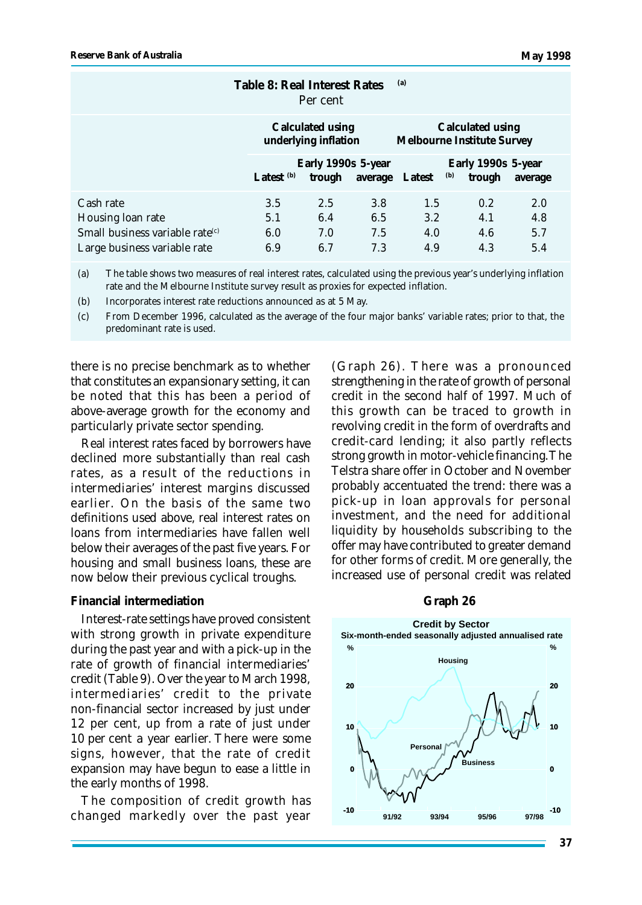**Table 8: Real Interest Rates**[(a)]
Per cent

| | Calculated using underlying inflation | | | Calculated using Melbourne Institute Survey | | |
|---|---|---|---|---|---|---|
| | | Early 1990s | 5-year | | Early 1990s | 5-year |
| | Latest [(b)] | trough | average | Latest [(b)] | trough | average |
| Cash rate | 3.5 | 2.5 | 3.8 | 1.5 | 0.2 | 2.0 |
| Housing loan rate | 5.1 | 6.4 | 6.5 | 3.2 | 4.1 | 4.8 |
| Small business variable rate[(c)] | 6.0 | 7.0 | 7.5 | 4.0 | 4.6 | 5.7 |
| Large business variable rate | 6.9 | 6.7 | 7.3 | 4.9 | 4.3 | 5.4 |

(a) The table shows two measures of real interest rates, calculated using the previous year's underlying inflation rate and the Melbourne Institute survey result as proxies for expected inflation.

(b) Incorporates interest rate reductions announced as at 5 May.

(c) From December 1996, calculated as the average of the four major banks' variable rates; prior to that, the predominant rate is used.

there is no precise benchmark as to whether that constitutes an expansionary setting, it can be noted that this has been a period of above-average growth for the economy and particularly private sector spending.

Real interest rates faced by borrowers have declined more substantially than real cash rates, as a result of the reductions in intermediaries' interest margins discussed earlier. On the basis of the same two definitions used above, real interest rates on loans from intermediaries have fallen well below their averages of the past five years. For housing and small business loans, these are now below their previous cyclical troughs.

### Financial intermediation

Interest-rate settings have proved consistent with strong growth in private expenditure during the past year and with a pick-up in the rate of growth of financial intermediaries' credit (Table 9). Over the year to March 1998, intermediaries' credit to the private non-financial sector increased by just under 12 per cent, up from a rate of just under 10 per cent a year earlier. There were some signs, however, that the rate of credit expansion may have begun to ease a little in the early months of 1998.

The composition of credit growth has changed markedly over the past year (Graph 26). There was a pronounced strengthening in the rate of growth of personal credit in the second half of 1997. Much of this growth can be traced to growth in revolving credit in the form of overdrafts and credit-card lending; it also partly reflects strong growth in motor-vehicle financing. The Telstra share offer in October and November probably accentuated the trend: there was a pick-up in loan approvals for personal investment, and the need for additional liquidity by households subscribing to the offer may have contributed to greater demand for other forms of credit. More generally, the increased use of personal credit was related

**Graph 26**

**Credit by Sector**
**Six-month-ended seasonally adjusted annualised rate**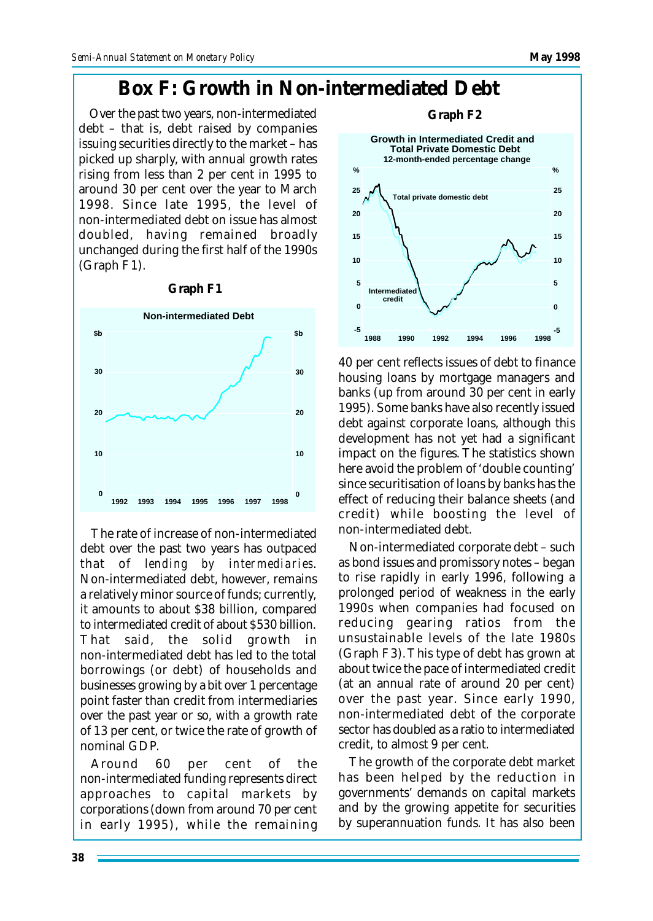# Box F: Growth in Non-intermediated Debt

Over the past two years, non-intermediated debt – that is, debt raised by companies issuing securities directly to the market – has picked up sharply, with annual growth rates rising from less than 2 per cent in 1995 to around 30 per cent over the year to March 1998. Since late 1995, the level of non-intermediated debt on issue has almost doubled, having remained broadly unchanged during the first half of the 1990s (Graph F1).

**Graph F1**

The rate of increase of non-intermediated debt over the past two years has outpaced that of *lending by intermediaries*. Non-intermediated debt, however, remains a relatively minor source of funds; currently, it amounts to about $38 billion, compared to intermediated credit of about $530 billion. That said, the solid growth in non-intermediated debt has led to the total borrowings (or debt) of households and businesses growing by a bit over 1 percentage point faster than credit from intermediaries over the past year or so, with a growth rate of 13 per cent, or twice the rate of growth of nominal GDP.

Around 60 per cent of the non-intermediated funding represents direct approaches to capital markets by corporations (down from around 70 per cent in early 1995), while the remaining 40 per cent reflects issues of debt to finance housing loans by mortgage managers and banks (up from around 30 per cent in early 1995). Some banks have also recently issued debt against corporate loans, although this development has not yet had a significant impact on the figures. The statistics shown here avoid the problem of 'double counting' since securitisation of loans by banks has the effect of reducing their balance sheets (and credit) while boosting the level of non-intermediated debt.

**Graph F2**

Non-intermediated corporate debt – such as bond issues and promissory notes – began to rise rapidly in early 1996, following a prolonged period of weakness in the early 1990s when companies had focused on reducing gearing ratios from the unsustainable levels of the late 1980s (Graph F3). This type of debt has grown at about twice the pace of intermediated credit (at an annual rate of around 20 per cent) over the past year. Since early 1990, non-intermediated debt of the corporate sector has doubled as a ratio to intermediated credit, to almost 9 per cent.

The growth of the corporate debt market has been helped by the reduction in governments' demands on capital markets and by the growing appetite for securities by superannuation funds. It has also been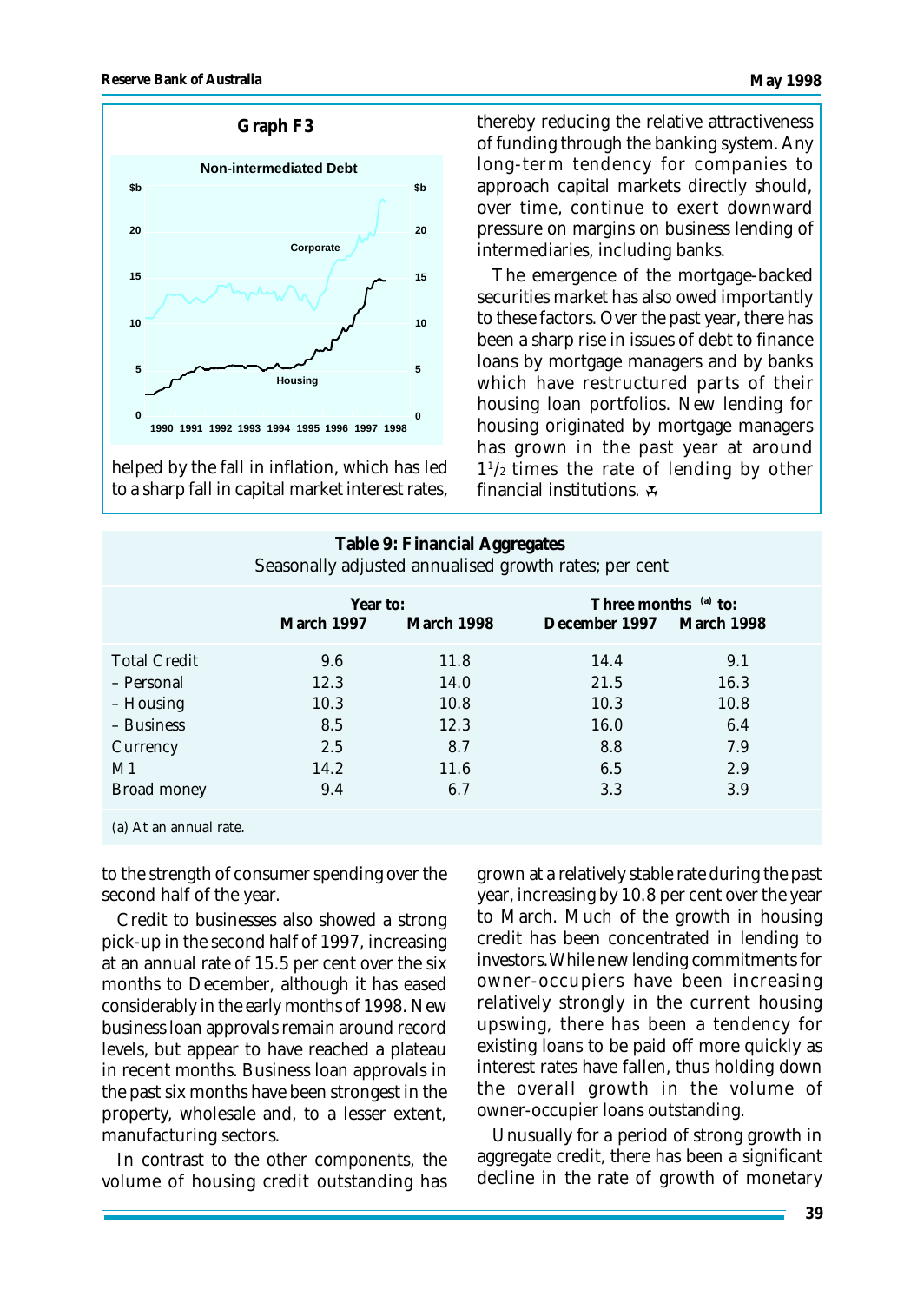**Graph F3**

helped by the fall in inflation, which has led to a sharp fall in capital market interest rates, thereby reducing the relative attractiveness of funding through the banking system. Any long-term tendency for companies to approach capital markets directly should, over time, continue to exert downward pressure on margins on business lending of intermediaries, including banks.

The emergence of the mortgage-backed securities market has also owed importantly to these factors. Over the past year, there has been a sharp rise in issues of debt to finance loans by mortgage managers and by banks which have restructured parts of their housing loan portfolios. New lending for housing originated by mortgage managers has grown in the past year at around 1½ times the rate of lending by other financial institutions.

**Table 9: Financial Aggregates**
Seasonally adjusted annualised growth rates; per cent

| | Year to: | | Three months [(a)] to: | |
|---|---|---|---|---|
| | March 1997 | March 1998 | December 1997 | March 1998 |
| Total Credit | 9.6 | 11.8 | 14.4 | 9.1 |
| – Personal | 12.3 | 14.0 | 21.5 | 16.3 |
| – Housing | 10.3 | 10.8 | 10.3 | 10.8 |
| – Business | 8.5 | 12.3 | 16.0 | 6.4 |
| Currency | 2.5 | 8.7 | 8.8 | 7.9 |
| M1 | 14.2 | 11.6 | 6.5 | 2.9 |
| Broad money | 9.4 | 6.7 | 3.3 | 3.9 |

(a) At an annual rate.

to the strength of consumer spending over the second half of the year.

Credit to businesses also showed a strong pick-up in the second half of 1997, increasing at an annual rate of 15.5 per cent over the six months to December, although it has eased considerably in the early months of 1998. New business loan approvals remain around record levels, but appear to have reached a plateau in recent months. Business loan approvals in the past six months have been strongest in the property, wholesale and, to a lesser extent, manufacturing sectors.

In contrast to the other components, the volume of housing credit outstanding has grown at a relatively stable rate during the past year, increasing by 10.8 per cent over the year to March. Much of the growth in housing credit has been concentrated in lending to investors. While new lending commitments for owner-occupiers have been increasing relatively strongly in the current housing upswing, there has been a tendency for existing loans to be paid off more quickly as interest rates have fallen, thus holding down the overall growth in the volume of owner-occupier loans outstanding.

Unusually for a period of strong growth in aggregate credit, there has been a significant decline in the rate of growth of monetary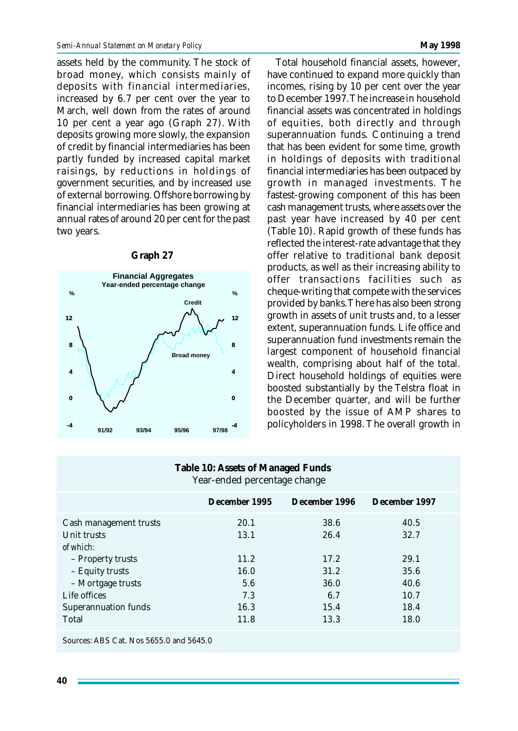assets held by the community. The stock of broad money, which consists mainly of deposits with financial intermediaries, increased by 6.7 per cent over the year to March, well down from the rates of around 10 per cent a year ago (Graph 27). With deposits growing more slowly, the expansion of credit by financial intermediaries has been partly funded by increased capital market raisings, by reductions in holdings of government securities, and by increased use of external borrowing. Offshore borrowing by financial intermediaries has been growing at annual rates of around 20 per cent for the past two years.

**Graph 27**

Financial Aggregates
Year-ended percentage change

Total household financial assets, however, have continued to expand more quickly than incomes, rising by 10 per cent over the year to December 1997. The increase in household financial assets was concentrated in holdings of equities, both directly and through superannuation funds. Continuing a trend that has been evident for some time, growth in holdings of deposits with traditional financial intermediaries has been outpaced by growth in managed investments. The fastest-growing component of this has been cash management trusts, where assets over the past year have increased by 40 per cent (Table 10). Rapid growth of these funds has reflected the interest-rate advantage that they offer relative to traditional bank deposit products, as well as their increasing ability to offer transactions facilities such as cheque-writing that compete with the services provided by banks. There has also been strong growth in assets of unit trusts and, to a lesser extent, superannuation funds. Life office and superannuation fund investments remain the largest component of household financial wealth, comprising about half of the total. Direct household holdings of equities were boosted substantially by the Telstra float in the December quarter, and will be further boosted by the issue of AMP shares to policyholders in 1998. The overall growth in

**Table 10: Assets of Managed Funds**
Year-ended percentage change

| | December 1995 | December 1996 | December 1997 |
|---|---|---|---|
| Cash management trusts | 20.1 | 38.6 | 40.5 |
| Unit trusts | 13.1 | 26.4 | 32.7 |
| *of which:* | | | |
| – Property trusts | 11.2 | 17.2 | 29.1 |
| – Equity trusts | 16.0 | 31.2 | 35.6 |
| – Mortgage trusts | 5.6 | 36.0 | 40.6 |
| Life offices | 7.3 | 6.7 | 10.7 |
| Superannuation funds | 16.3 | 15.4 | 18.4 |
| Total | 11.8 | 13.3 | 18.0 |

Sources: ABS Cat. Nos 5655.0 and 5645.0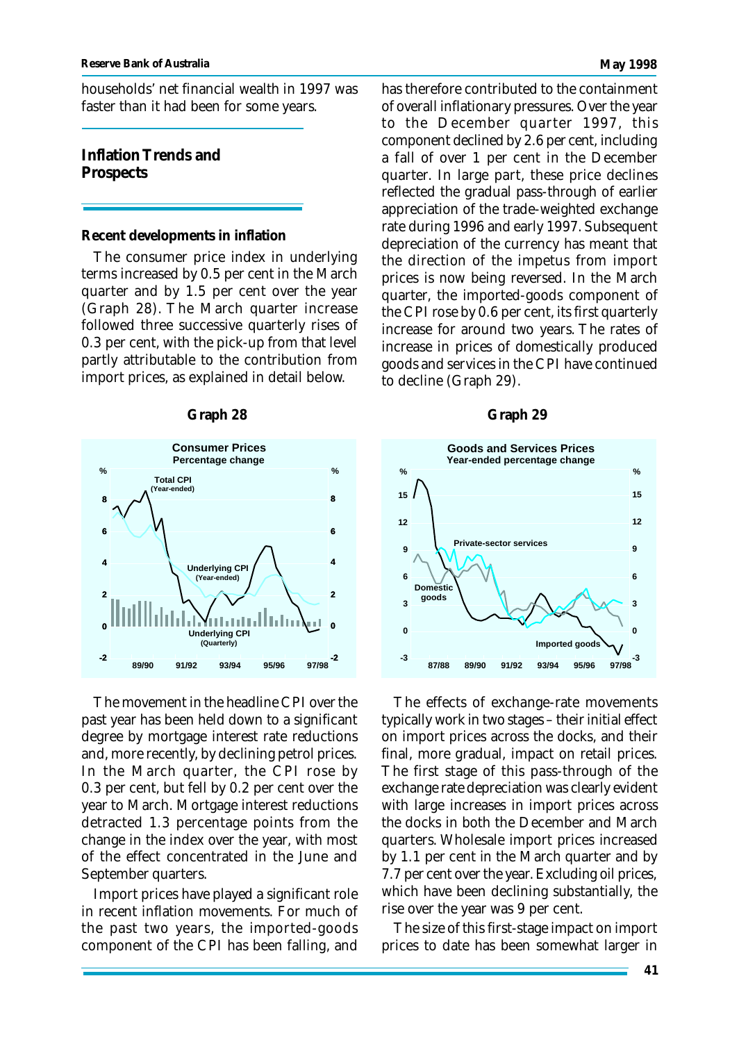households' net financial wealth in 1997 was faster than it had been for some years.

## Inflation Trends and Prospects

### Recent developments in inflation

The consumer price index in underlying terms increased by 0.5 per cent in the March quarter and by 1.5 per cent over the year (Graph 28). The March quarter increase followed three successive quarterly rises of 0.3 per cent, with the pick-up from that level partly attributable to the contribution from import prices, as explained in detail below.

**Graph 28**

**Graph 29**

The movement in the headline CPI over the past year has been held down to a significant degree by mortgage interest rate reductions and, more recently, by declining petrol prices. In the March quarter, the CPI rose by 0.3 per cent, but fell by 0.2 per cent over the year to March. Mortgage interest reductions detracted 1.3 percentage points from the change in the index over the year, with most of the effect concentrated in the June and September quarters.

Import prices have played a significant role in recent inflation movements. For much of the past two years, the imported-goods component of the CPI has been falling, and has therefore contributed to the containment of overall inflationary pressures. Over the year to the December quarter 1997, this component declined by 2.6 per cent, including a fall of over 1 per cent in the December quarter. In large part, these price declines reflected the gradual pass-through of earlier appreciation of the trade-weighted exchange rate during 1996 and early 1997. Subsequent depreciation of the currency has meant that the direction of the impetus from import prices is now being reversed. In the March quarter, the imported-goods component of the CPI rose by 0.6 per cent, its first quarterly increase for around two years. The rates of increase in prices of domestically produced goods and services in the CPI have continued to decline (Graph 29).

The effects of exchange-rate movements typically work in two stages – their initial effect on import prices across the docks, and their final, more gradual, impact on retail prices. The first stage of this pass-through of the exchange rate depreciation was clearly evident with large increases in import prices across the docks in both the December and March quarters. Wholesale import prices increased by 1.1 per cent in the March quarter and by 7.7 per cent over the year. Excluding oil prices, which have been declining substantially, the rise over the year was 9 per cent.

The size of this first-stage impact on import prices to date has been somewhat larger in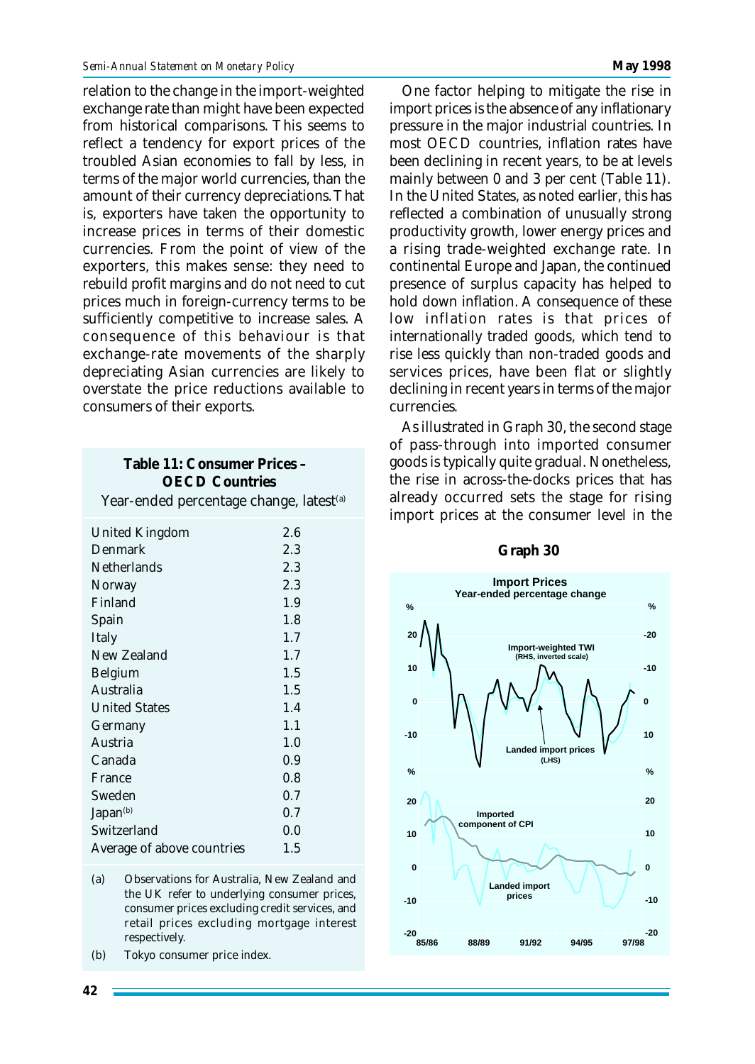relation to the change in the import-weighted exchange rate than might have been expected from historical comparisons. This seems to reflect a tendency for export prices of the troubled Asian economies to fall by less, in terms of the major world currencies, than the amount of their currency depreciations. That is, exporters have taken the opportunity to increase prices in terms of their domestic currencies. From the point of view of the exporters, this makes sense: they need to rebuild profit margins and do not need to cut prices much in foreign-currency terms to be sufficiently competitive to increase sales. A consequence of this behaviour is that exchange-rate movements of the sharply depreciating Asian currencies are likely to overstate the price reductions available to consumers of their exports.

**Table 11: Consumer Prices – OECD Countries**

Year-ended percentage change, latest[(a)]

| Country | Change |
|---|---|
| United Kingdom | 2.6 |
| Denmark | 2.3 |
| Netherlands | 2.3 |
| Norway | 2.3 |
| Finland | 1.9 |
| Spain | 1.8 |
| Italy | 1.7 |
| New Zealand | 1.7 |
| Belgium | 1.5 |
| Australia | 1.5 |
| United States | 1.4 |
| Germany | 1.1 |
| Austria | 1.0 |
| Canada | 0.9 |
| France | 0.8 |
| Sweden | 0.7 |
| Japan[(b)] | 0.7 |
| Switzerland | 0.0 |
| Average of above countries | 1.5 |

(a) Observations for Australia, New Zealand and the UK refer to underlying consumer prices, consumer prices excluding credit services, and retail prices excluding mortgage interest respectively.

(b) Tokyo consumer price index.

One factor helping to mitigate the rise in import prices is the absence of any inflationary pressure in the major industrial countries. In most OECD countries, inflation rates have been declining in recent years, to be at levels mainly between 0 and 3 per cent (Table 11). In the United States, as noted earlier, this has reflected a combination of unusually strong productivity growth, lower energy prices and a rising trade-weighted exchange rate. In continental Europe and Japan, the continued presence of surplus capacity has helped to hold down inflation. A consequence of these low inflation rates is that prices of internationally traded goods, which tend to rise less quickly than non-traded goods and services prices, have been flat or slightly declining in recent years in terms of the major currencies.

As illustrated in Graph 30, the second stage of pass-through into imported consumer goods is typically quite gradual. Nonetheless, the rise in across-the-docks prices that has already occurred sets the stage for rising import prices at the consumer level in the

**Graph 30**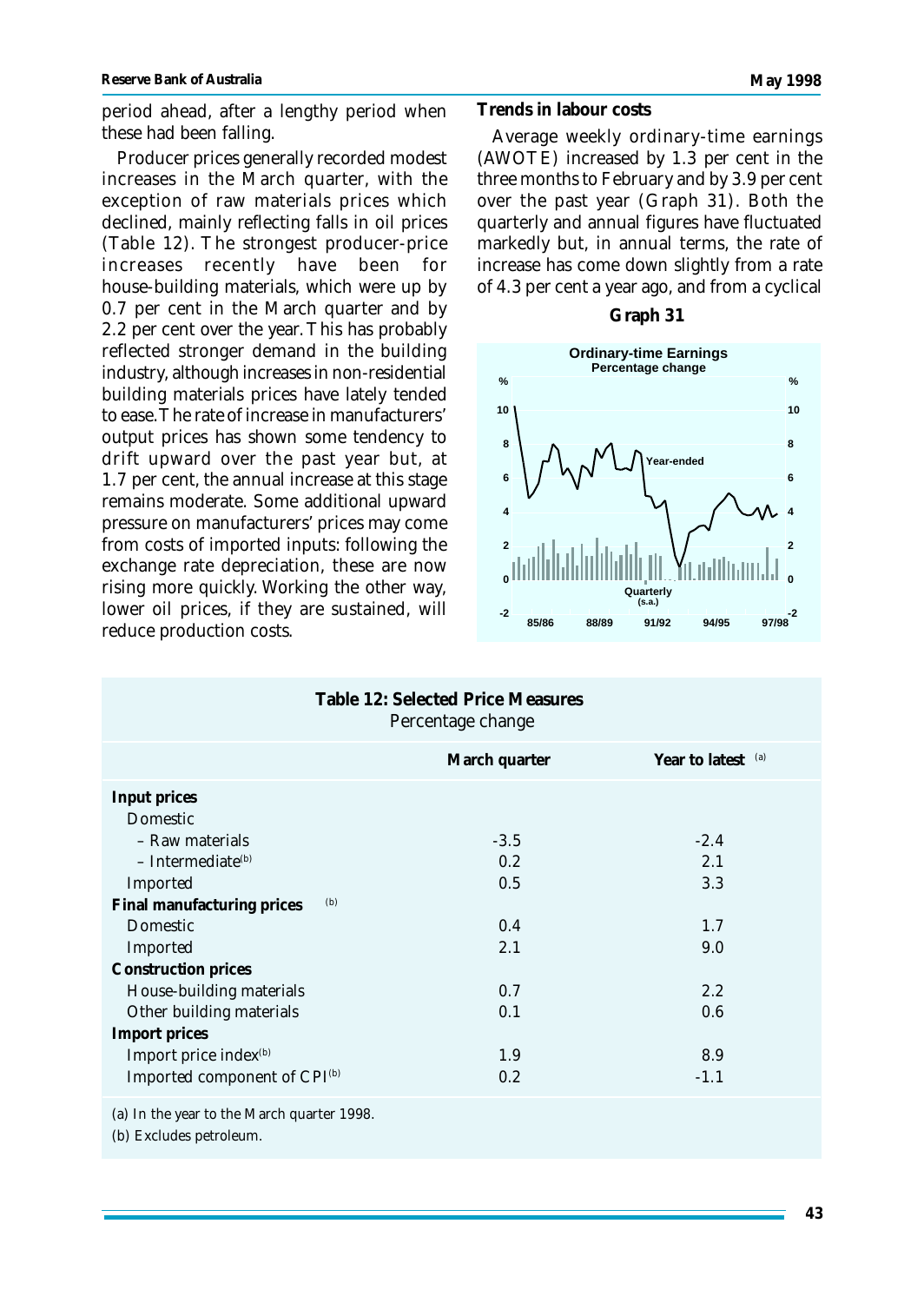period ahead, after a lengthy period when these had been falling.

Producer prices generally recorded modest increases in the March quarter, with the exception of raw materials prices which declined, mainly reflecting falls in oil prices (Table 12). The strongest producer-price increases recently have been for house-building materials, which were up by 0.7 per cent in the March quarter and by 2.2 per cent over the year. This has probably reflected stronger demand in the building industry, although increases in non-residential building materials prices have lately tended to ease. The rate of increase in manufacturers' output prices has shown some tendency to drift upward over the past year but, at 1.7 per cent, the annual increase at this stage remains moderate. Some additional upward pressure on manufacturers' prices may come from costs of imported inputs: following the exchange rate depreciation, these are now rising more quickly. Working the other way, lower oil prices, if they are sustained, will reduce production costs.

### Trends in labour costs

Average weekly ordinary-time earnings (AWOTE) increased by 1.3 per cent in the three months to February and by 3.9 per cent over the past year (Graph 31). Both the quarterly and annual figures have fluctuated markedly but, in annual terms, the rate of increase has come down slightly from a rate of 4.3 per cent a year ago, and from a cyclical

**Graph 31**

**Table 12: Selected Price Measures**
Percentage change

| | March quarter | Year to latest [(a)] |
|---|---|---|
| **Input prices** | | |
| Domestic | | |
| – Raw materials | -3.5 | -2.4 |
| – Intermediate[(b)] | 0.2 | 2.1 |
| Imported | 0.5 | 3.3 |
| **Final manufacturing prices** [(b)] | | |
| Domestic | 0.4 | 1.7 |
| Imported | 2.1 | 9.0 |
| **Construction prices** | | |
| House-building materials | 0.7 | 2.2 |
| Other building materials | 0.1 | 0.6 |
| **Import prices** | | |
| Import price index[(b)] | 1.9 | 8.9 |
| Imported component of CPI[(b)] | 0.2 | -1.1 |

(a) In the year to the March quarter 1998.
(b) Excludes petroleum.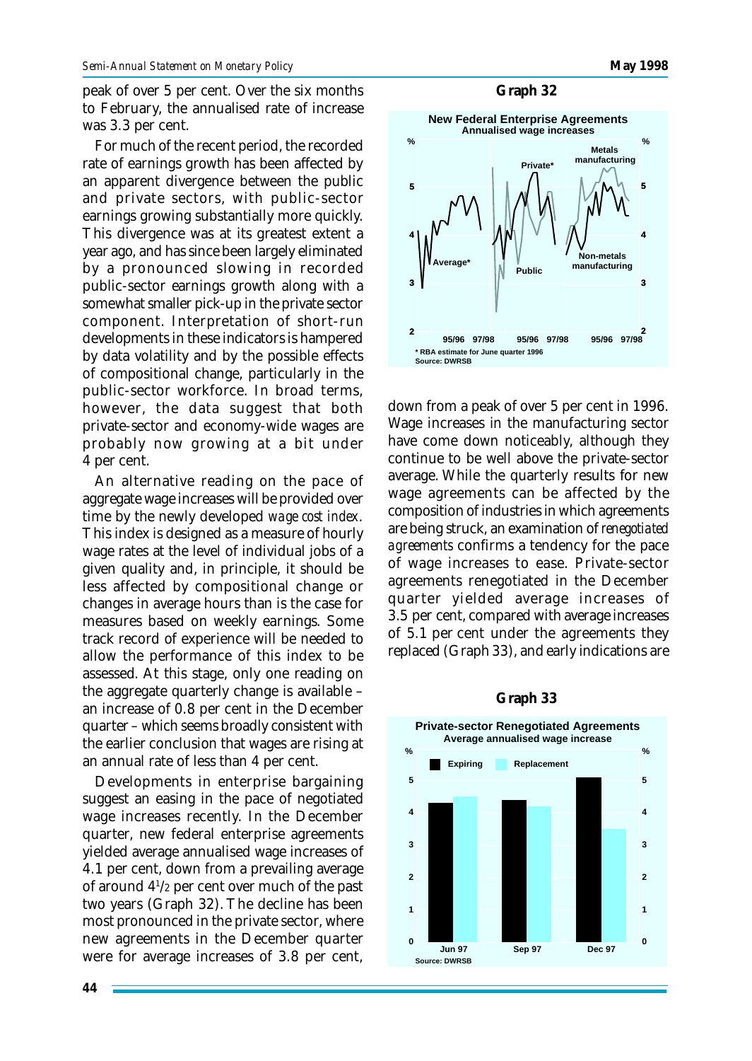peak of over 5 per cent. Over the six months to February, the annualised rate of increase was 3.3 per cent.

For much of the recent period, the recorded rate of earnings growth has been affected by an apparent divergence between the public and private sectors, with public-sector earnings growing substantially more quickly. This divergence was at its greatest extent a year ago, and has since been largely eliminated by a pronounced slowing in recorded public-sector earnings growth along with a somewhat smaller pick-up in the private sector component. Interpretation of short-run developments in these indicators is hampered by data volatility and by the possible effects of compositional change, particularly in the public-sector workforce. In broad terms, however, the data suggest that both private-sector and economy-wide wages are probably now growing at a bit under 4 per cent.

An alternative reading on the pace of aggregate wage increases will be provided over time by the newly developed *wage cost index*. This index is designed as a measure of hourly wage rates at the level of individual jobs of a given quality and, in principle, it should be less affected by compositional change or changes in average hours than is the case for measures based on weekly earnings. Some track record of experience will be needed to allow the performance of this index to be assessed. At this stage, only one reading on the aggregate quarterly change is available – an increase of 0.8 per cent in the December quarter – which seems broadly consistent with the earlier conclusion that wages are rising at an annual rate of less than 4 per cent.

Developments in enterprise bargaining suggest an easing in the pace of negotiated wage increases recently. In the December quarter, new federal enterprise agreements yielded average annualised wage increases of 4.1 per cent, down from a prevailing average of around 4½ per cent over much of the past two years (Graph 32). The decline has been most pronounced in the private sector, where new agreements in the December quarter were for average increases of 3.8 per cent, down from a peak of over 5 per cent in 1996. Wage increases in the manufacturing sector have come down noticeably, although they continue to be well above the private-sector average. While the quarterly results for new wage agreements can be affected by the composition of industries in which agreements are being struck, an examination of *renegotiated agreements* confirms a tendency for the pace of wage increases to ease. Private-sector agreements renegotiated in the December quarter yielded average increases of 3.5 per cent, compared with average increases of 5.1 per cent under the agreements they replaced (Graph 33), and early indications are

**Graph 32**

**New Federal Enterprise Agreements**
Annualised wage increases

\* RBA estimate for June quarter 1996
Source: DWRSB

**Graph 33**

**Private-sector Renegotiated Agreements**
Average annualised wage increase

Source: DWRSB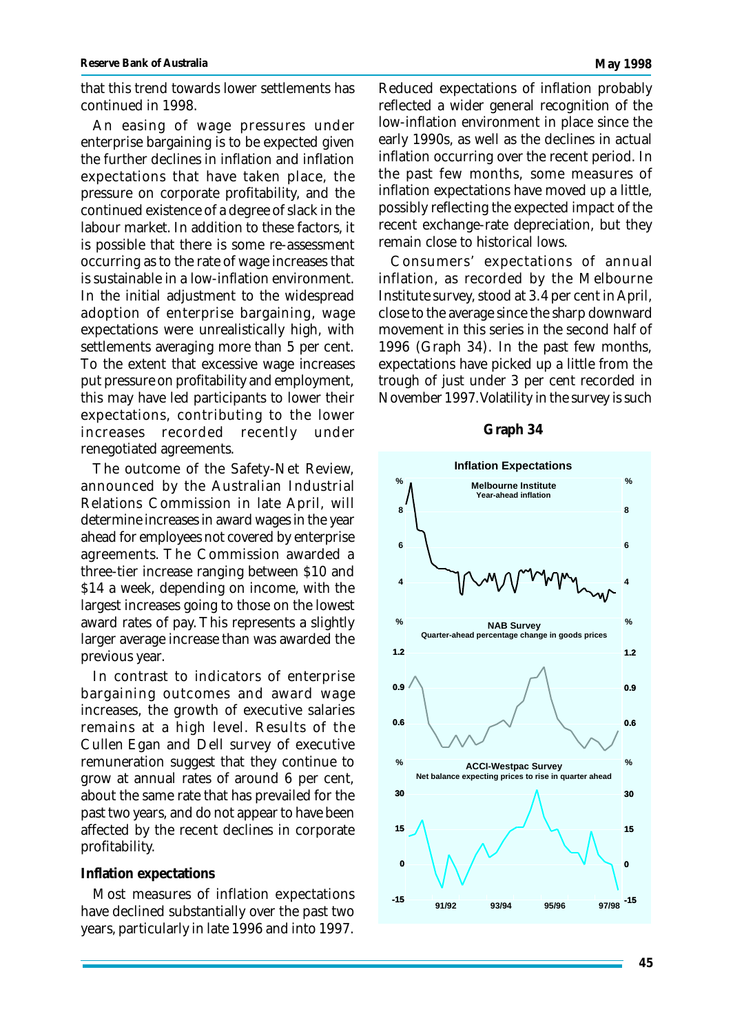that this trend towards lower settlements has continued in 1998.

An easing of wage pressures under enterprise bargaining is to be expected given the further declines in inflation and inflation expectations that have taken place, the pressure on corporate profitability, and the continued existence of a degree of slack in the labour market. In addition to these factors, it is possible that there is some re-assessment occurring as to the rate of wage increases that is sustainable in a low-inflation environment. In the initial adjustment to the widespread adoption of enterprise bargaining, wage expectations were unrealistically high, with settlements averaging more than 5 per cent. To the extent that excessive wage increases put pressure on profitability and employment, this may have led participants to lower their expectations, contributing to the lower increases recorded recently under renegotiated agreements.

The outcome of the Safety-Net Review, announced by the Australian Industrial Relations Commission in late April, will determine increases in award wages in the year ahead for employees not covered by enterprise agreements. The Commission awarded a three-tier increase ranging between $10 and $14 a week, depending on income, with the largest increases going to those on the lowest award rates of pay. This represents a slightly larger average increase than was awarded the previous year.

In contrast to indicators of enterprise bargaining outcomes and award wage increases, the growth of executive salaries remains at a high level. Results of the Cullen Egan and Dell survey of executive remuneration suggest that they continue to grow at annual rates of around 6 per cent, about the same rate that has prevailed for the past two years, and do not appear to have been affected by the recent declines in corporate profitability.

**Inflation expectations**

Most measures of inflation expectations have declined substantially over the past two years, particularly in late 1996 and into 1997. Reduced expectations of inflation probably reflected a wider general recognition of the low-inflation environment in place since the early 1990s, as well as the declines in actual inflation occurring over the recent period. In the past few months, some measures of inflation expectations have moved up a little, possibly reflecting the expected impact of the recent exchange-rate depreciation, but they remain close to historical lows.

Consumers' expectations of annual inflation, as recorded by the Melbourne Institute survey, stood at 3.4 per cent in April, close to the average since the sharp downward movement in this series in the second half of 1996 (Graph 34). In the past few months, expectations have picked up a little from the trough of just under 3 per cent recorded in November 1997. Volatility in the survey is such

**Graph 34**

Inflation Expectations

Melbourne Institute — Year-ahead inflation (%)

NAB Survey — Quarter-ahead percentage change in goods prices (%)

ACCI-Westpac Survey — Net balance expecting prices to rise in quarter ahead (%)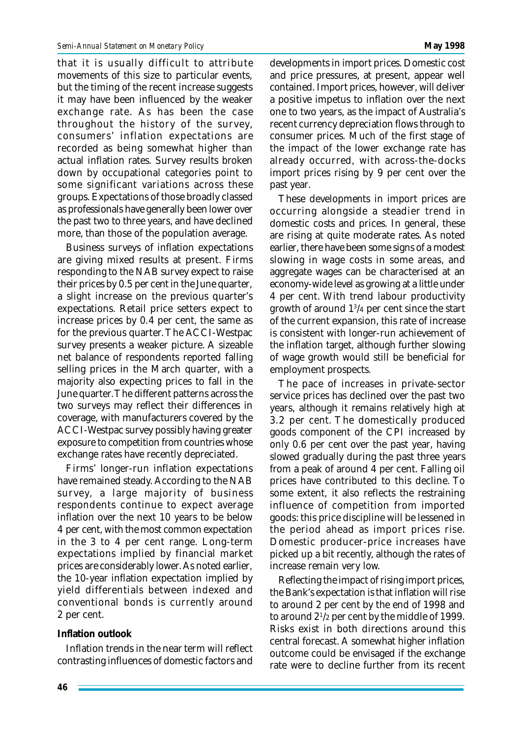that it is usually difficult to attribute movements of this size to particular events, but the timing of the recent increase suggests it may have been influenced by the weaker exchange rate. As has been the case throughout the history of the survey, consumers' inflation expectations are recorded as being somewhat higher than actual inflation rates. Survey results broken down by occupational categories point to some significant variations across these groups. Expectations of those broadly classed as professionals have generally been lower over the past two to three years, and have declined more, than those of the population average.

Business surveys of inflation expectations are giving mixed results at present. Firms responding to the NAB survey expect to raise their prices by 0.5 per cent in the June quarter, a slight increase on the previous quarter's expectations. Retail price setters expect to increase prices by 0.4 per cent, the same as for the previous quarter. The ACCI-Westpac survey presents a weaker picture. A sizeable net balance of respondents reported falling selling prices in the March quarter, with a majority also expecting prices to fall in the June quarter. The different patterns across the two surveys may reflect their differences in coverage, with manufacturers covered by the ACCI-Westpac survey possibly having greater exposure to competition from countries whose exchange rates have recently depreciated.

Firms' longer-run inflation expectations have remained steady. According to the NAB survey, a large majority of business respondents continue to expect average inflation over the next 10 years to be below 4 per cent, with the most common expectation in the 3 to 4 per cent range. Long-term expectations implied by financial market prices are considerably lower. As noted earlier, the 10-year inflation expectation implied by yield differentials between indexed and conventional bonds is currently around 2 per cent.

**Inflation outlook**

Inflation trends in the near term will reflect contrasting influences of domestic factors and developments in import prices. Domestic cost and price pressures, at present, appear well contained. Import prices, however, will deliver a positive impetus to inflation over the next one to two years, as the impact of Australia's recent currency depreciation flows through to consumer prices. Much of the first stage of the impact of the lower exchange rate has already occurred, with across-the-docks import prices rising by 9 per cent over the past year.

These developments in import prices are occurring alongside a steadier trend in domestic costs and prices. In general, these are rising at quite moderate rates. As noted earlier, there have been some signs of a modest slowing in wage costs in some areas, and aggregate wages can be characterised at an economy-wide level as growing at a little under 4 per cent. With trend labour productivity growth of around 1¾ per cent since the start of the current expansion, this rate of increase is consistent with longer-run achievement of the inflation target, although further slowing of wage growth would still be beneficial for employment prospects.

The pace of increases in private-sector service prices has declined over the past two years, although it remains relatively high at 3.2 per cent. The domestically produced goods component of the CPI increased by only 0.6 per cent over the past year, having slowed gradually during the past three years from a peak of around 4 per cent. Falling oil prices have contributed to this decline. To some extent, it also reflects the restraining influence of competition from imported goods: this price discipline will be lessened in the period ahead as import prices rise. Domestic producer-price increases have picked up a bit recently, although the rates of increase remain very low.

Reflecting the impact of rising import prices, the Bank's expectation is that inflation will rise to around 2 per cent by the end of 1998 and to around 2½ per cent by the middle of 1999. Risks exist in both directions around this central forecast. A somewhat higher inflation outcome could be envisaged if the exchange rate were to decline further from its recent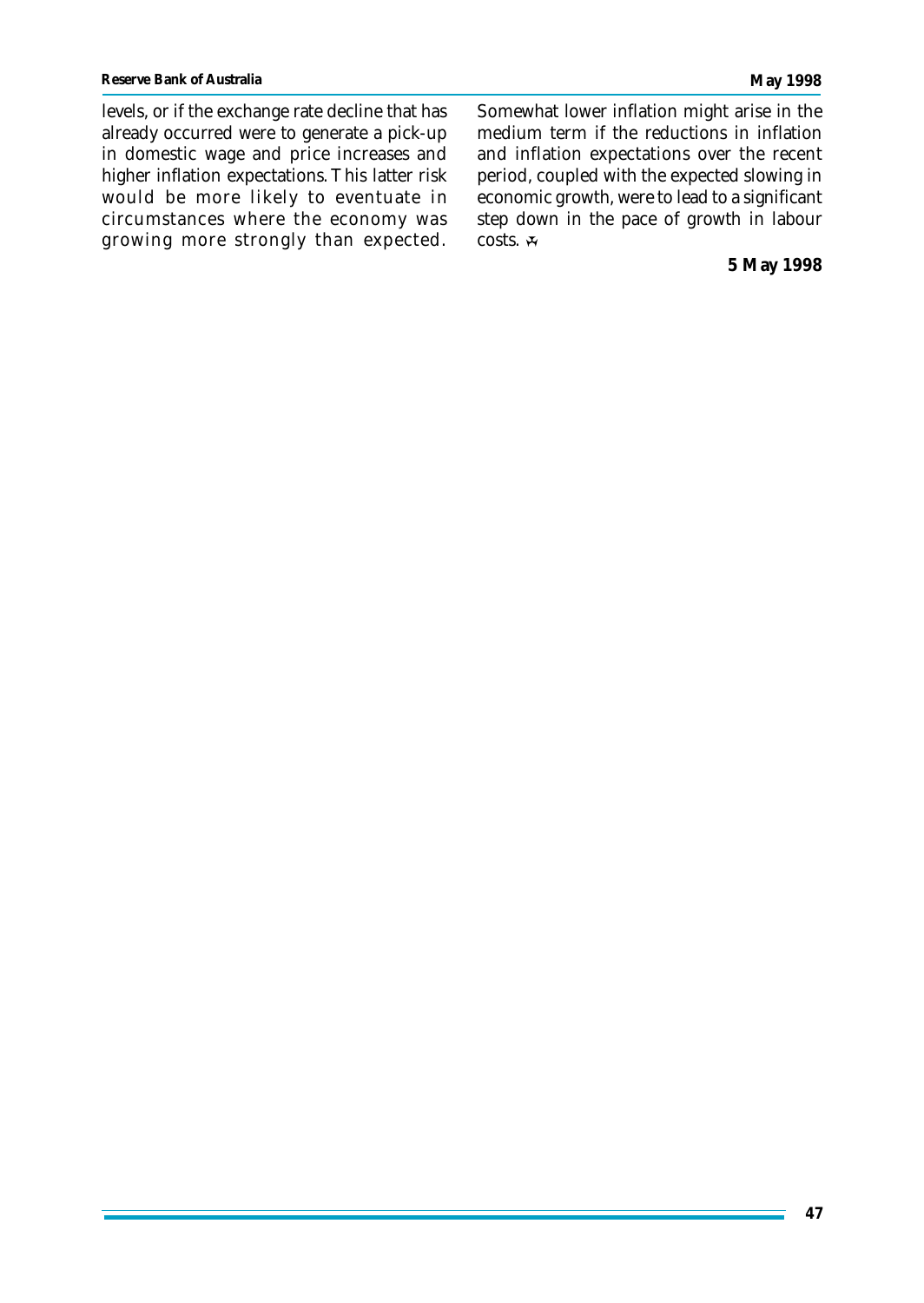levels, or if the exchange rate decline that has already occurred were to generate a pick-up in domestic wage and price increases and higher inflation expectations. This latter risk would be more likely to eventuate in circumstances where the economy was growing more strongly than expected.

Somewhat lower inflation might arise in the medium term if the reductions in inflation and inflation expectations over the recent period, coupled with the expected slowing in economic growth, were to lead to a significant step down in the pace of growth in labour costs.

**5 May 1998**